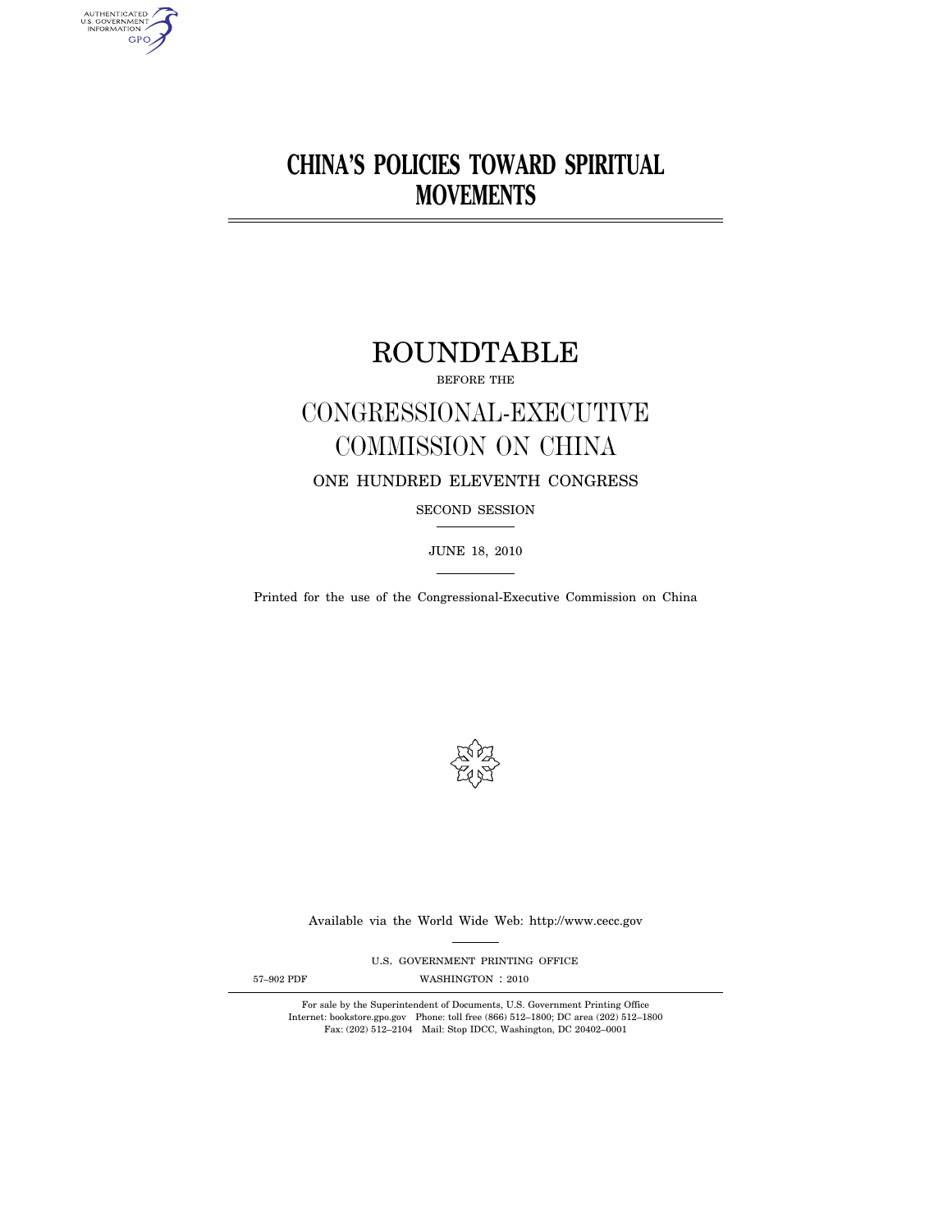# CHINA'S POLICIES TOWARD SPIRITUAL MOVEMENTS

## ROUNDTABLE

BEFORE THE

## CONGRESSIONAL-EXECUTIVE COMMISSION ON CHINA

ONE HUNDRED ELEVENTH CONGRESS

SECOND SESSION

JUNE 18, 2010

Printed for the use of the Congressional-Executive Commission on China

Available via the World Wide Web: http://www.cecc.gov

U.S. GOVERNMENT PRINTING OFFICE

57–902 PDF WASHINGTON : 2010

For sale by the Superintendent of Documents, U.S. Government Printing Office
Internet: bookstore.gpo.gov Phone: toll free (866) 512–1800; DC area (202) 512–1800
Fax: (202) 512–2104 Mail: Stop IDCC, Washington, DC 20402–0001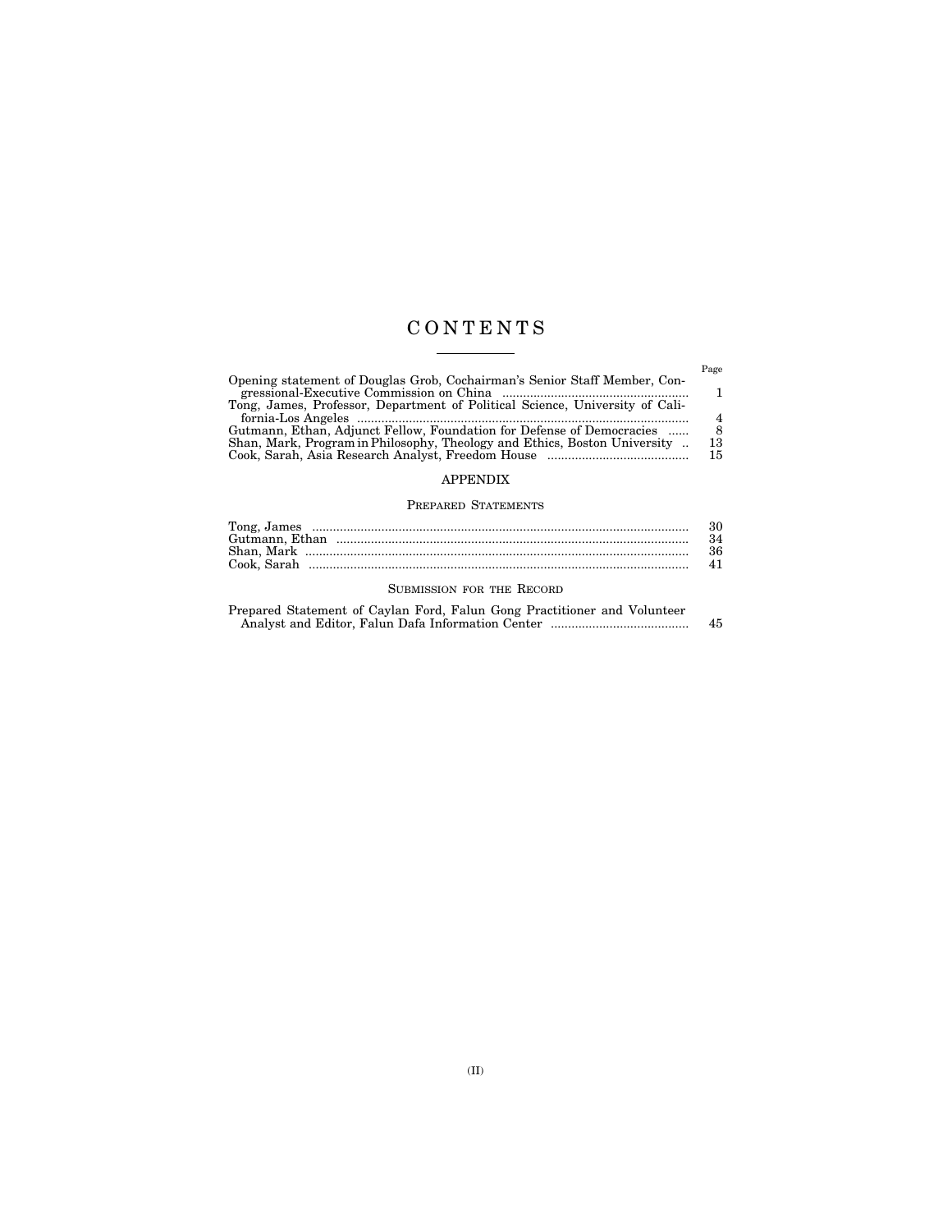# CONTENTS

| | Page |
|---|---|
| Opening statement of Douglas Grob, Cochairman's Senior Staff Member, Congressional-Executive Commission on China | 1 |
| Tong, James, Professor, Department of Political Science, University of California-Los Angeles | 4 |
| Gutmann, Ethan, Adjunct Fellow, Foundation for Defense of Democracies | 8 |
| Shan, Mark, Program in Philosophy, Theology and Ethics, Boston University | 13 |
| Cook, Sarah, Asia Research Analyst, Freedom House | 15 |

## APPENDIX

### Prepared Statements

| | |
|---|---|
| Tong, James | 30 |
| Gutmann, Ethan | 34 |
| Shan, Mark | 36 |
| Cook, Sarah | 41 |

### Submission for the Record

| | |
|---|---|
| Prepared Statement of Caylan Ford, Falun Gong Practitioner and Volunteer Analyst and Editor, Falun Dafa Information Center | 45 |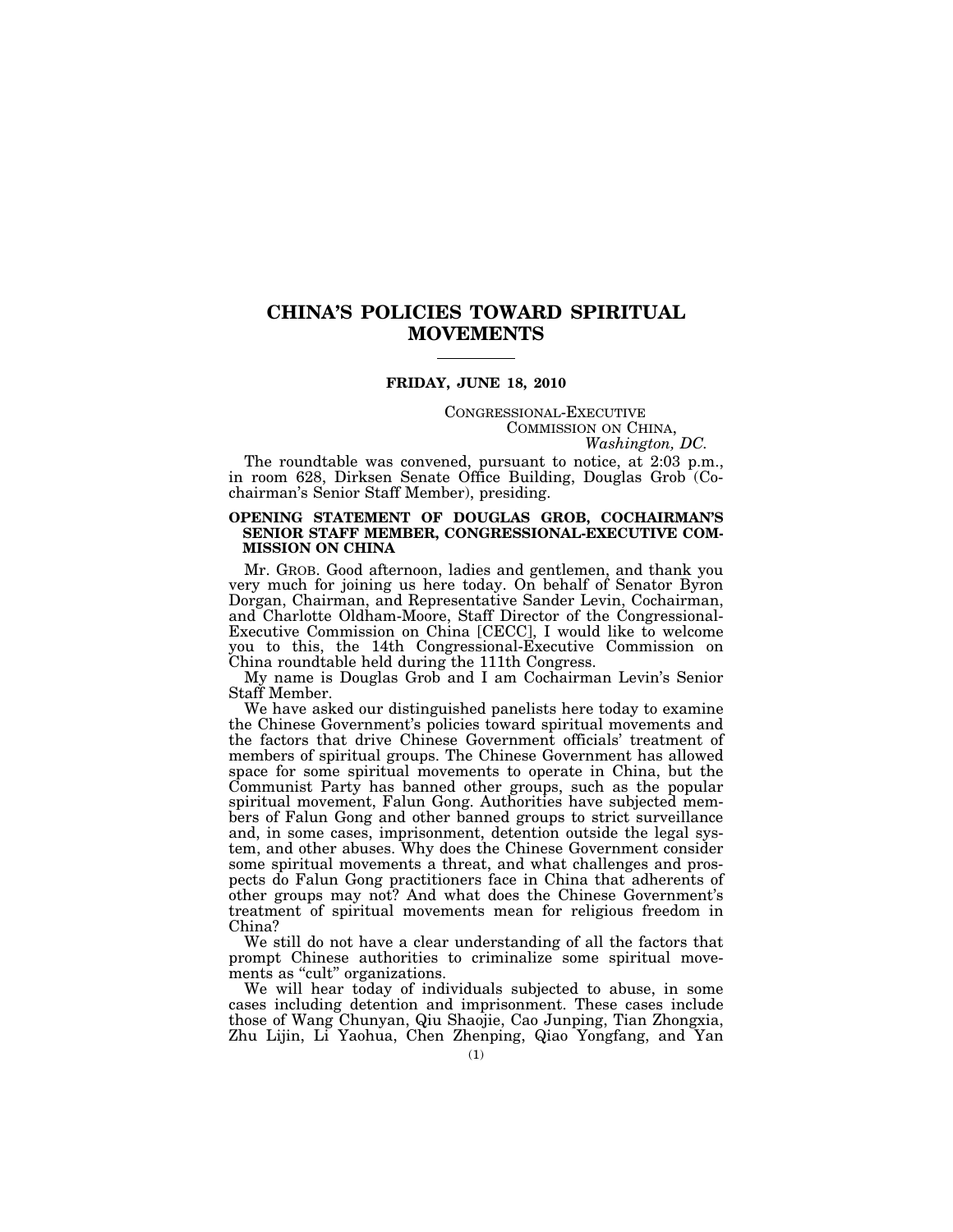# CHINA'S POLICIES TOWARD SPIRITUAL MOVEMENTS

**FRIDAY, JUNE 18, 2010**

CONGRESSIONAL-EXECUTIVE COMMISSION ON CHINA,
*Washington, DC.*

The roundtable was convened, pursuant to notice, at 2:03 p.m., in room 628, Dirksen Senate Office Building, Douglas Grob (Cochairman's Senior Staff Member), presiding.

## OPENING STATEMENT OF DOUGLAS GROB, COCHAIRMAN'S SENIOR STAFF MEMBER, CONGRESSIONAL-EXECUTIVE COMMISSION ON CHINA

Mr. GROB. Good afternoon, ladies and gentlemen, and thank you very much for joining us here today. On behalf of Senator Byron Dorgan, Chairman, and Representative Sander Levin, Cochairman, and Charlotte Oldham-Moore, Staff Director of the Congressional-Executive Commission on China [CECC], I would like to welcome you to this, the 14th Congressional-Executive Commission on China roundtable held during the 111th Congress.

My name is Douglas Grob and I am Cochairman Levin's Senior Staff Member.

We have asked our distinguished panelists here today to examine the Chinese Government's policies toward spiritual movements and the factors that drive Chinese Government officials' treatment of members of spiritual groups. The Chinese Government has allowed space for some spiritual movements to operate in China, but the Communist Party has banned other groups, such as the popular spiritual movement, Falun Gong. Authorities have subjected members of Falun Gong and other banned groups to strict surveillance and, in some cases, imprisonment, detention outside the legal system, and other abuses. Why does the Chinese Government consider some spiritual movements a threat, and what challenges and prospects do Falun Gong practitioners face in China that adherents of other groups may not? And what does the Chinese Government's treatment of spiritual movements mean for religious freedom in China?

We still do not have a clear understanding of all the factors that prompt Chinese authorities to criminalize some spiritual movements as "cult" organizations.

We will hear today of individuals subjected to abuse, in some cases including detention and imprisonment. These cases include those of Wang Chunyan, Qiu Shaojie, Cao Junping, Tian Zhongxia, Zhu Lijin, Li Yaohua, Chen Zhenping, Qiao Yongfang, and Yan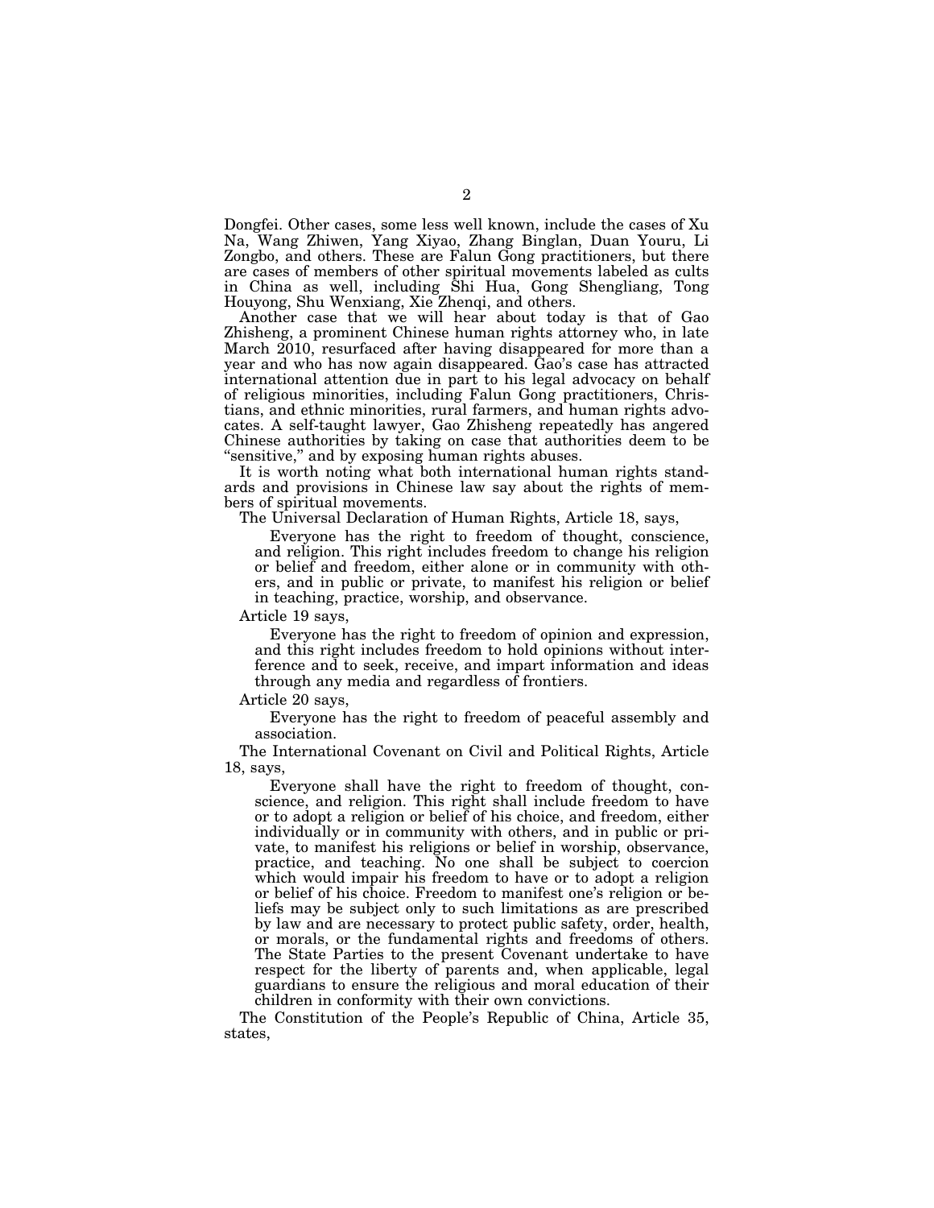Dongfei. Other cases, some less well known, include the cases of Xu Na, Wang Zhiwen, Yang Xiyao, Zhang Binglan, Duan Youru, Li Zongbo, and others. These are Falun Gong practitioners, but there are cases of members of other spiritual movements labeled as cults in China as well, including Shi Hua, Gong Shengliang, Tong Houyong, Shu Wenxiang, Xie Zhenqi, and others.

Another case that we will hear about today is that of Gao Zhisheng, a prominent Chinese human rights attorney who, in late March 2010, resurfaced after having disappeared for more than a year and who has now again disappeared. Gao's case has attracted international attention due in part to his legal advocacy on behalf of religious minorities, including Falun Gong practitioners, Christians, and ethnic minorities, rural farmers, and human rights advocates. A self-taught lawyer, Gao Zhisheng repeatedly has angered Chinese authorities by taking on case that authorities deem to be "sensitive," and by exposing human rights abuses.

It is worth noting what both international human rights standards and provisions in Chinese law say about the rights of members of spiritual movements.

The Universal Declaration of Human Rights, Article 18, says,

> Everyone has the right to freedom of thought, conscience, and religion. This right includes freedom to change his religion or belief and freedom, either alone or in community with others, and in public or private, to manifest his religion or belief in teaching, practice, worship, and observance.

Article 19 says,

> Everyone has the right to freedom of opinion and expression, and this right includes freedom to hold opinions without interference and to seek, receive, and impart information and ideas through any media and regardless of frontiers.

Article 20 says,

> Everyone has the right to freedom of peaceful assembly and association.

The International Covenant on Civil and Political Rights, Article 18, says,

> Everyone shall have the right to freedom of thought, conscience, and religion. This right shall include freedom to have or to adopt a religion or belief of his choice, and freedom, either individually or in community with others, and in public or private, to manifest his religions or belief in worship, observance, practice, and teaching. No one shall be subject to coercion which would impair his freedom to have or to adopt a religion or belief of his choice. Freedom to manifest one's religion or beliefs may be subject only to such limitations as are prescribed by law and are necessary to protect public safety, order, health, or morals, or the fundamental rights and freedoms of others. The State Parties to the present Covenant undertake to have respect for the liberty of parents and, when applicable, legal guardians to ensure the religious and moral education of their children in conformity with their own convictions.

The Constitution of the People's Republic of China, Article 35, states,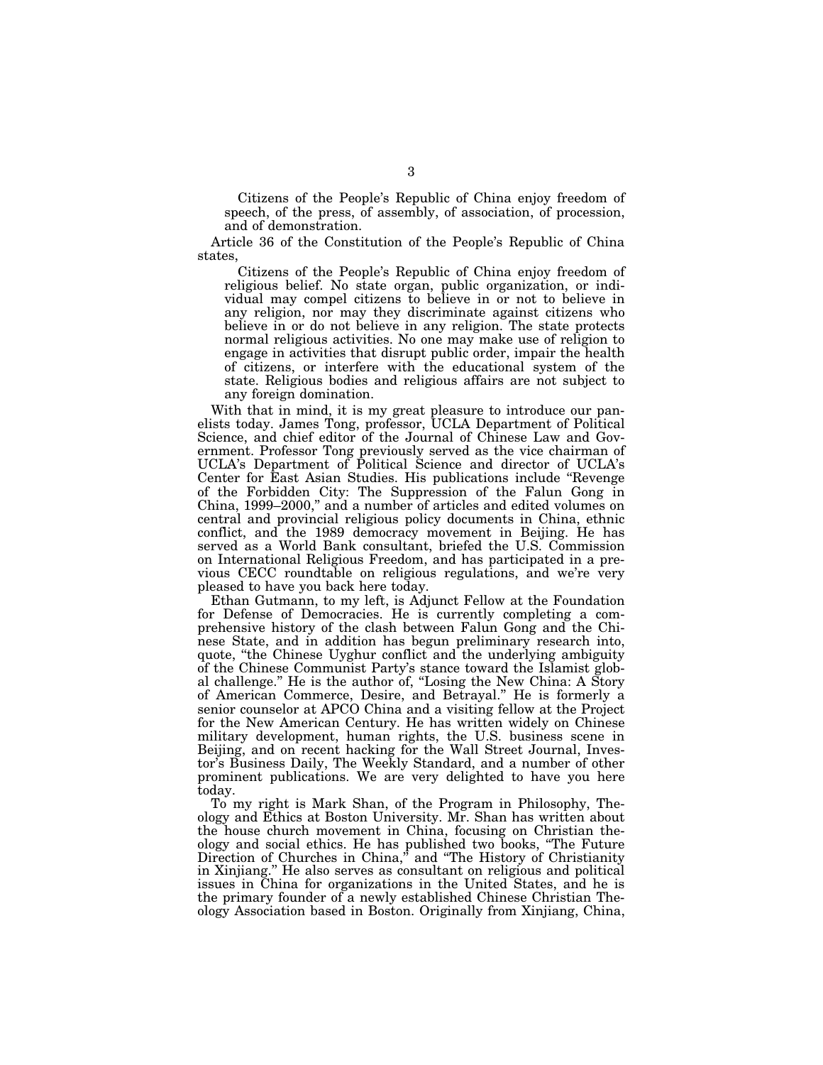Citizens of the People's Republic of China enjoy freedom of speech, of the press, of assembly, of association, of procession, and of demonstration.

Article 36 of the Constitution of the People's Republic of China states,

> Citizens of the People's Republic of China enjoy freedom of religious belief. No state organ, public organization, or individual may compel citizens to believe in or not to believe in any religion, nor may they discriminate against citizens who believe in or do not believe in any religion. The state protects normal religious activities. No one may make use of religion to engage in activities that disrupt public order, impair the health of citizens, or interfere with the educational system of the state. Religious bodies and religious affairs are not subject to any foreign domination.

With that in mind, it is my great pleasure to introduce our panelists today. James Tong, professor, UCLA Department of Political Science, and chief editor of the Journal of Chinese Law and Government. Professor Tong previously served as the vice chairman of UCLA's Department of Political Science and director of UCLA's Center for East Asian Studies. His publications include "Revenge of the Forbidden City: The Suppression of the Falun Gong in China, 1999–2000," and a number of articles and edited volumes on central and provincial religious policy documents in China, ethnic conflict, and the 1989 democracy movement in Beijing. He has served as a World Bank consultant, briefed the U.S. Commission on International Religious Freedom, and has participated in a previous CECC roundtable on religious regulations, and we're very pleased to have you back here today.

Ethan Gutmann, to my left, is Adjunct Fellow at the Foundation for Defense of Democracies. He is currently completing a comprehensive history of the clash between Falun Gong and the Chinese State, and in addition has begun preliminary research into, quote, "the Chinese Uyghur conflict and the underlying ambiguity of the Chinese Communist Party's stance toward the Islamist global challenge." He is the author of, "Losing the New China: A Story of American Commerce, Desire, and Betrayal." He is formerly a senior counselor at APCO China and a visiting fellow at the Project for the New American Century. He has written widely on Chinese military development, human rights, the U.S. business scene in Beijing, and on recent hacking for the Wall Street Journal, Investor's Business Daily, The Weekly Standard, and a number of other prominent publications. We are very delighted to have you here today.

To my right is Mark Shan, of the Program in Philosophy, Theology and Ethics at Boston University. Mr. Shan has written about the house church movement in China, focusing on Christian theology and social ethics. He has published two books, "The Future Direction of Churches in China," and "The History of Christianity in Xinjiang." He also serves as consultant on religious and political issues in China for organizations in the United States, and he is the primary founder of a newly established Chinese Christian Theology Association based in Boston. Originally from Xinjiang, China,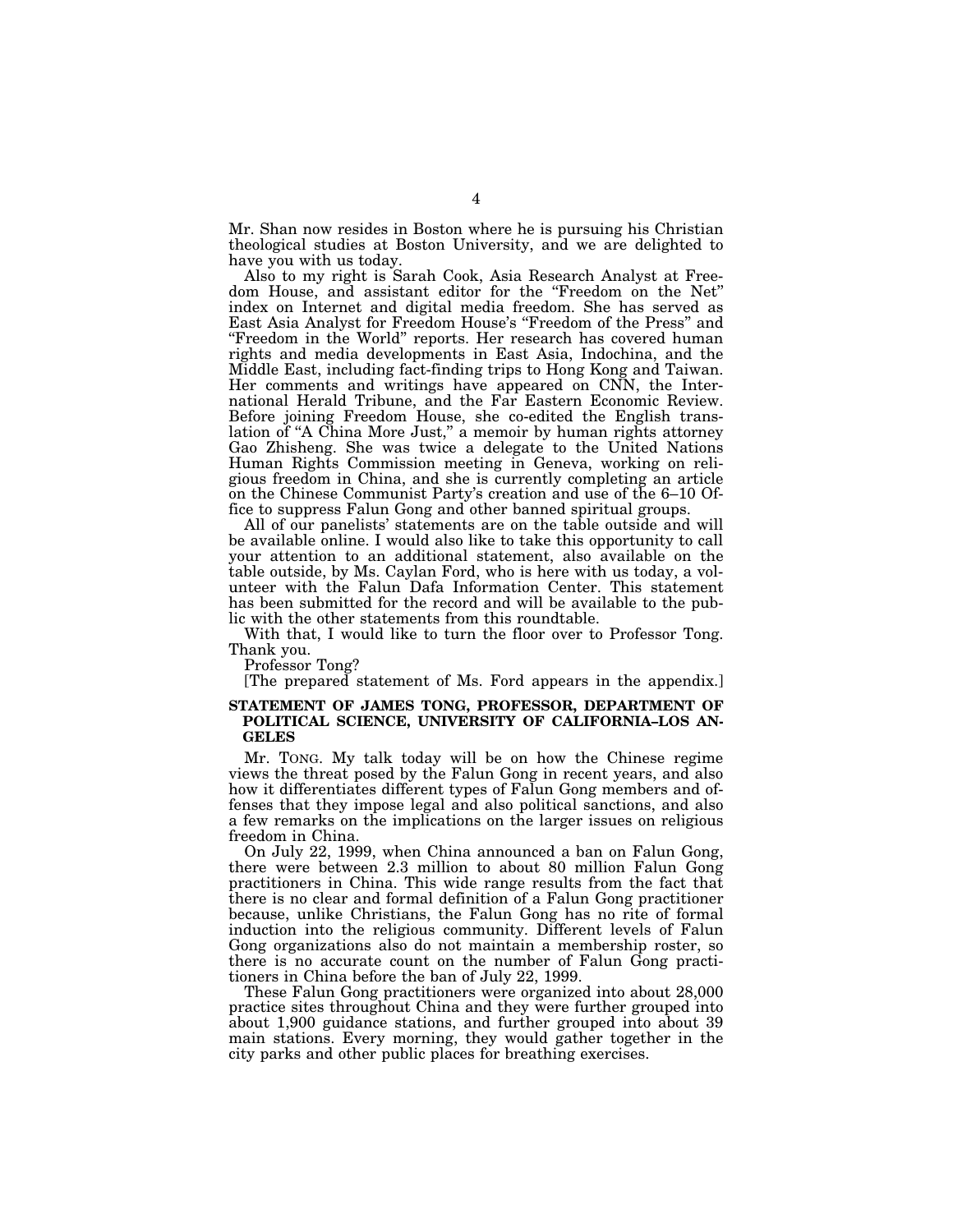Mr. Shan now resides in Boston where he is pursuing his Christian theological studies at Boston University, and we are delighted to have you with us today.

Also to my right is Sarah Cook, Asia Research Analyst at Freedom House, and assistant editor for the "Freedom on the Net" index on Internet and digital media freedom. She has served as East Asia Analyst for Freedom House's "Freedom of the Press" and "Freedom in the World" reports. Her research has covered human rights and media developments in East Asia, Indochina, and the Middle East, including fact-finding trips to Hong Kong and Taiwan. Her comments and writings have appeared on CNN, the International Herald Tribune, and the Far Eastern Economic Review. Before joining Freedom House, she co-edited the English translation of "A China More Just," a memoir by human rights attorney Gao Zhisheng. She was twice a delegate to the United Nations Human Rights Commission meeting in Geneva, working on religious freedom in China, and she is currently completing an article on the Chinese Communist Party's creation and use of the 6–10 Office to suppress Falun Gong and other banned spiritual groups.

All of our panelists' statements are on the table outside and will be available online. I would also like to take this opportunity to call your attention to an additional statement, also available on the table outside, by Ms. Caylan Ford, who is here with us today, a volunteer with the Falun Dafa Information Center. This statement has been submitted for the record and will be available to the public with the other statements from this roundtable.

With that, I would like to turn the floor over to Professor Tong. Thank you.

Professor Tong?

[The prepared statement of Ms. Ford appears in the appendix.]

**STATEMENT OF JAMES TONG, PROFESSOR, DEPARTMENT OF POLITICAL SCIENCE, UNIVERSITY OF CALIFORNIA–LOS ANGELES**

Mr. TONG. My talk today will be on how the Chinese regime views the threat posed by the Falun Gong in recent years, and also how it differentiates different types of Falun Gong members and offenses that they impose legal and also political sanctions, and also a few remarks on the implications on the larger issues on religious freedom in China.

On July 22, 1999, when China announced a ban on Falun Gong, there were between 2.3 million to about 80 million Falun Gong practitioners in China. This wide range results from the fact that there is no clear and formal definition of a Falun Gong practitioner because, unlike Christians, the Falun Gong has no rite of formal induction into the religious community. Different levels of Falun Gong organizations also do not maintain a membership roster, so there is no accurate count on the number of Falun Gong practitioners in China before the ban of July 22, 1999.

These Falun Gong practitioners were organized into about 28,000 practice sites throughout China and they were further grouped into about 1,900 guidance stations, and further grouped into about 39 main stations. Every morning, they would gather together in the city parks and other public places for breathing exercises.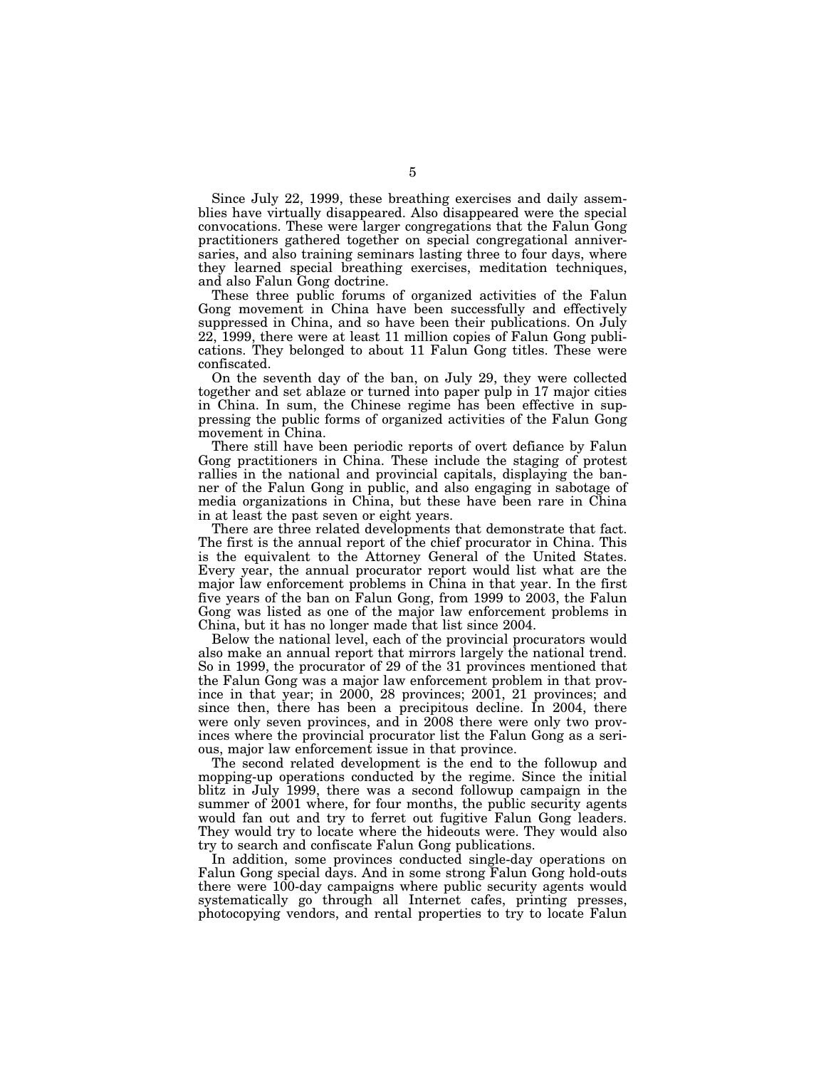Since July 22, 1999, these breathing exercises and daily assemblies have virtually disappeared. Also disappeared were the special convocations. These were larger congregations that the Falun Gong practitioners gathered together on special congregational anniversaries, and also training seminars lasting three to four days, where they learned special breathing exercises, meditation techniques, and also Falun Gong doctrine.

These three public forums of organized activities of the Falun Gong movement in China have been successfully and effectively suppressed in China, and so have been their publications. On July 22, 1999, there were at least 11 million copies of Falun Gong publications. They belonged to about 11 Falun Gong titles. These were confiscated.

On the seventh day of the ban, on July 29, they were collected together and set ablaze or turned into paper pulp in 17 major cities in China. In sum, the Chinese regime has been effective in suppressing the public forms of organized activities of the Falun Gong movement in China.

There still have been periodic reports of overt defiance by Falun Gong practitioners in China. These include the staging of protest rallies in the national and provincial capitals, displaying the banner of the Falun Gong in public, and also engaging in sabotage of media organizations in China, but these have been rare in China in at least the past seven or eight years.

There are three related developments that demonstrate that fact. The first is the annual report of the chief procurator in China. This is the equivalent to the Attorney General of the United States. Every year, the annual procurator report would list what are the major law enforcement problems in China in that year. In the first five years of the ban on Falun Gong, from 1999 to 2003, the Falun Gong was listed as one of the major law enforcement problems in China, but it has no longer made that list since 2004.

Below the national level, each of the provincial procurators would also make an annual report that mirrors largely the national trend. So in 1999, the procurator of 29 of the 31 provinces mentioned that the Falun Gong was a major law enforcement problem in that province in that year; in 2000, 28 provinces; 2001, 21 provinces; and since then, there has been a precipitous decline. In 2004, there were only seven provinces, and in 2008 there were only two provinces where the provincial procurator list the Falun Gong as a serious, major law enforcement issue in that province.

The second related development is the end to the followup and mopping-up operations conducted by the regime. Since the initial blitz in July 1999, there was a second followup campaign in the summer of 2001 where, for four months, the public security agents would fan out and try to ferret out fugitive Falun Gong leaders. They would try to locate where the hideouts were. They would also try to search and confiscate Falun Gong publications.

In addition, some provinces conducted single-day operations on Falun Gong special days. And in some strong Falun Gong hold-outs there were 100-day campaigns where public security agents would systematically go through all Internet cafes, printing presses, photocopying vendors, and rental properties to try to locate Falun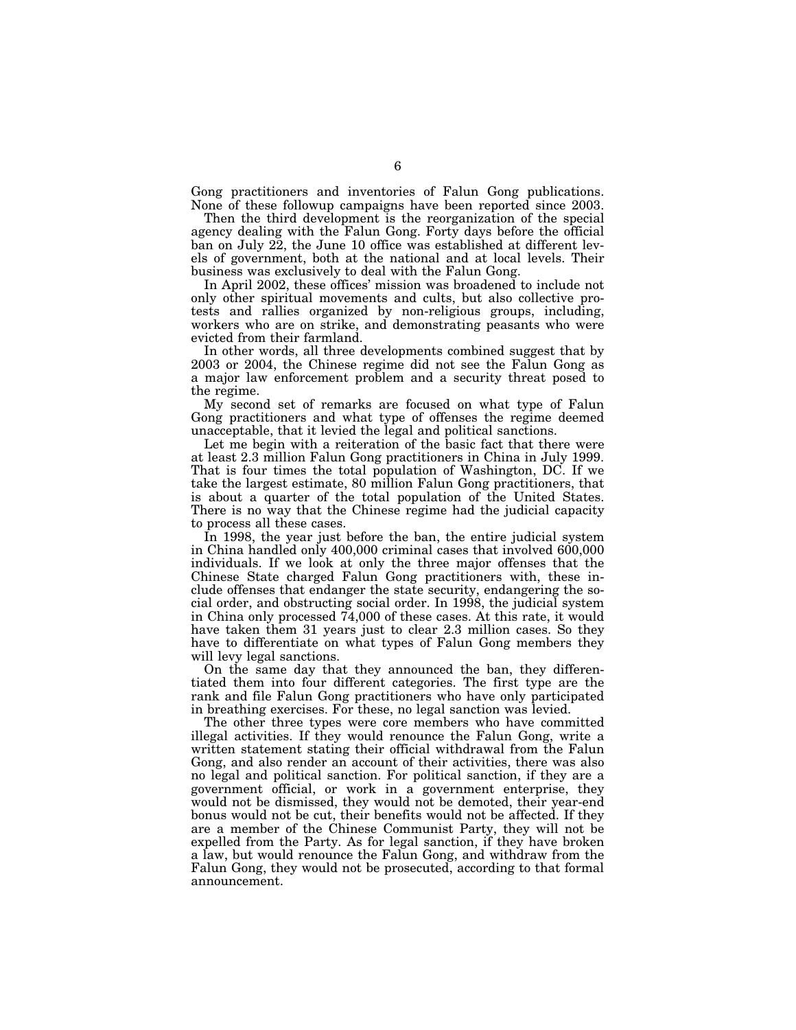Gong practitioners and inventories of Falun Gong publications. None of these followup campaigns have been reported since 2003.

Then the third development is the reorganization of the special agency dealing with the Falun Gong. Forty days before the official ban on July 22, the June 10 office was established at different levels of government, both at the national and at local levels. Their business was exclusively to deal with the Falun Gong.

In April 2002, these offices' mission was broadened to include not only other spiritual movements and cults, but also collective protests and rallies organized by non-religious groups, including, workers who are on strike, and demonstrating peasants who were evicted from their farmland.

In other words, all three developments combined suggest that by 2003 or 2004, the Chinese regime did not see the Falun Gong as a major law enforcement problem and a security threat posed to the regime.

My second set of remarks are focused on what type of Falun Gong practitioners and what type of offenses the regime deemed unacceptable, that it levied the legal and political sanctions.

Let me begin with a reiteration of the basic fact that there were at least 2.3 million Falun Gong practitioners in China in July 1999. That is four times the total population of Washington, DC. If we take the largest estimate, 80 million Falun Gong practitioners, that is about a quarter of the total population of the United States. There is no way that the Chinese regime had the judicial capacity to process all these cases.

In 1998, the year just before the ban, the entire judicial system in China handled only 400,000 criminal cases that involved 600,000 individuals. If we look at only the three major offenses that the Chinese State charged Falun Gong practitioners with, these include offenses that endanger the state security, endangering the social order, and obstructing social order. In 1998, the judicial system in China only processed 74,000 of these cases. At this rate, it would have taken them 31 years just to clear 2.3 million cases. So they have to differentiate on what types of Falun Gong members they will levy legal sanctions.

On the same day that they announced the ban, they differentiated them into four different categories. The first type are the rank and file Falun Gong practitioners who have only participated in breathing exercises. For these, no legal sanction was levied.

The other three types were core members who have committed illegal activities. If they would renounce the Falun Gong, write a written statement stating their official withdrawal from the Falun Gong, and also render an account of their activities, there was also no legal and political sanction. For political sanction, if they are a government official, or work in a government enterprise, they would not be dismissed, they would not be demoted, their year-end bonus would not be cut, their benefits would not be affected. If they are a member of the Chinese Communist Party, they will not be expelled from the Party. As for legal sanction, if they have broken a law, but would renounce the Falun Gong, and withdraw from the Falun Gong, they would not be prosecuted, according to that formal announcement.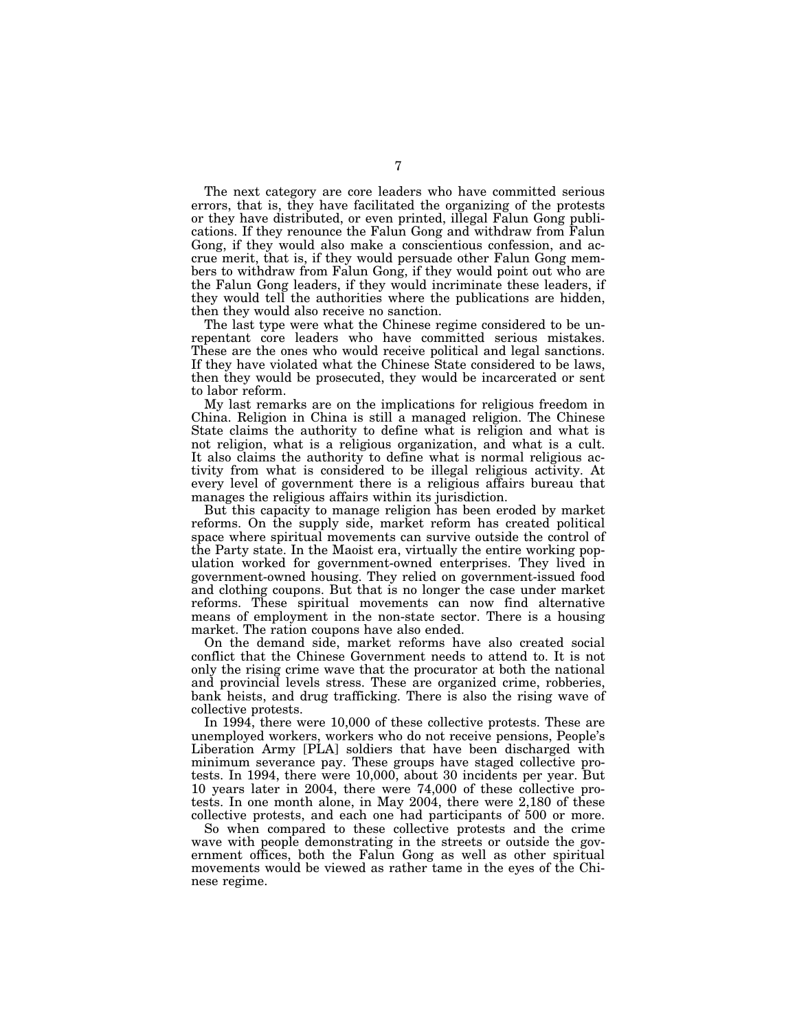The next category are core leaders who have committed serious errors, that is, they have facilitated the organizing of the protests or they have distributed, or even printed, illegal Falun Gong publications. If they renounce the Falun Gong and withdraw from Falun Gong, if they would also make a conscientious confession, and accrue merit, that is, if they would persuade other Falun Gong members to withdraw from Falun Gong, if they would point out who are the Falun Gong leaders, if they would incriminate these leaders, if they would tell the authorities where the publications are hidden, then they would also receive no sanction.

The last type were what the Chinese regime considered to be unrepentant core leaders who have committed serious mistakes. These are the ones who would receive political and legal sanctions. If they have violated what the Chinese State considered to be laws, then they would be prosecuted, they would be incarcerated or sent to labor reform.

My last remarks are on the implications for religious freedom in China. Religion in China is still a managed religion. The Chinese State claims the authority to define what is religion and what is not religion, what is a religious organization, and what is a cult. It also claims the authority to define what is normal religious activity from what is considered to be illegal religious activity. At every level of government there is a religious affairs bureau that manages the religious affairs within its jurisdiction.

But this capacity to manage religion has been eroded by market reforms. On the supply side, market reform has created political space where spiritual movements can survive outside the control of the Party state. In the Maoist era, virtually the entire working population worked for government-owned enterprises. They lived in government-owned housing. They relied on government-issued food and clothing coupons. But that is no longer the case under market reforms. These spiritual movements can now find alternative means of employment in the non-state sector. There is a housing market. The ration coupons have also ended.

On the demand side, market reforms have also created social conflict that the Chinese Government needs to attend to. It is not only the rising crime wave that the procurator at both the national and provincial levels stress. These are organized crime, robberies, bank heists, and drug trafficking. There is also the rising wave of collective protests.

In 1994, there were 10,000 of these collective protests. These are unemployed workers, workers who do not receive pensions, People's Liberation Army [PLA] soldiers that have been discharged with minimum severance pay. These groups have staged collective protests. In 1994, there were 10,000, about 30 incidents per year. But 10 years later in 2004, there were 74,000 of these collective protests. In one month alone, in May 2004, there were 2,180 of these collective protests, and each one had participants of 500 or more.

So when compared to these collective protests and the crime wave with people demonstrating in the streets or outside the government offices, both the Falun Gong as well as other spiritual movements would be viewed as rather tame in the eyes of the Chinese regime.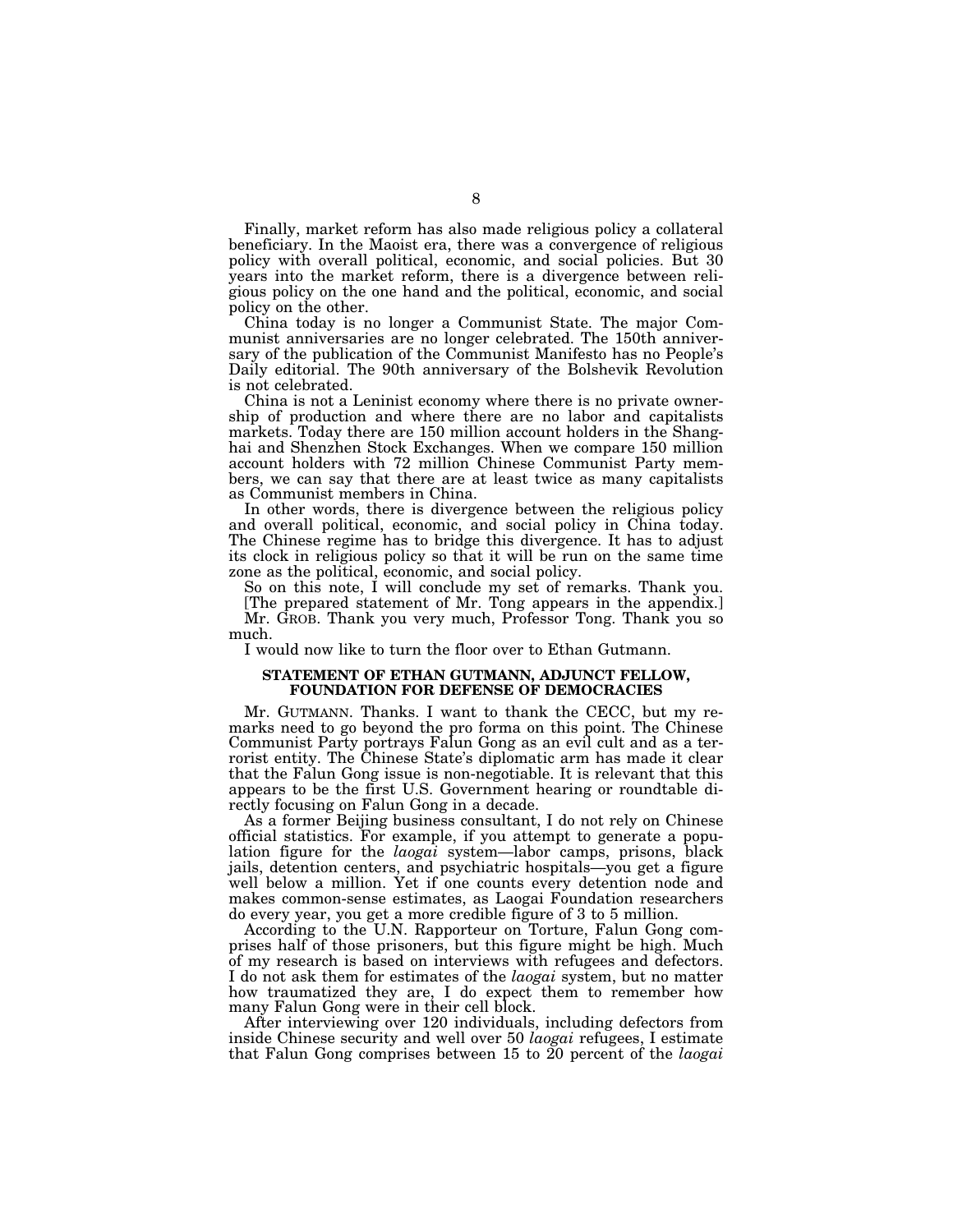Finally, market reform has also made religious policy a collateral beneficiary. In the Maoist era, there was a convergence of religious policy with overall political, economic, and social policies. But 30 years into the market reform, there is a divergence between religious policy on the one hand and the political, economic, and social policy on the other.

China today is no longer a Communist State. The major Communist anniversaries are no longer celebrated. The 150th anniversary of the publication of the Communist Manifesto has no People's Daily editorial. The 90th anniversary of the Bolshevik Revolution is not celebrated.

China is not a Leninist economy where there is no private ownership of production and where there are no labor and capitalists markets. Today there are 150 million account holders in the Shanghai and Shenzhen Stock Exchanges. When we compare 150 million account holders with 72 million Chinese Communist Party members, we can say that there are at least twice as many capitalists as Communist members in China.

In other words, there is divergence between the religious policy and overall political, economic, and social policy in China today. The Chinese regime has to bridge this divergence. It has to adjust its clock in religious policy so that it will be run on the same time zone as the political, economic, and social policy.

So on this note, I will conclude my set of remarks. Thank you.

[The prepared statement of Mr. Tong appears in the appendix.]

Mr. GROB. Thank you very much, Professor Tong. Thank you so much.

I would now like to turn the floor over to Ethan Gutmann.

## STATEMENT OF ETHAN GUTMANN, ADJUNCT FELLOW, FOUNDATION FOR DEFENSE OF DEMOCRACIES

Mr. GUTMANN. Thanks. I want to thank the CECC, but my remarks need to go beyond the pro forma on this point. The Chinese Communist Party portrays Falun Gong as an evil cult and as a terrorist entity. The Chinese State's diplomatic arm has made it clear that the Falun Gong issue is non-negotiable. It is relevant that this appears to be the first U.S. Government hearing or roundtable directly focusing on Falun Gong in a decade.

As a former Beijing business consultant, I do not rely on Chinese official statistics. For example, if you attempt to generate a population figure for the *laogai* system—labor camps, prisons, black jails, detention centers, and psychiatric hospitals—you get a figure well below a million. Yet if one counts every detention node and makes common-sense estimates, as Laogai Foundation researchers do every year, you get a more credible figure of 3 to 5 million.

According to the U.N. Rapporteur on Torture, Falun Gong comprises half of those prisoners, but this figure might be high. Much of my research is based on interviews with refugees and defectors. I do not ask them for estimates of the *laogai* system, but no matter how traumatized they are, I do expect them to remember how many Falun Gong were in their cell block.

After interviewing over 120 individuals, including defectors from inside Chinese security and well over 50 *laogai* refugees, I estimate that Falun Gong comprises between 15 to 20 percent of the *laogai*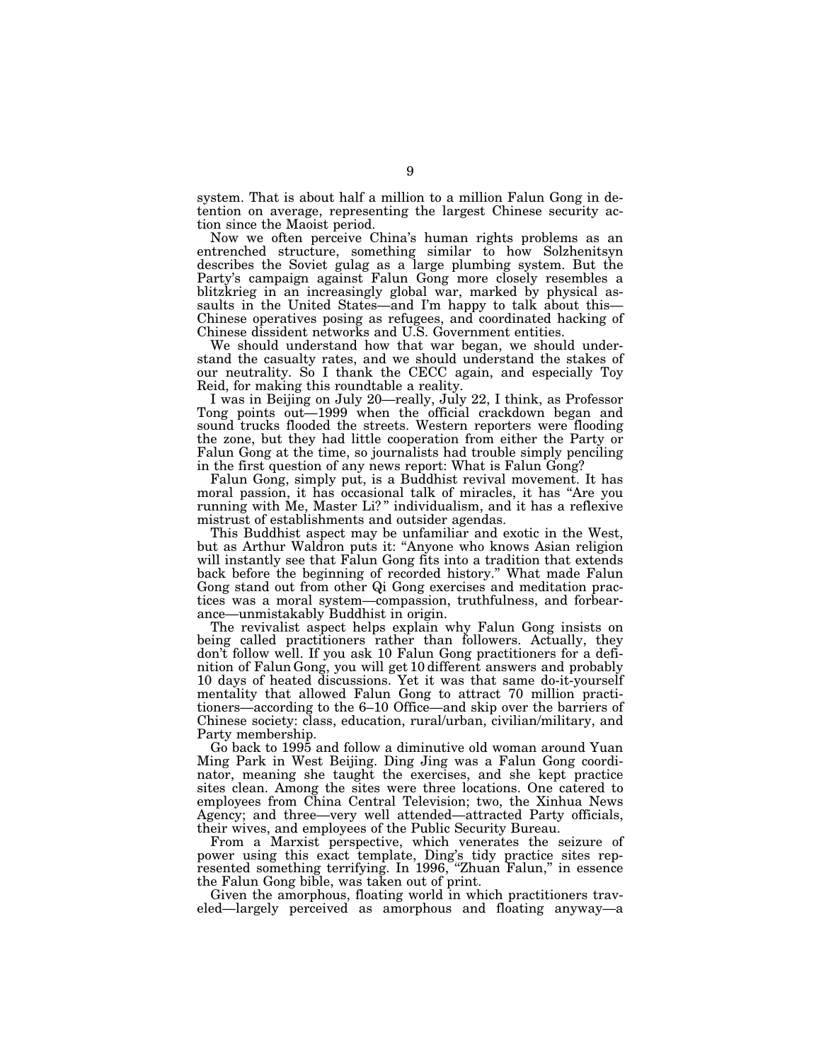system. That is about half a million to a million Falun Gong in detention on average, representing the largest Chinese security action since the Maoist period.

Now we often perceive China's human rights problems as an entrenched structure, something similar to how Solzhenitsyn describes the Soviet gulag as a large plumbing system. But the Party's campaign against Falun Gong more closely resembles a blitzkrieg in an increasingly global war, marked by physical assaults in the United States—and I'm happy to talk about this—Chinese operatives posing as refugees, and coordinated hacking of Chinese dissident networks and U.S. Government entities.

We should understand how that war began, we should understand the casualty rates, and we should understand the stakes of our neutrality. So I thank the CECC again, and especially Toy Reid, for making this roundtable a reality.

I was in Beijing on July 20—really, July 22, I think, as Professor Tong points out—1999 when the official crackdown began and sound trucks flooded the streets. Western reporters were flooding the zone, but they had little cooperation from either the Party or Falun Gong at the time, so journalists had trouble simply penciling in the first question of any news report: What is Falun Gong?

Falun Gong, simply put, is a Buddhist revival movement. It has moral passion, it has occasional talk of miracles, it has "Are you running with Me, Master Li?" individualism, and it has a reflexive mistrust of establishments and outsider agendas.

This Buddhist aspect may be unfamiliar and exotic in the West, but as Arthur Waldron puts it: "Anyone who knows Asian religion will instantly see that Falun Gong fits into a tradition that extends back before the beginning of recorded history." What made Falun Gong stand out from other Qi Gong exercises and meditation practices was a moral system—compassion, truthfulness, and forbearance—unmistakably Buddhist in origin.

The revivalist aspect helps explain why Falun Gong insists on being called practitioners rather than followers. Actually, they don't follow well. If you ask 10 Falun Gong practitioners for a definition of Falun Gong, you will get 10 different answers and probably 10 days of heated discussions. Yet it was that same do-it-yourself mentality that allowed Falun Gong to attract 70 million practitioners—according to the 6–10 Office—and skip over the barriers of Chinese society: class, education, rural/urban, civilian/military, and Party membership.

Go back to 1995 and follow a diminutive old woman around Yuan Ming Park in West Beijing. Ding Jing was a Falun Gong coordinator, meaning she taught the exercises, and she kept practice sites clean. Among the sites were three locations. One catered to employees from China Central Television; two, the Xinhua News Agency; and three—very well attended—attracted Party officials, their wives, and employees of the Public Security Bureau.

From a Marxist perspective, which venerates the seizure of power using this exact template, Ding's tidy practice sites represented something terrifying. In 1996, "Zhuan Falun," in essence the Falun Gong bible, was taken out of print.

Given the amorphous, floating world in which practitioners traveled—largely perceived as amorphous and floating anyway—a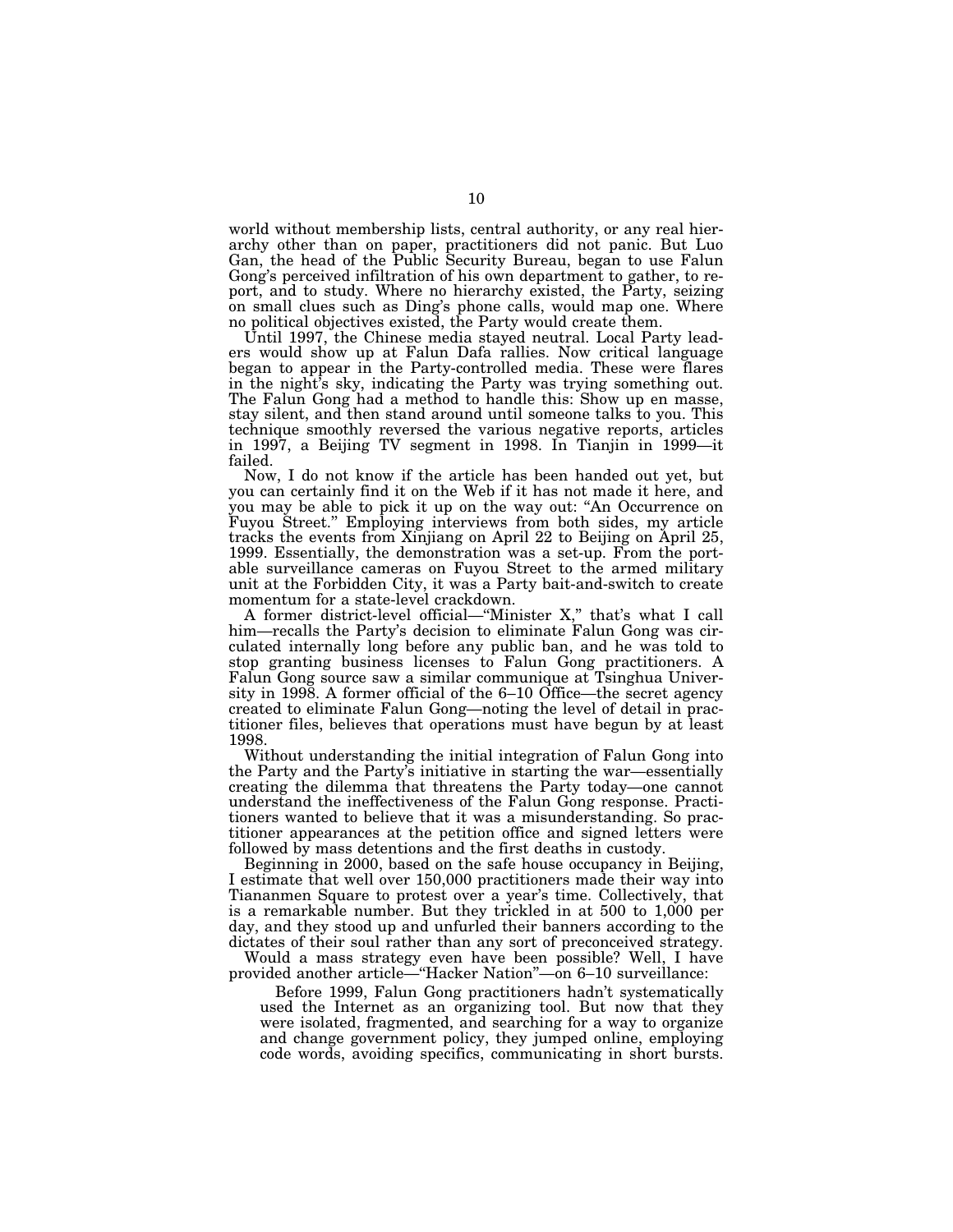world without membership lists, central authority, or any real hierarchy other than on paper, practitioners did not panic. But Luo Gan, the head of the Public Security Bureau, began to use Falun Gong's perceived infiltration of his own department to gather, to report, and to study. Where no hierarchy existed, the Party, seizing on small clues such as Ding's phone calls, would map one. Where no political objectives existed, the Party would create them.

Until 1997, the Chinese media stayed neutral. Local Party leaders would show up at Falun Dafa rallies. Now critical language began to appear in the Party-controlled media. These were flares in the night's sky, indicating the Party was trying something out. The Falun Gong had a method to handle this: Show up en masse, stay silent, and then stand around until someone talks to you. This technique smoothly reversed the various negative reports, articles in 1997, a Beijing TV segment in 1998. In Tianjin in 1999—it failed.

Now, I do not know if the article has been handed out yet, but you can certainly find it on the Web if it has not made it here, and you may be able to pick it up on the way out: "An Occurrence on Fuyou Street." Employing interviews from both sides, my article tracks the events from Xinjiang on April 22 to Beijing on April 25, 1999. Essentially, the demonstration was a set-up. From the portable surveillance cameras on Fuyou Street to the armed military unit at the Forbidden City, it was a Party bait-and-switch to create momentum for a state-level crackdown.

A former district-level official—"Minister X," that's what I call him—recalls the Party's decision to eliminate Falun Gong was circulated internally long before any public ban, and he was told to stop granting business licenses to Falun Gong practitioners. A Falun Gong source saw a similar communique at Tsinghua University in 1998. A former official of the 6–10 Office—the secret agency created to eliminate Falun Gong—noting the level of detail in practitioner files, believes that operations must have begun by at least 1998.

Without understanding the initial integration of Falun Gong into the Party and the Party's initiative in starting the war—essentially creating the dilemma that threatens the Party today—one cannot understand the ineffectiveness of the Falun Gong response. Practitioners wanted to believe that it was a misunderstanding. So practitioner appearances at the petition office and signed letters were followed by mass detentions and the first deaths in custody.

Beginning in 2000, based on the safe house occupancy in Beijing, I estimate that well over 150,000 practitioners made their way into Tiananmen Square to protest over a year's time. Collectively, that is a remarkable number. But they trickled in at 500 to 1,000 per day, and they stood up and unfurled their banners according to the dictates of their soul rather than any sort of preconceived strategy.

Would a mass strategy even have been possible? Well, I have provided another article—"Hacker Nation"—on 6–10 surveillance:

> Before 1999, Falun Gong practitioners hadn't systematically used the Internet as an organizing tool. But now that they were isolated, fragmented, and searching for a way to organize and change government policy, they jumped online, employing code words, avoiding specifics, communicating in short bursts.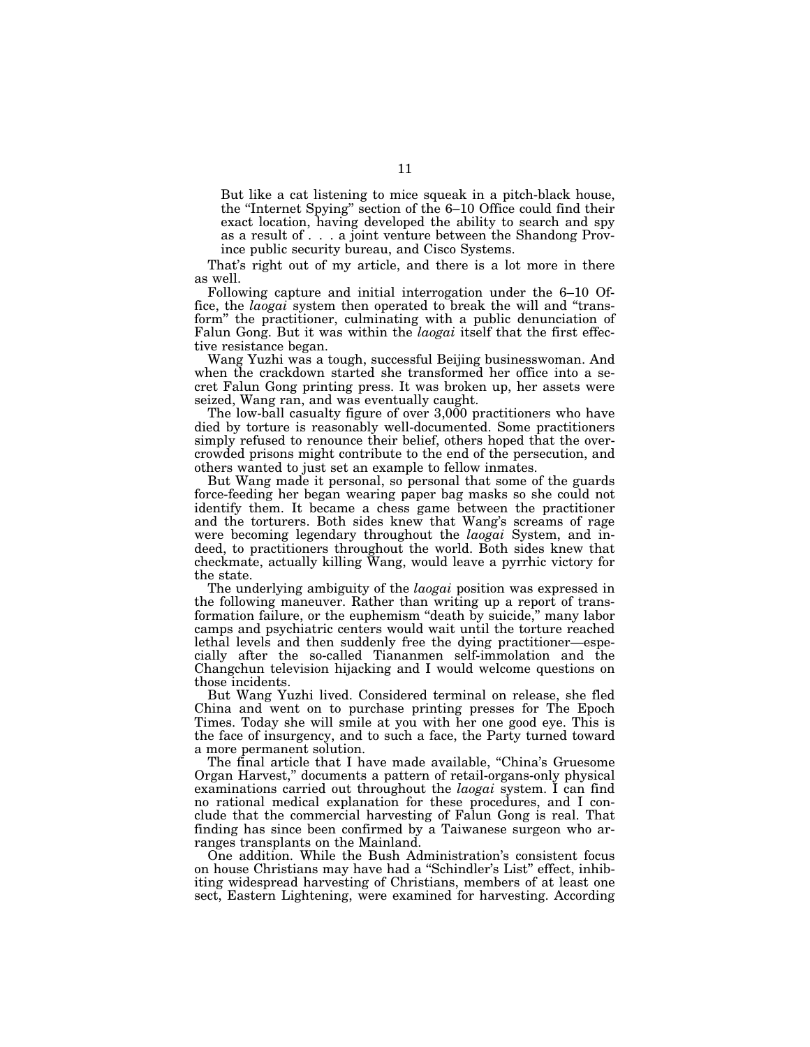> But like a cat listening to mice squeak in a pitch-black house, the "Internet Spying" section of the 6–10 Office could find their exact location, having developed the ability to search and spy as a result of . . . a joint venture between the Shandong Province public security bureau, and Cisco Systems.

That's right out of my article, and there is a lot more in there as well.

Following capture and initial interrogation under the 6–10 Office, the *laogai* system then operated to break the will and "transform" the practitioner, culminating with a public denunciation of Falun Gong. But it was within the *laogai* itself that the first effective resistance began.

Wang Yuzhi was a tough, successful Beijing businesswoman. And when the crackdown started she transformed her office into a secret Falun Gong printing press. It was broken up, her assets were seized, Wang ran, and was eventually caught.

The low-ball casualty figure of over 3,000 practitioners who have died by torture is reasonably well-documented. Some practitioners simply refused to renounce their belief, others hoped that the overcrowded prisons might contribute to the end of the persecution, and others wanted to just set an example to fellow inmates.

But Wang made it personal, so personal that some of the guards force-feeding her began wearing paper bag masks so she could not identify them. It became a chess game between the practitioner and the torturers. Both sides knew that Wang's screams of rage were becoming legendary throughout the *laogai* System, and indeed, to practitioners throughout the world. Both sides knew that checkmate, actually killing Wang, would leave a pyrrhic victory for the state.

The underlying ambiguity of the *laogai* position was expressed in the following maneuver. Rather than writing up a report of transformation failure, or the euphemism "death by suicide," many labor camps and psychiatric centers would wait until the torture reached lethal levels and then suddenly free the dying practitioner—especially after the so-called Tiananmen self-immolation and the Changchun television hijacking and I would welcome questions on those incidents.

But Wang Yuzhi lived. Considered terminal on release, she fled China and went on to purchase printing presses for The Epoch Times. Today she will smile at you with her one good eye. This is the face of insurgency, and to such a face, the Party turned toward a more permanent solution.

The final article that I have made available, "China's Gruesome Organ Harvest," documents a pattern of retail-organs-only physical examinations carried out throughout the *laogai* system. I can find no rational medical explanation for these procedures, and I conclude that the commercial harvesting of Falun Gong is real. That finding has since been confirmed by a Taiwanese surgeon who arranges transplants on the Mainland.

One addition. While the Bush Administration's consistent focus on house Christians may have had a "Schindler's List" effect, inhibiting widespread harvesting of Christians, members of at least one sect, Eastern Lightening, were examined for harvesting. According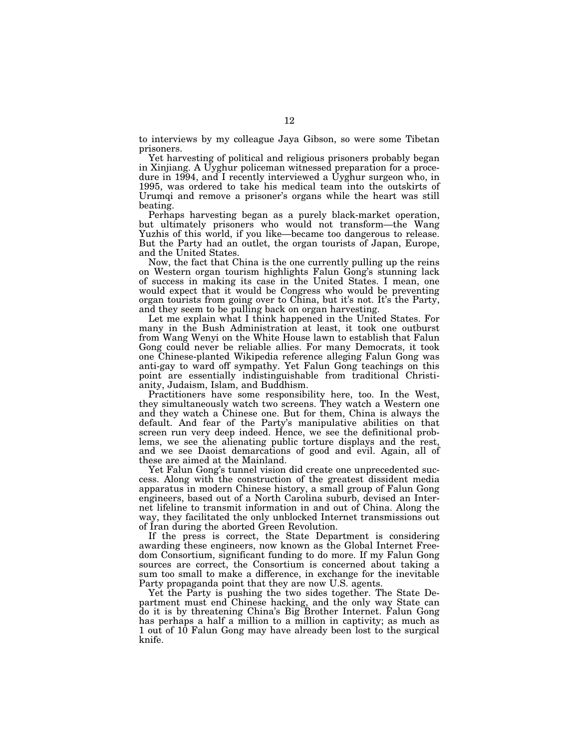to interviews by my colleague Jaya Gibson, so were some Tibetan prisoners.

Yet harvesting of political and religious prisoners probably began in Xinjiang. A Uyghur policeman witnessed preparation for a procedure in 1994, and I recently interviewed a Uyghur surgeon who, in 1995, was ordered to take his medical team into the outskirts of Urumqi and remove a prisoner's organs while the heart was still beating.

Perhaps harvesting began as a purely black-market operation, but ultimately prisoners who would not transform—the Wang Yuzhis of this world, if you like—became too dangerous to release. But the Party had an outlet, the organ tourists of Japan, Europe, and the United States.

Now, the fact that China is the one currently pulling up the reins on Western organ tourism highlights Falun Gong's stunning lack of success in making its case in the United States. I mean, one would expect that it would be Congress who would be preventing organ tourists from going over to China, but it's not. It's the Party, and they seem to be pulling back on organ harvesting.

Let me explain what I think happened in the United States. For many in the Bush Administration at least, it took one outburst from Wang Wenyi on the White House lawn to establish that Falun Gong could never be reliable allies. For many Democrats, it took one Chinese-planted Wikipedia reference alleging Falun Gong was anti-gay to ward off sympathy. Yet Falun Gong teachings on this point are essentially indistinguishable from traditional Christianity, Judaism, Islam, and Buddhism.

Practitioners have some responsibility here, too. In the West, they simultaneously watch two screens. They watch a Western one and they watch a Chinese one. But for them, China is always the default. And fear of the Party's manipulative abilities on that screen run very deep indeed. Hence, we see the definitional problems, we see the alienating public torture displays and the rest, and we see Daoist demarcations of good and evil. Again, all of these are aimed at the Mainland.

Yet Falun Gong's tunnel vision did create one unprecedented success. Along with the construction of the greatest dissident media apparatus in modern Chinese history, a small group of Falun Gong engineers, based out of a North Carolina suburb, devised an Internet lifeline to transmit information in and out of China. Along the way, they facilitated the only unblocked Internet transmissions out of Iran during the aborted Green Revolution.

If the press is correct, the State Department is considering awarding these engineers, now known as the Global Internet Freedom Consortium, significant funding to do more. If my Falun Gong sources are correct, the Consortium is concerned about taking a sum too small to make a difference, in exchange for the inevitable Party propaganda point that they are now U.S. agents.

Yet the Party is pushing the two sides together. The State Department must end Chinese hacking, and the only way State can do it is by threatening China's Big Brother Internet. Falun Gong has perhaps a half a million to a million in captivity; as much as 1 out of 10 Falun Gong may have already been lost to the surgical knife.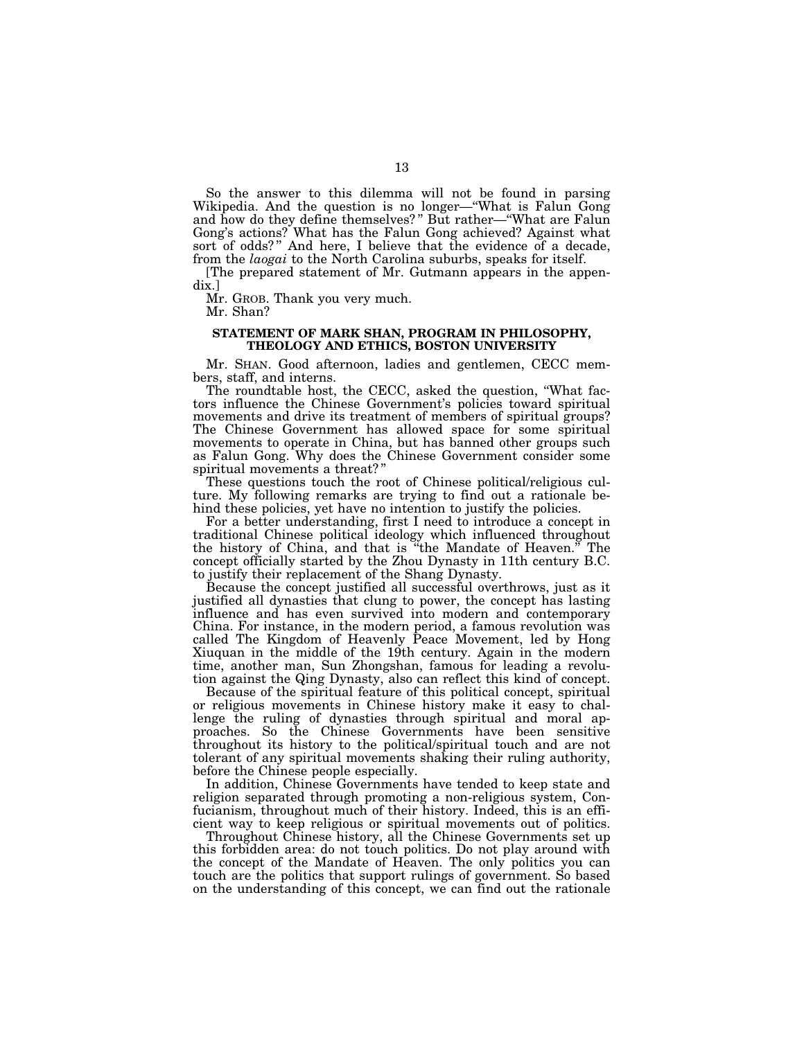So the answer to this dilemma will not be found in parsing Wikipedia. And the question is no longer—"What is Falun Gong and how do they define themselves?" But rather—"What are Falun Gong's actions? What has the Falun Gong achieved? Against what sort of odds?" And here, I believe that the evidence of a decade, from the *laogai* to the North Carolina suburbs, speaks for itself.

[The prepared statement of Mr. Gutmann appears in the appendix.]

Mr. GROB. Thank you very much.

Mr. Shan?

### STATEMENT OF MARK SHAN, PROGRAM IN PHILOSOPHY, THEOLOGY AND ETHICS, BOSTON UNIVERSITY

Mr. SHAN. Good afternoon, ladies and gentlemen, CECC members, staff, and interns.

The roundtable host, the CECC, asked the question, "What factors influence the Chinese Government's policies toward spiritual movements and drive its treatment of members of spiritual groups? The Chinese Government has allowed space for some spiritual movements to operate in China, but has banned other groups such as Falun Gong. Why does the Chinese Government consider some spiritual movements a threat?"

These questions touch the root of Chinese political/religious culture. My following remarks are trying to find out a rationale behind these policies, yet have no intention to justify the policies.

For a better understanding, first I need to introduce a concept in traditional Chinese political ideology which influenced throughout the history of China, and that is "the Mandate of Heaven." The concept officially started by the Zhou Dynasty in 11th century B.C. to justify their replacement of the Shang Dynasty.

Because the concept justified all successful overthrows, just as it justified all dynasties that clung to power, the concept has lasting influence and has even survived into modern and contemporary China. For instance, in the modern period, a famous revolution was called The Kingdom of Heavenly Peace Movement, led by Hong Xiuquan in the middle of the 19th century. Again in the modern time, another man, Sun Zhongshan, famous for leading a revolution against the Qing Dynasty, also can reflect this kind of concept.

Because of the spiritual feature of this political concept, spiritual or religious movements in Chinese history make it easy to challenge the ruling of dynasties through spiritual and moral approaches. So the Chinese Governments have been sensitive throughout its history to the political/spiritual touch and are not tolerant of any spiritual movements shaking their ruling authority, before the Chinese people especially.

In addition, Chinese Governments have tended to keep state and religion separated through promoting a non-religious system, Confucianism, throughout much of their history. Indeed, this is an efficient way to keep religious or spiritual movements out of politics.

Throughout Chinese history, all the Chinese Governments set up this forbidden area: do not touch politics. Do not play around with the concept of the Mandate of Heaven. The only politics you can touch are the politics that support rulings of government. So based on the understanding of this concept, we can find out the rationale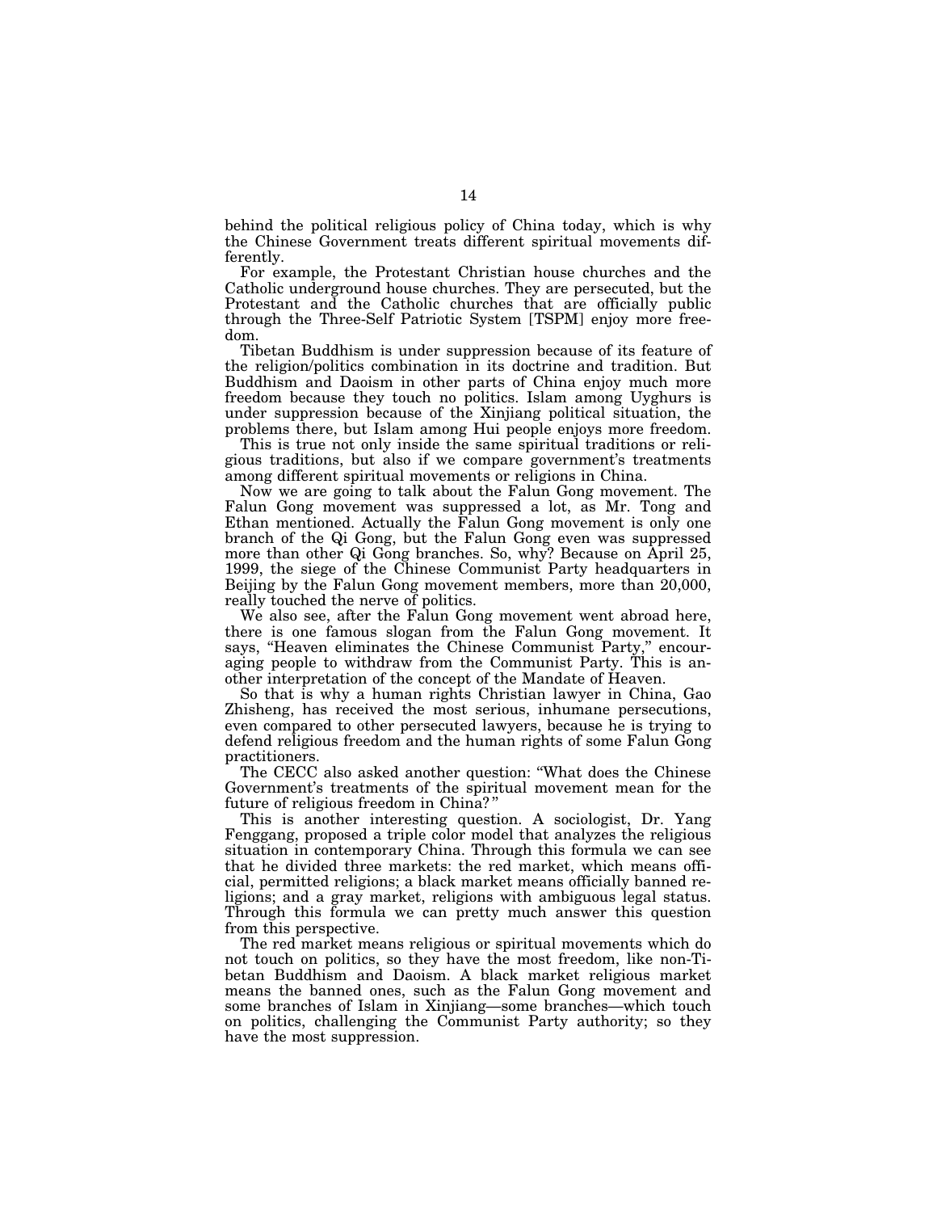behind the political religious policy of China today, which is why the Chinese Government treats different spiritual movements differently.

For example, the Protestant Christian house churches and the Catholic underground house churches. They are persecuted, but the Protestant and the Catholic churches that are officially public through the Three-Self Patriotic System [TSPM] enjoy more freedom.

Tibetan Buddhism is under suppression because of its feature of the religion/politics combination in its doctrine and tradition. But Buddhism and Daoism in other parts of China enjoy much more freedom because they touch no politics. Islam among Uyghurs is under suppression because of the Xinjiang political situation, the problems there, but Islam among Hui people enjoys more freedom.

This is true not only inside the same spiritual traditions or religious traditions, but also if we compare government's treatments among different spiritual movements or religions in China.

Now we are going to talk about the Falun Gong movement. The Falun Gong movement was suppressed a lot, as Mr. Tong and Ethan mentioned. Actually the Falun Gong movement is only one branch of the Qi Gong, but the Falun Gong even was suppressed more than other Qi Gong branches. So, why? Because on April 25, 1999, the siege of the Chinese Communist Party headquarters in Beijing by the Falun Gong movement members, more than 20,000, really touched the nerve of politics.

We also see, after the Falun Gong movement went abroad here, there is one famous slogan from the Falun Gong movement. It says, "Heaven eliminates the Chinese Communist Party," encouraging people to withdraw from the Communist Party. This is another interpretation of the concept of the Mandate of Heaven.

So that is why a human rights Christian lawyer in China, Gao Zhisheng, has received the most serious, inhumane persecutions, even compared to other persecuted lawyers, because he is trying to defend religious freedom and the human rights of some Falun Gong practitioners.

The CECC also asked another question: "What does the Chinese Government's treatments of the spiritual movement mean for the future of religious freedom in China?"

This is another interesting question. A sociologist, Dr. Yang Fenggang, proposed a triple color model that analyzes the religious situation in contemporary China. Through this formula we can see that he divided three markets: the red market, which means official, permitted religions; a black market means officially banned religions; and a gray market, religions with ambiguous legal status. Through this formula we can pretty much answer this question from this perspective.

The red market means religious or spiritual movements which do not touch on politics, so they have the most freedom, like non-Tibetan Buddhism and Daoism. A black market religious market means the banned ones, such as the Falun Gong movement and some branches of Islam in Xinjiang—some branches—which touch on politics, challenging the Communist Party authority; so they have the most suppression.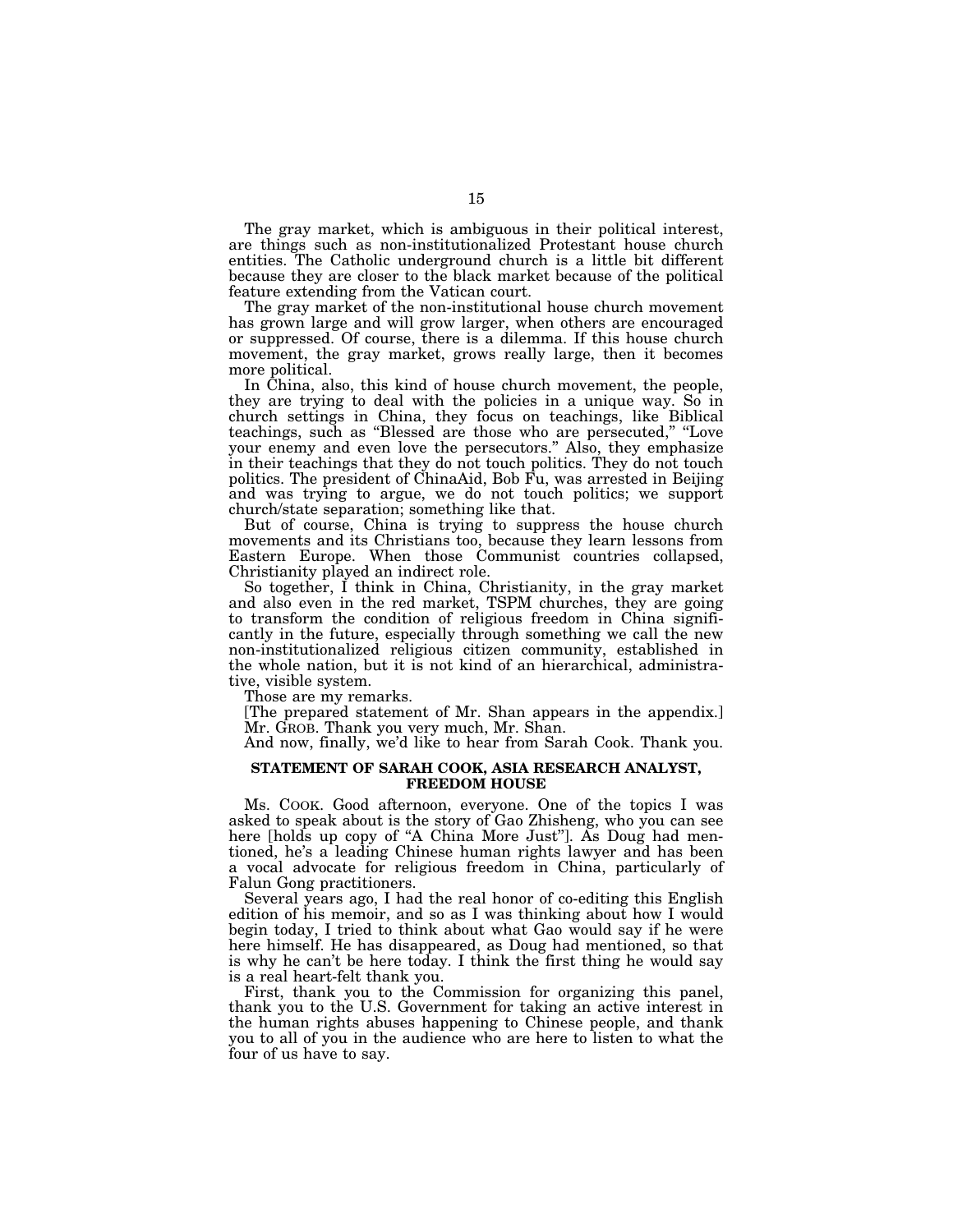The gray market, which is ambiguous in their political interest, are things such as non-institutionalized Protestant house church entities. The Catholic underground church is a little bit different because they are closer to the black market because of the political feature extending from the Vatican court.

The gray market of the non-institutional house church movement has grown large and will grow larger, when others are encouraged or suppressed. Of course, there is a dilemma. If this house church movement, the gray market, grows really large, then it becomes more political.

In China, also, this kind of house church movement, the people, they are trying to deal with the policies in a unique way. So in church settings in China, they focus on teachings, like Biblical teachings, such as "Blessed are those who are persecuted," "Love your enemy and even love the persecutors." Also, they emphasize in their teachings that they do not touch politics. They do not touch politics. The president of ChinaAid, Bob Fu, was arrested in Beijing and was trying to argue, we do not touch politics; we support church/state separation; something like that.

But of course, China is trying to suppress the house church movements and its Christians too, because they learn lessons from Eastern Europe. When those Communist countries collapsed, Christianity played an indirect role.

So together, I think in China, Christianity, in the gray market and also even in the red market, TSPM churches, they are going to transform the condition of religious freedom in China significantly in the future, especially through something we call the new non-institutionalized religious citizen community, established in the whole nation, but it is not kind of an hierarchical, administrative, visible system.

Those are my remarks.

[The prepared statement of Mr. Shan appears in the appendix.]

Mr. GROB. Thank you very much, Mr. Shan.

And now, finally, we'd like to hear from Sarah Cook. Thank you.

## STATEMENT OF SARAH COOK, ASIA RESEARCH ANALYST, FREEDOM HOUSE

Ms. COOK. Good afternoon, everyone. One of the topics I was asked to speak about is the story of Gao Zhisheng, who you can see here [holds up copy of "A China More Just"]. As Doug had mentioned, he's a leading Chinese human rights lawyer and has been a vocal advocate for religious freedom in China, particularly of Falun Gong practitioners.

Several years ago, I had the real honor of co-editing this English edition of his memoir, and so as I was thinking about how I would begin today, I tried to think about what Gao would say if he were here himself. He has disappeared, as Doug had mentioned, so that is why he can't be here today. I think the first thing he would say is a real heart-felt thank you.

First, thank you to the Commission for organizing this panel, thank you to the U.S. Government for taking an active interest in the human rights abuses happening to Chinese people, and thank you to all of you in the audience who are here to listen to what the four of us have to say.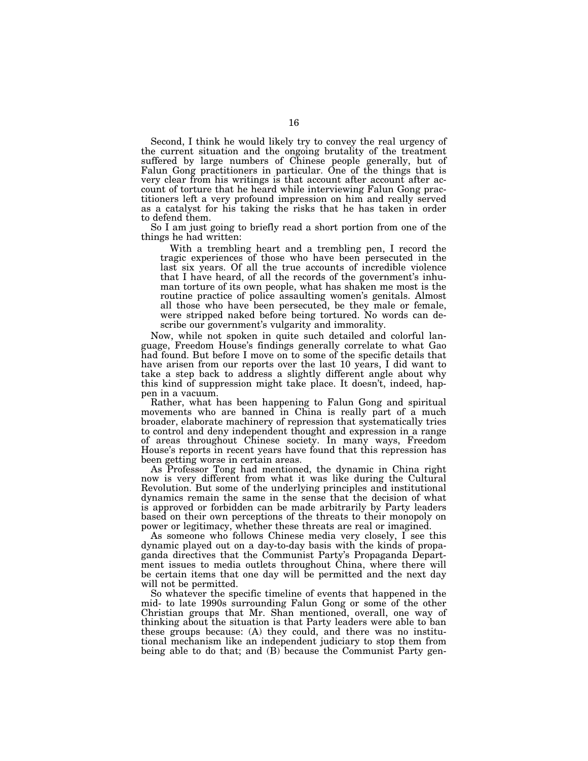Second, I think he would likely try to convey the real urgency of the current situation and the ongoing brutality of the treatment suffered by large numbers of Chinese people generally, but of Falun Gong practitioners in particular. One of the things that is very clear from his writings is that account after account after account of torture that he heard while interviewing Falun Gong practitioners left a very profound impression on him and really served as a catalyst for his taking the risks that he has taken in order to defend them.

So I am just going to briefly read a short portion from one of the things he had written:

> With a trembling heart and a trembling pen, I record the tragic experiences of those who have been persecuted in the last six years. Of all the true accounts of incredible violence that I have heard, of all the records of the government's inhuman torture of its own people, what has shaken me most is the routine practice of police assaulting women's genitals. Almost all those who have been persecuted, be they male or female, were stripped naked before being tortured. No words can describe our government's vulgarity and immorality.

Now, while not spoken in quite such detailed and colorful language, Freedom House's findings generally correlate to what Gao had found. But before I move on to some of the specific details that have arisen from our reports over the last 10 years, I did want to take a step back to address a slightly different angle about why this kind of suppression might take place. It doesn't, indeed, happen in a vacuum.

Rather, what has been happening to Falun Gong and spiritual movements who are banned in China is really part of a much broader, elaborate machinery of repression that systematically tries to control and deny independent thought and expression in a range of areas throughout Chinese society. In many ways, Freedom House's reports in recent years have found that this repression has been getting worse in certain areas.

As Professor Tong had mentioned, the dynamic in China right now is very different from what it was like during the Cultural Revolution. But some of the underlying principles and institutional dynamics remain the same in the sense that the decision of what is approved or forbidden can be made arbitrarily by Party leaders based on their own perceptions of the threats to their monopoly on power or legitimacy, whether these threats are real or imagined.

As someone who follows Chinese media very closely, I see this dynamic played out on a day-to-day basis with the kinds of propaganda directives that the Communist Party's Propaganda Department issues to media outlets throughout China, where there will be certain items that one day will be permitted and the next day will not be permitted.

So whatever the specific timeline of events that happened in the mid- to late 1990s surrounding Falun Gong or some of the other Christian groups that Mr. Shan mentioned, overall, one way of thinking about the situation is that Party leaders were able to ban these groups because: (A) they could, and there was no institutional mechanism like an independent judiciary to stop them from being able to do that; and (B) because the Communist Party gen-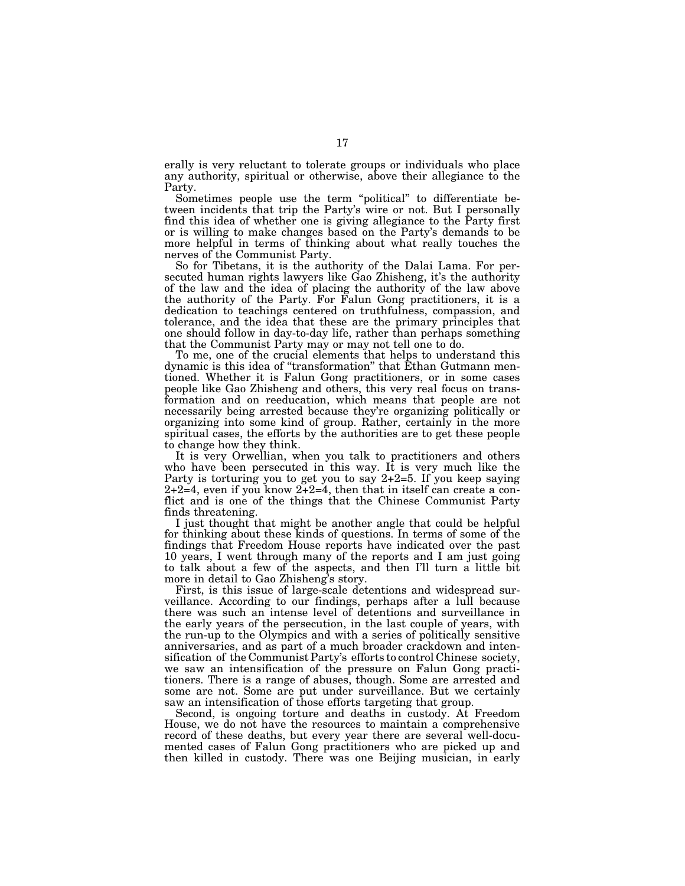erally is very reluctant to tolerate groups or individuals who place any authority, spiritual or otherwise, above their allegiance to the Party.

Sometimes people use the term "political" to differentiate between incidents that trip the Party's wire or not. But I personally find this idea of whether one is giving allegiance to the Party first or is willing to make changes based on the Party's demands to be more helpful in terms of thinking about what really touches the nerves of the Communist Party.

So for Tibetans, it is the authority of the Dalai Lama. For persecuted human rights lawyers like Gao Zhisheng, it's the authority of the law and the idea of placing the authority of the law above the authority of the Party. For Falun Gong practitioners, it is a dedication to teachings centered on truthfulness, compassion, and tolerance, and the idea that these are the primary principles that one should follow in day-to-day life, rather than perhaps something that the Communist Party may or may not tell one to do.

To me, one of the crucial elements that helps to understand this dynamic is this idea of "transformation" that Ethan Gutmann mentioned. Whether it is Falun Gong practitioners, or in some cases people like Gao Zhisheng and others, this very real focus on transformation and on reeducation, which means that people are not necessarily being arrested because they're organizing politically or organizing into some kind of group. Rather, certainly in the more spiritual cases, the efforts by the authorities are to get these people to change how they think.

It is very Orwellian, when you talk to practitioners and others who have been persecuted in this way. It is very much like the Party is torturing you to get you to say 2+2=5. If you keep saying 2+2=4, even if you know 2+2=4, then that in itself can create a conflict and is one of the things that the Chinese Communist Party finds threatening.

I just thought that might be another angle that could be helpful for thinking about these kinds of questions. In terms of some of the findings that Freedom House reports have indicated over the past 10 years, I went through many of the reports and I am just going to talk about a few of the aspects, and then I'll turn a little bit more in detail to Gao Zhisheng's story.

First, is this issue of large-scale detentions and widespread surveillance. According to our findings, perhaps after a lull because there was such an intense level of detentions and surveillance in the early years of the persecution, in the last couple of years, with the run-up to the Olympics and with a series of politically sensitive anniversaries, and as part of a much broader crackdown and intensification of the Communist Party's efforts to control Chinese society, we saw an intensification of the pressure on Falun Gong practitioners. There is a range of abuses, though. Some are arrested and some are not. Some are put under surveillance. But we certainly saw an intensification of those efforts targeting that group.

Second, is ongoing torture and deaths in custody. At Freedom House, we do not have the resources to maintain a comprehensive record of these deaths, but every year there are several well-documented cases of Falun Gong practitioners who are picked up and then killed in custody. There was one Beijing musician, in early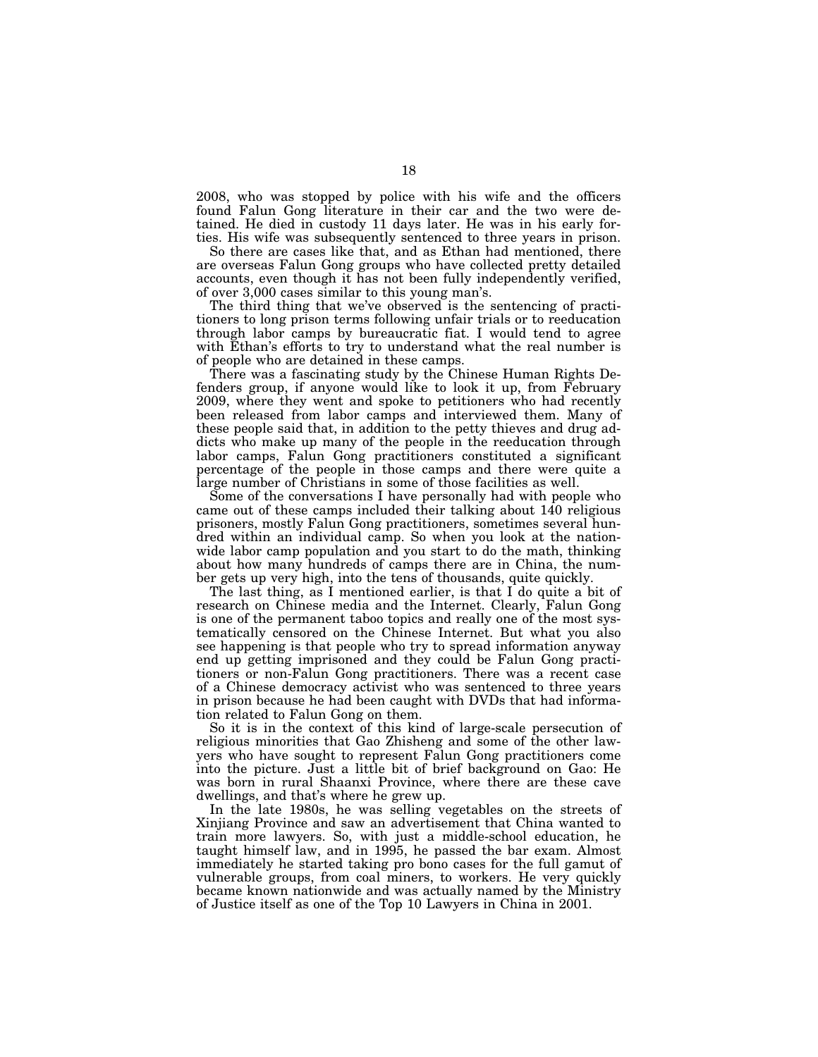2008, who was stopped by police with his wife and the officers found Falun Gong literature in their car and the two were detained. He died in custody 11 days later. He was in his early forties. His wife was subsequently sentenced to three years in prison.

So there are cases like that, and as Ethan had mentioned, there are overseas Falun Gong groups who have collected pretty detailed accounts, even though it has not been fully independently verified, of over 3,000 cases similar to this young man's.

The third thing that we've observed is the sentencing of practitioners to long prison terms following unfair trials or to reeducation through labor camps by bureaucratic fiat. I would tend to agree with Ethan's efforts to try to understand what the real number is of people who are detained in these camps.

There was a fascinating study by the Chinese Human Rights Defenders group, if anyone would like to look it up, from February 2009, where they went and spoke to petitioners who had recently been released from labor camps and interviewed them. Many of these people said that, in addition to the petty thieves and drug addicts who make up many of the people in the reeducation through labor camps, Falun Gong practitioners constituted a significant percentage of the people in those camps and there were quite a large number of Christians in some of those facilities as well.

Some of the conversations I have personally had with people who came out of these camps included their talking about 140 religious prisoners, mostly Falun Gong practitioners, sometimes several hundred within an individual camp. So when you look at the nationwide labor camp population and you start to do the math, thinking about how many hundreds of camps there are in China, the number gets up very high, into the tens of thousands, quite quickly.

The last thing, as I mentioned earlier, is that I do quite a bit of research on Chinese media and the Internet. Clearly, Falun Gong is one of the permanent taboo topics and really one of the most systematically censored on the Chinese Internet. But what you also see happening is that people who try to spread information anyway end up getting imprisoned and they could be Falun Gong practitioners or non-Falun Gong practitioners. There was a recent case of a Chinese democracy activist who was sentenced to three years in prison because he had been caught with DVDs that had information related to Falun Gong on them.

So it is in the context of this kind of large-scale persecution of religious minorities that Gao Zhisheng and some of the other lawyers who have sought to represent Falun Gong practitioners come into the picture. Just a little bit of brief background on Gao: He was born in rural Shaanxi Province, where there are these cave dwellings, and that's where he grew up.

In the late 1980s, he was selling vegetables on the streets of Xinjiang Province and saw an advertisement that China wanted to train more lawyers. So, with just a middle-school education, he taught himself law, and in 1995, he passed the bar exam. Almost immediately he started taking pro bono cases for the full gamut of vulnerable groups, from coal miners, to workers. He very quickly became known nationwide and was actually named by the Ministry of Justice itself as one of the Top 10 Lawyers in China in 2001.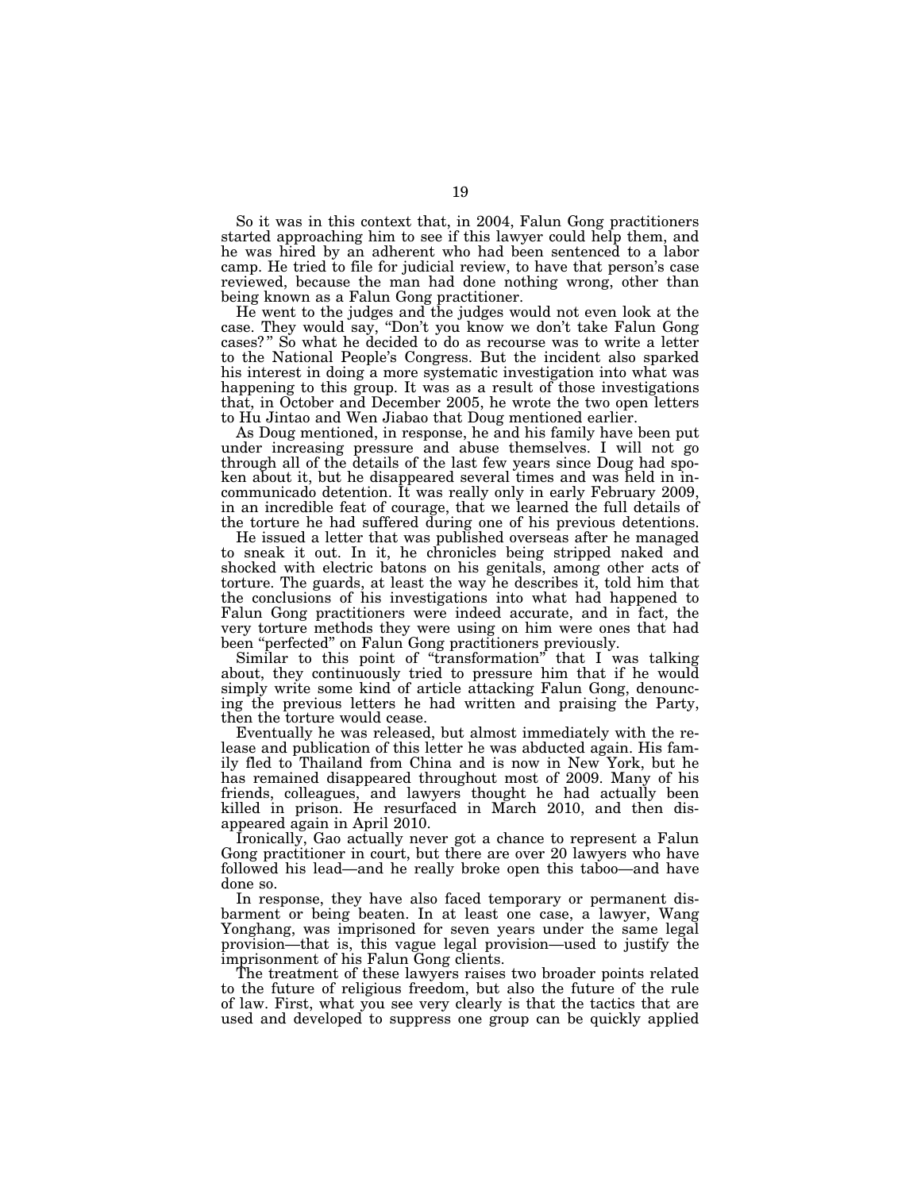So it was in this context that, in 2004, Falun Gong practitioners started approaching him to see if this lawyer could help them, and he was hired by an adherent who had been sentenced to a labor camp. He tried to file for judicial review, to have that person's case reviewed, because the man had done nothing wrong, other than being known as a Falun Gong practitioner.

He went to the judges and the judges would not even look at the case. They would say, "Don't you know we don't take Falun Gong cases?" So what he decided to do as recourse was to write a letter to the National People's Congress. But the incident also sparked his interest in doing a more systematic investigation into what was happening to this group. It was as a result of those investigations that, in October and December 2005, he wrote the two open letters to Hu Jintao and Wen Jiabao that Doug mentioned earlier.

As Doug mentioned, in response, he and his family have been put under increasing pressure and abuse themselves. I will not go through all of the details of the last few years since Doug had spoken about it, but he disappeared several times and was held in incommunicado detention. It was really only in early February 2009, in an incredible feat of courage, that we learned the full details of the torture he had suffered during one of his previous detentions.

He issued a letter that was published overseas after he managed to sneak it out. In it, he chronicles being stripped naked and shocked with electric batons on his genitals, among other acts of torture. The guards, at least the way he describes it, told him that the conclusions of his investigations into what had happened to Falun Gong practitioners were indeed accurate, and in fact, the very torture methods they were using on him were ones that had been "perfected" on Falun Gong practitioners previously.

Similar to this point of "transformation" that I was talking about, they continuously tried to pressure him that if he would simply write some kind of article attacking Falun Gong, denouncing the previous letters he had written and praising the Party, then the torture would cease.

Eventually he was released, but almost immediately with the release and publication of this letter he was abducted again. His family fled to Thailand from China and is now in New York, but he has remained disappeared throughout most of 2009. Many of his friends, colleagues, and lawyers thought he had actually been killed in prison. He resurfaced in March 2010, and then disappeared again in April 2010.

Ironically, Gao actually never got a chance to represent a Falun Gong practitioner in court, but there are over 20 lawyers who have followed his lead—and he really broke open this taboo—and have done so.

In response, they have also faced temporary or permanent disbarment or being beaten. In at least one case, a lawyer, Wang Yonghang, was imprisoned for seven years under the same legal provision—that is, this vague legal provision—used to justify the imprisonment of his Falun Gong clients.

The treatment of these lawyers raises two broader points related to the future of religious freedom, but also the future of the rule of law. First, what you see very clearly is that the tactics that are used and developed to suppress one group can be quickly applied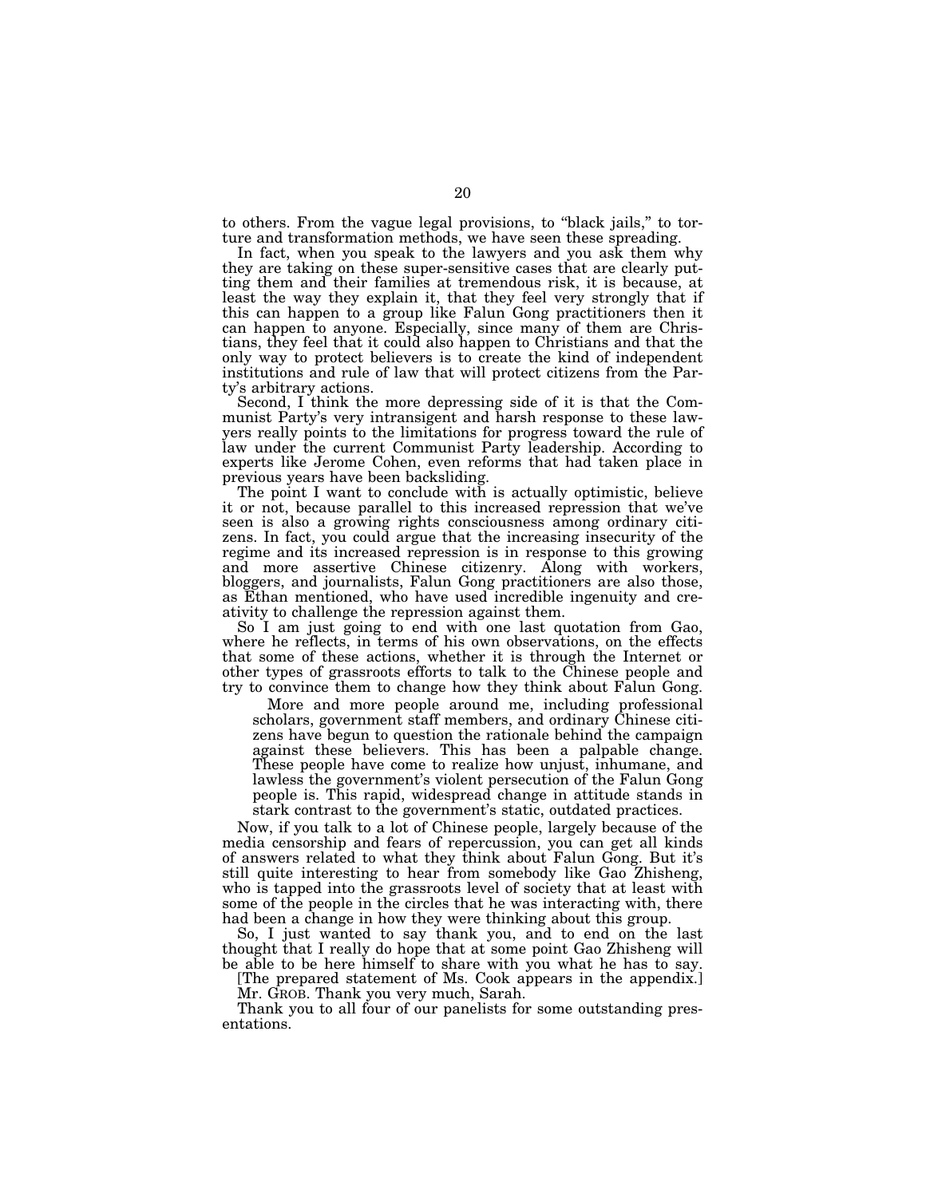to others. From the vague legal provisions, to "black jails," to torture and transformation methods, we have seen these spreading.

In fact, when you speak to the lawyers and you ask them why they are taking on these super-sensitive cases that are clearly putting them and their families at tremendous risk, it is because, at least the way they explain it, that they feel very strongly that if this can happen to a group like Falun Gong practitioners then it can happen to anyone. Especially, since many of them are Christians, they feel that it could also happen to Christians and that the only way to protect believers is to create the kind of independent institutions and rule of law that will protect citizens from the Party's arbitrary actions.

Second, I think the more depressing side of it is that the Communist Party's very intransigent and harsh response to these lawyers really points to the limitations for progress toward the rule of law under the current Communist Party leadership. According to experts like Jerome Cohen, even reforms that had taken place in previous years have been backsliding.

The point I want to conclude with is actually optimistic, believe it or not, because parallel to this increased repression that we've seen is also a growing rights consciousness among ordinary citizens. In fact, you could argue that the increasing insecurity of the regime and its increased repression is in response to this growing and more assertive Chinese citizenry. Along with workers, bloggers, and journalists, Falun Gong practitioners are also those, as Ethan mentioned, who have used incredible ingenuity and creativity to challenge the repression against them.

So I am just going to end with one last quotation from Gao, where he reflects, in terms of his own observations, on the effects that some of these actions, whether it is through the Internet or other types of grassroots efforts to talk to the Chinese people and try to convince them to change how they think about Falun Gong.

> More and more people around me, including professional scholars, government staff members, and ordinary Chinese citizens have begun to question the rationale behind the campaign against these believers. This has been a palpable change. These people have come to realize how unjust, inhumane, and lawless the government's violent persecution of the Falun Gong people is. This rapid, widespread change in attitude stands in stark contrast to the government's static, outdated practices.

Now, if you talk to a lot of Chinese people, largely because of the media censorship and fears of repercussion, you can get all kinds of answers related to what they think about Falun Gong. But it's still quite interesting to hear from somebody like Gao Zhisheng, who is tapped into the grassroots level of society that at least with some of the people in the circles that he was interacting with, there had been a change in how they were thinking about this group.

So, I just wanted to say thank you, and to end on the last thought that I really do hope that at some point Gao Zhisheng will be able to be here himself to share with you what he has to say.

[The prepared statement of Ms. Cook appears in the appendix.]

Mr. GROB. Thank you very much, Sarah.

Thank you to all four of our panelists for some outstanding presentations.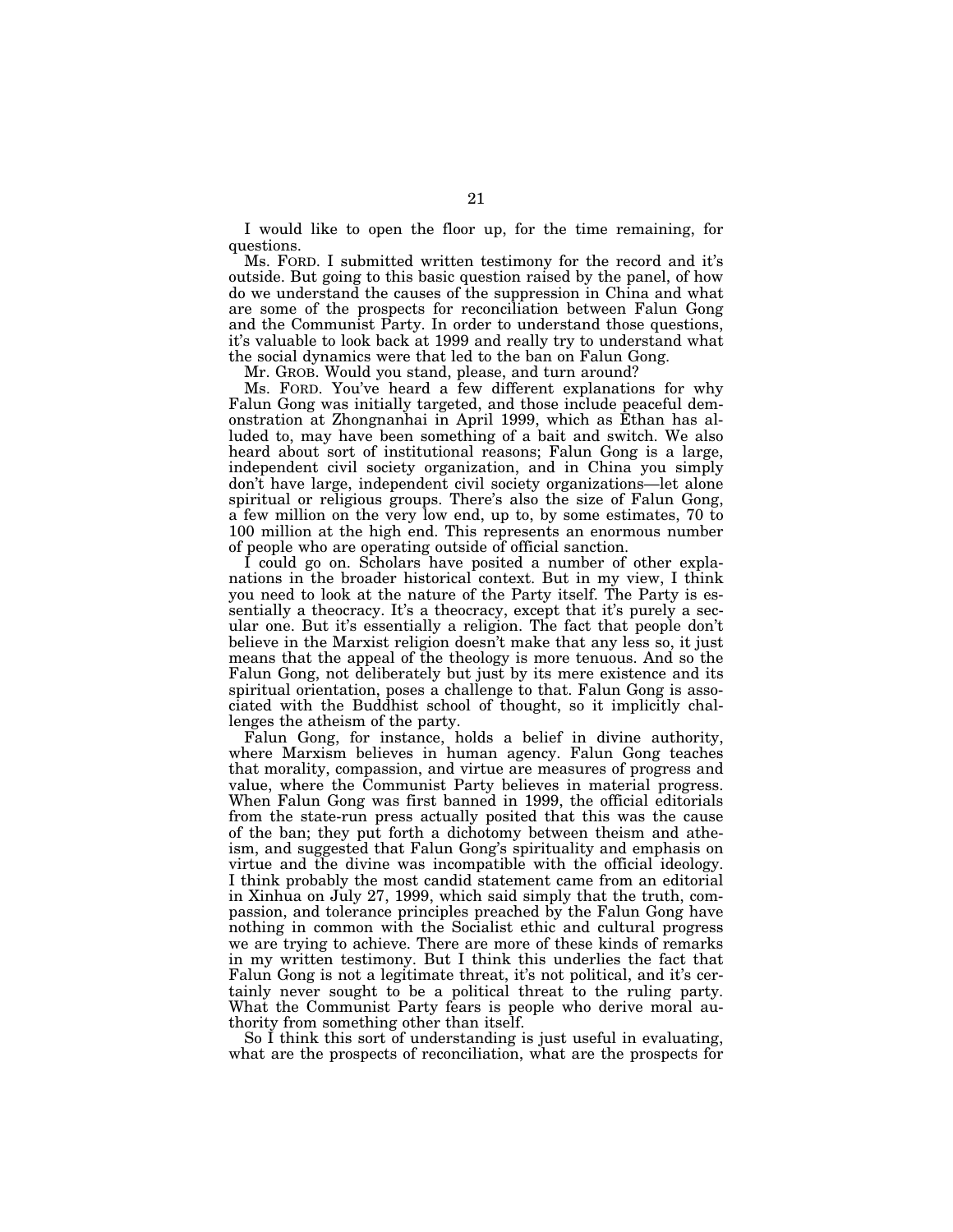I would like to open the floor up, for the time remaining, for questions.

Ms. FORD. I submitted written testimony for the record and it's outside. But going to this basic question raised by the panel, of how do we understand the causes of the suppression in China and what are some of the prospects for reconciliation between Falun Gong and the Communist Party. In order to understand those questions, it's valuable to look back at 1999 and really try to understand what the social dynamics were that led to the ban on Falun Gong.

Mr. GROB. Would you stand, please, and turn around?

Ms. FORD. You've heard a few different explanations for why Falun Gong was initially targeted, and those include peaceful demonstration at Zhongnanhai in April 1999, which as Ethan has alluded to, may have been something of a bait and switch. We also heard about sort of institutional reasons; Falun Gong is a large, independent civil society organization, and in China you simply don't have large, independent civil society organizations—let alone spiritual or religious groups. There's also the size of Falun Gong, a few million on the very low end, up to, by some estimates, 70 to 100 million at the high end. This represents an enormous number of people who are operating outside of official sanction.

I could go on. Scholars have posited a number of other explanations in the broader historical context. But in my view, I think you need to look at the nature of the Party itself. The Party is essentially a theocracy. It's a theocracy, except that it's purely a secular one. But it's essentially a religion. The fact that people don't believe in the Marxist religion doesn't make that any less so, it just means that the appeal of the theology is more tenuous. And so the Falun Gong, not deliberately but just by its mere existence and its spiritual orientation, poses a challenge to that. Falun Gong is associated with the Buddhist school of thought, so it implicitly challenges the atheism of the party.

Falun Gong, for instance, holds a belief in divine authority, where Marxism believes in human agency. Falun Gong teaches that morality, compassion, and virtue are measures of progress and value, where the Communist Party believes in material progress. When Falun Gong was first banned in 1999, the official editorials from the state-run press actually posited that this was the cause of the ban; they put forth a dichotomy between theism and atheism, and suggested that Falun Gong's spirituality and emphasis on virtue and the divine was incompatible with the official ideology. I think probably the most candid statement came from an editorial in Xinhua on July 27, 1999, which said simply that the truth, compassion, and tolerance principles preached by the Falun Gong have nothing in common with the Socialist ethic and cultural progress we are trying to achieve. There are more of these kinds of remarks in my written testimony. But I think this underlies the fact that Falun Gong is not a legitimate threat, it's not political, and it's certainly never sought to be a political threat to the ruling party. What the Communist Party fears is people who derive moral authority from something other than itself.

So I think this sort of understanding is just useful in evaluating, what are the prospects of reconciliation, what are the prospects for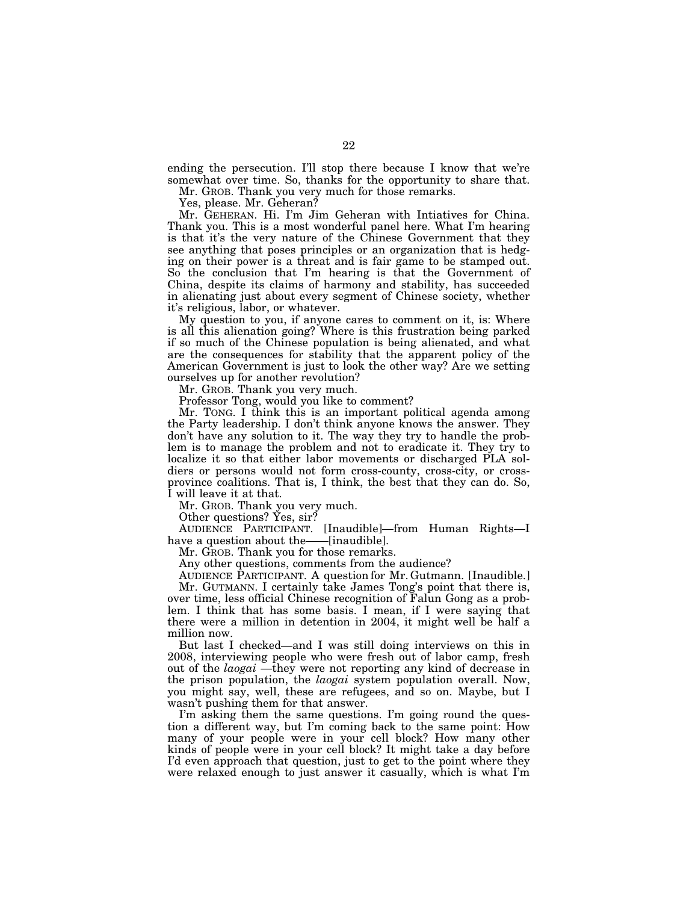ending the persecution. I'll stop there because I know that we're somewhat over time. So, thanks for the opportunity to share that.

Mr. GROB. Thank you very much for those remarks.

Yes, please. Mr. Geheran?

Mr. GEHERAN. Hi. I'm Jim Geheran with Intiatives for China. Thank you. This is a most wonderful panel here. What I'm hearing is that it's the very nature of the Chinese Government that they see anything that poses principles or an organization that is hedging on their power is a threat and is fair game to be stamped out. So the conclusion that I'm hearing is that the Government of China, despite its claims of harmony and stability, has succeeded in alienating just about every segment of Chinese society, whether it's religious, labor, or whatever.

My question to you, if anyone cares to comment on it, is: Where is all this alienation going? Where is this frustration being parked if so much of the Chinese population is being alienated, and what are the consequences for stability that the apparent policy of the American Government is just to look the other way? Are we setting ourselves up for another revolution?

Mr. GROB. Thank you very much.

Professor Tong, would you like to comment?

Mr. TONG. I think this is an important political agenda among the Party leadership. I don't think anyone knows the answer. They don't have any solution to it. The way they try to handle the problem is to manage the problem and not to eradicate it. They try to localize it so that either labor movements or discharged PLA soldiers or persons would not form cross-county, cross-city, or cross-province coalitions. That is, I think, the best that they can do. So, I will leave it at that.

Mr. GROB. Thank you very much.

Other questions? Yes, sir?

AUDIENCE PARTICIPANT. [Inaudible]—from Human Rights—I have a question about the——[inaudible].

Mr. GROB. Thank you for those remarks.

Any other questions, comments from the audience?

AUDIENCE PARTICIPANT. A question for Mr. Gutmann. [Inaudible.]

Mr. GUTMANN. I certainly take James Tong's point that there is, over time, less official Chinese recognition of Falun Gong as a problem. I think that has some basis. I mean, if I were saying that there were a million in detention in 2004, it might well be half a million now.

But last I checked—and I was still doing interviews on this in 2008, interviewing people who were fresh out of labor camp, fresh out of the *laogai* —they were not reporting any kind of decrease in the prison population, the *laogai* system population overall. Now, you might say, well, these are refugees, and so on. Maybe, but I wasn't pushing them for that answer.

I'm asking them the same questions. I'm going round the question a different way, but I'm coming back to the same point: How many of your people were in your cell block? How many other kinds of people were in your cell block? It might take a day before I'd even approach that question, just to get to the point where they were relaxed enough to just answer it casually, which is what I'm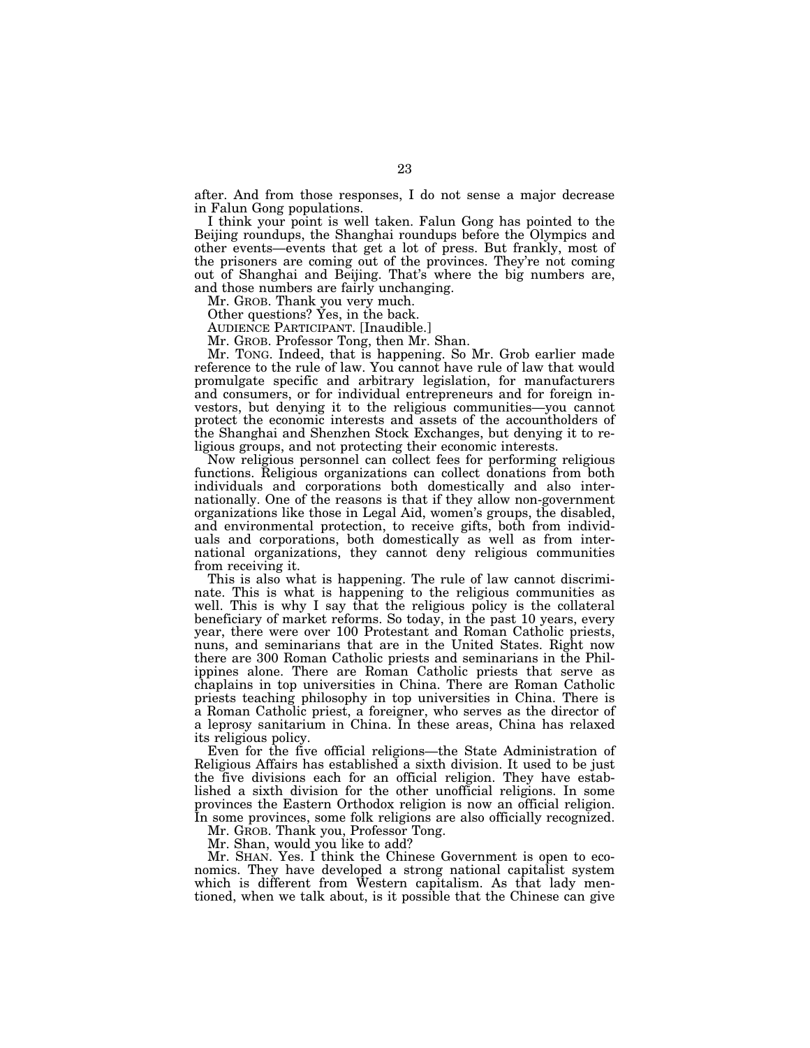after. And from those responses, I do not sense a major decrease in Falun Gong populations.

I think your point is well taken. Falun Gong has pointed to the Beijing roundups, the Shanghai roundups before the Olympics and other events—events that get a lot of press. But frankly, most of the prisoners are coming out of the provinces. They're not coming out of Shanghai and Beijing. That's where the big numbers are, and those numbers are fairly unchanging.

Mr. GROB. Thank you very much.

Other questions? Yes, in the back.

AUDIENCE PARTICIPANT. [Inaudible.]

Mr. GROB. Professor Tong, then Mr. Shan.

Mr. TONG. Indeed, that is happening. So Mr. Grob earlier made reference to the rule of law. You cannot have rule of law that would promulgate specific and arbitrary legislation, for manufacturers and consumers, or for individual entrepreneurs and for foreign investors, but denying it to the religious communities—you cannot protect the economic interests and assets of the accountholders of the Shanghai and Shenzhen Stock Exchanges, but denying it to religious groups, and not protecting their economic interests.

Now religious personnel can collect fees for performing religious functions. Religious organizations can collect donations from both individuals and corporations both domestically and also internationally. One of the reasons is that if they allow non-government organizations like those in Legal Aid, women's groups, the disabled, and environmental protection, to receive gifts, both from individuals and corporations, both domestically as well as from international organizations, they cannot deny religious communities from receiving it.

This is also what is happening. The rule of law cannot discriminate. This is what is happening to the religious communities as well. This is why I say that the religious policy is the collateral beneficiary of market reforms. So today, in the past 10 years, every year, there were over 100 Protestant and Roman Catholic priests, nuns, and seminarians that are in the United States. Right now there are 300 Roman Catholic priests and seminarians in the Philippines alone. There are Roman Catholic priests that serve as chaplains in top universities in China. There are Roman Catholic priests teaching philosophy in top universities in China. There is a Roman Catholic priest, a foreigner, who serves as the director of a leprosy sanitarium in China. In these areas, China has relaxed its religious policy.

Even for the five official religions—the State Administration of Religious Affairs has established a sixth division. It used to be just the five divisions each for an official religion. They have established a sixth division for the other unofficial religions. In some provinces the Eastern Orthodox religion is now an official religion. In some provinces, some folk religions are also officially recognized.

Mr. GROB. Thank you, Professor Tong.

Mr. Shan, would you like to add?

Mr. SHAN. Yes. I think the Chinese Government is open to economics. They have developed a strong national capitalist system which is different from Western capitalism. As that lady mentioned, when we talk about, is it possible that the Chinese can give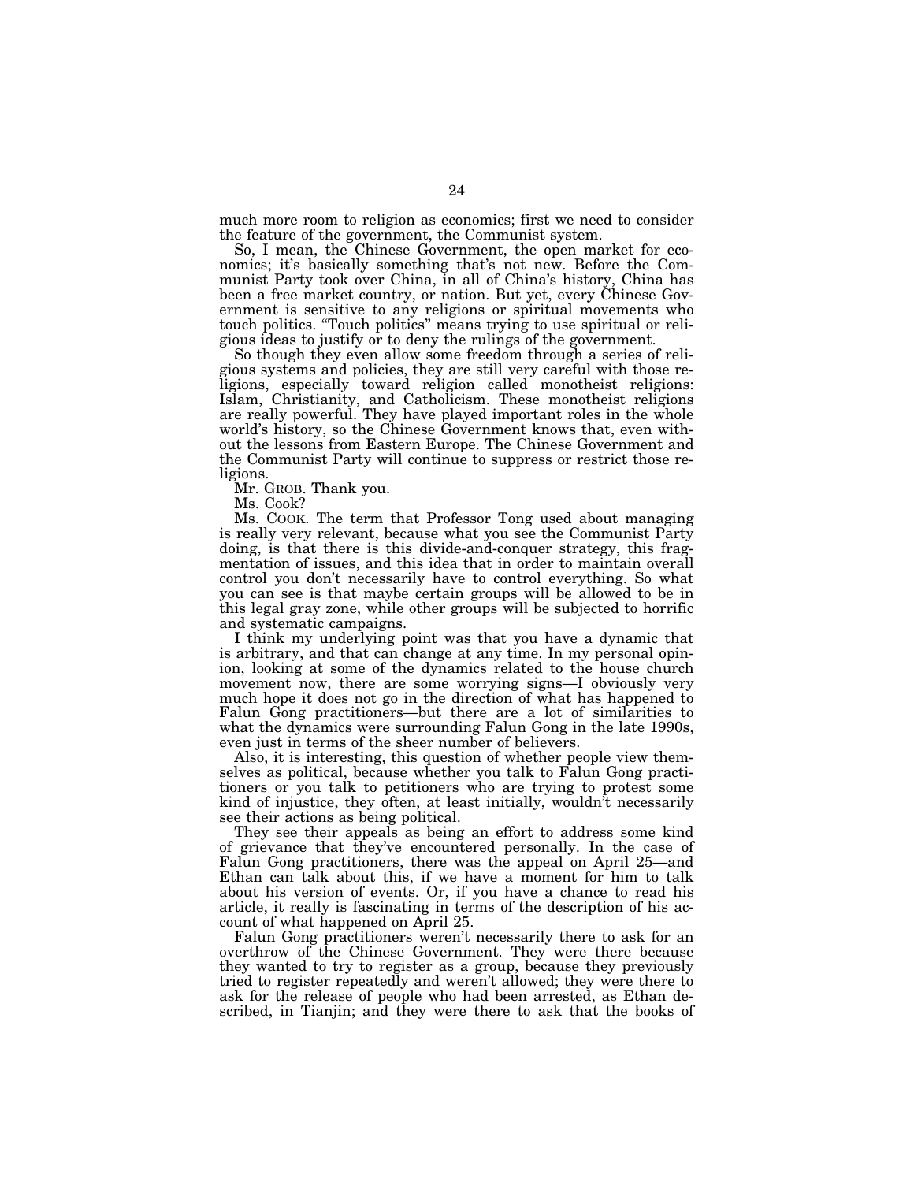much more room to religion as economics; first we need to consider the feature of the government, the Communist system.

So, I mean, the Chinese Government, the open market for economics; it's basically something that's not new. Before the Communist Party took over China, in all of China's history, China has been a free market country, or nation. But yet, every Chinese Government is sensitive to any religions or spiritual movements who touch politics. "Touch politics" means trying to use spiritual or religious ideas to justify or to deny the rulings of the government.

So though they even allow some freedom through a series of religious systems and policies, they are still very careful with those religions, especially toward religion called monotheist religions: Islam, Christianity, and Catholicism. These monotheist religions are really powerful. They have played important roles in the whole world's history, so the Chinese Government knows that, even without the lessons from Eastern Europe. The Chinese Government and the Communist Party will continue to suppress or restrict those religions.

Mr. GROB. Thank you.

Ms. Cook?

Ms. COOK. The term that Professor Tong used about managing is really very relevant, because what you see the Communist Party doing, is that there is this divide-and-conquer strategy, this fragmentation of issues, and this idea that in order to maintain overall control you don't necessarily have to control everything. So what you can see is that maybe certain groups will be allowed to be in this legal gray zone, while other groups will be subjected to horrific and systematic campaigns.

I think my underlying point was that you have a dynamic that is arbitrary, and that can change at any time. In my personal opinion, looking at some of the dynamics related to the house church movement now, there are some worrying signs—I obviously very much hope it does not go in the direction of what has happened to Falun Gong practitioners—but there are a lot of similarities to what the dynamics were surrounding Falun Gong in the late 1990s, even just in terms of the sheer number of believers.

Also, it is interesting, this question of whether people view themselves as political, because whether you talk to Falun Gong practitioners or you talk to petitioners who are trying to protest some kind of injustice, they often, at least initially, wouldn't necessarily see their actions as being political.

They see their appeals as being an effort to address some kind of grievance that they've encountered personally. In the case of Falun Gong practitioners, there was the appeal on April 25—and Ethan can talk about this, if we have a moment for him to talk about his version of events. Or, if you have a chance to read his article, it really is fascinating in terms of the description of his account of what happened on April 25.

Falun Gong practitioners weren't necessarily there to ask for an overthrow of the Chinese Government. They were there because they wanted to try to register as a group, because they previously tried to register repeatedly and weren't allowed; they were there to ask for the release of people who had been arrested, as Ethan described, in Tianjin; and they were there to ask that the books of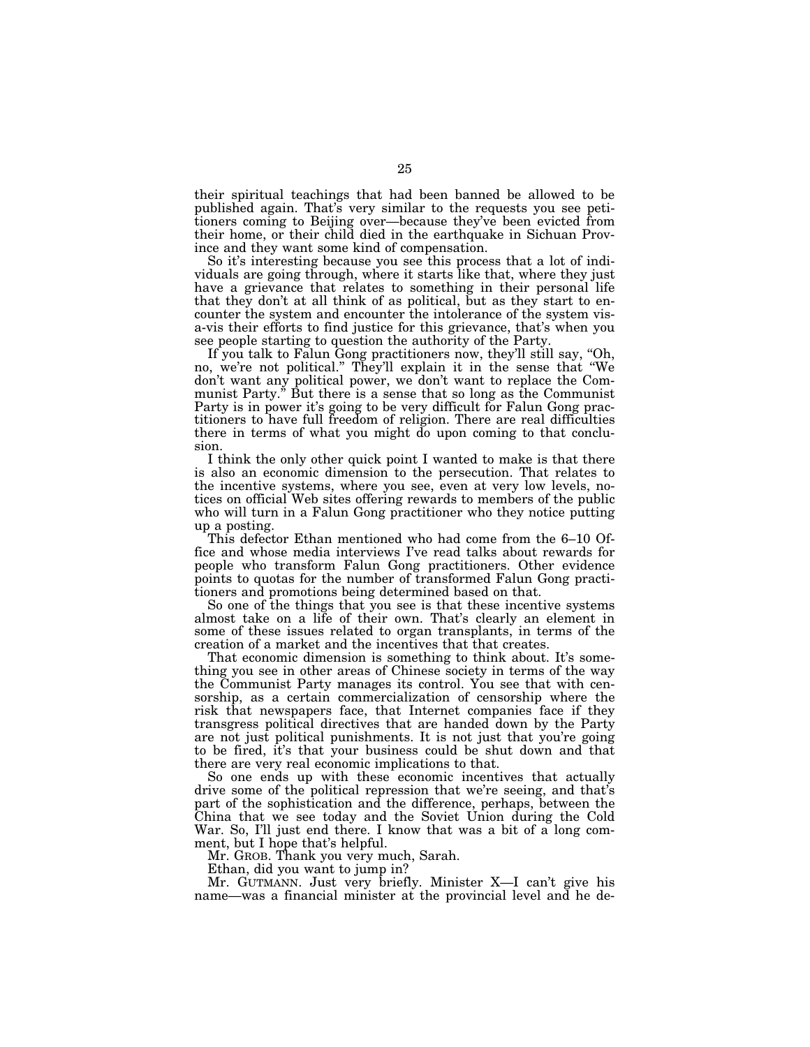their spiritual teachings that had been banned be allowed to be published again. That's very similar to the requests you see petitioners coming to Beijing over—because they've been evicted from their home, or their child died in the earthquake in Sichuan Province and they want some kind of compensation.

So it's interesting because you see this process that a lot of individuals are going through, where it starts like that, where they just have a grievance that relates to something in their personal life that they don't at all think of as political, but as they start to encounter the system and encounter the intolerance of the system vis-a-vis their efforts to find justice for this grievance, that's when you see people starting to question the authority of the Party.

If you talk to Falun Gong practitioners now, they'll still say, "Oh, no, we're not political." They'll explain it in the sense that "We don't want any political power, we don't want to replace the Communist Party." But there is a sense that so long as the Communist Party is in power it's going to be very difficult for Falun Gong practitioners to have full freedom of religion. There are real difficulties there in terms of what you might do upon coming to that conclusion.

I think the only other quick point I wanted to make is that there is also an economic dimension to the persecution. That relates to the incentive systems, where you see, even at very low levels, notices on official Web sites offering rewards to members of the public who will turn in a Falun Gong practitioner who they notice putting up a posting.

This defector Ethan mentioned who had come from the 6–10 Office and whose media interviews I've read talks about rewards for people who transform Falun Gong practitioners. Other evidence points to quotas for the number of transformed Falun Gong practitioners and promotions being determined based on that.

So one of the things that you see is that these incentive systems almost take on a life of their own. That's clearly an element in some of these issues related to organ transplants, in terms of the creation of a market and the incentives that that creates.

That economic dimension is something to think about. It's something you see in other areas of Chinese society in terms of the way the Communist Party manages its control. You see that with censorship, as a certain commercialization of censorship where the risk that newspapers face, that Internet companies face if they transgress political directives that are handed down by the Party are not just political punishments. It is not just that you're going to be fired, it's that your business could be shut down and that there are very real economic implications to that.

So one ends up with these economic incentives that actually drive some of the political repression that we're seeing, and that's part of the sophistication and the difference, perhaps, between the China that we see today and the Soviet Union during the Cold War. So, I'll just end there. I know that was a bit of a long comment, but I hope that's helpful.

Mr. GROB. Thank you very much, Sarah.

Ethan, did you want to jump in?

Mr. GUTMANN. Just very briefly. Minister X—I can't give his name—was a financial minister at the provincial level and he de-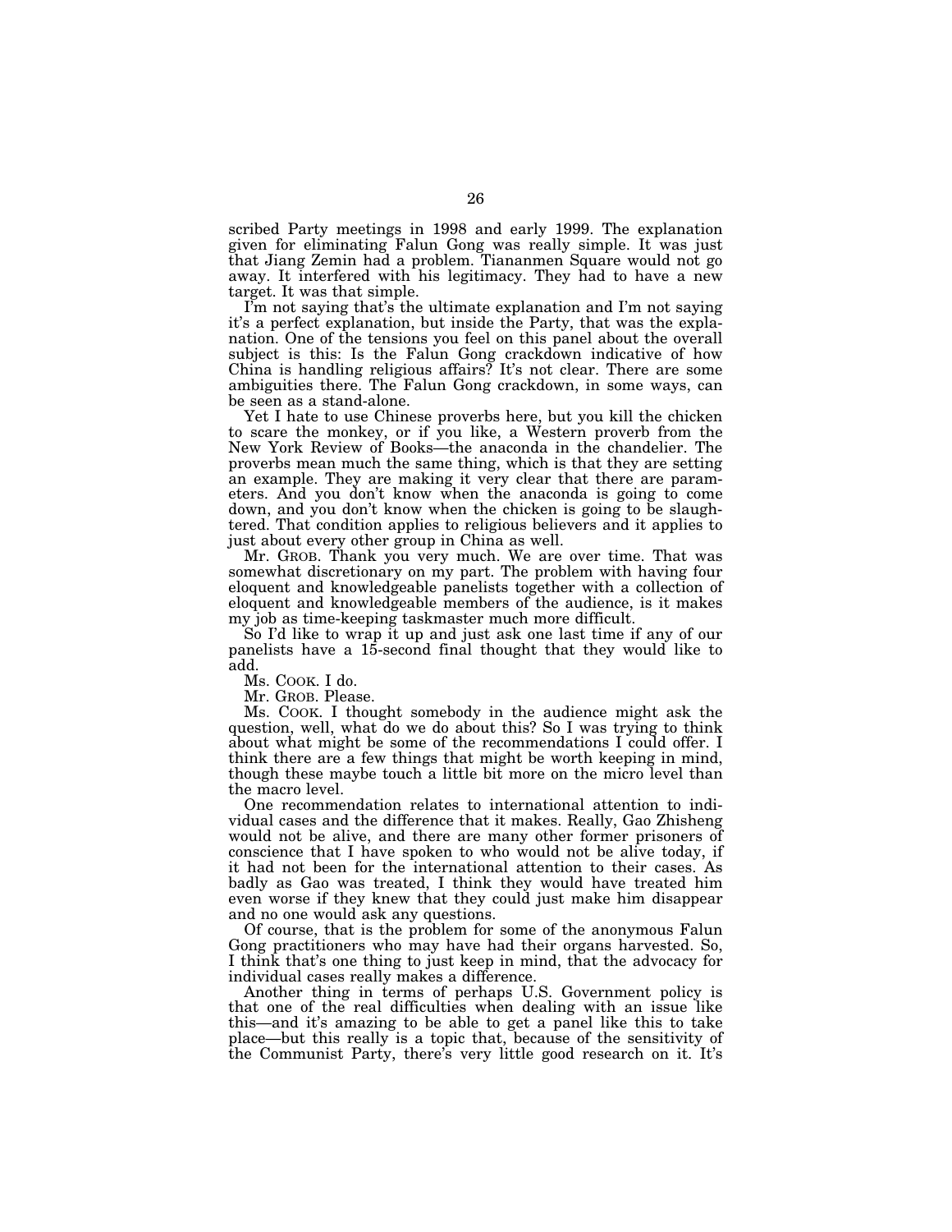scribed Party meetings in 1998 and early 1999. The explanation given for eliminating Falun Gong was really simple. It was just that Jiang Zemin had a problem. Tiananmen Square would not go away. It interfered with his legitimacy. They had to have a new target. It was that simple.

I'm not saying that's the ultimate explanation and I'm not saying it's a perfect explanation, but inside the Party, that was the explanation. One of the tensions you feel on this panel about the overall subject is this: Is the Falun Gong crackdown indicative of how China is handling religious affairs? It's not clear. There are some ambiguities there. The Falun Gong crackdown, in some ways, can be seen as a stand-alone.

Yet I hate to use Chinese proverbs here, but you kill the chicken to scare the monkey, or if you like, a Western proverb from the New York Review of Books—the anaconda in the chandelier. The proverbs mean much the same thing, which is that they are setting an example. They are making it very clear that there are parameters. And you don't know when the anaconda is going to come down, and you don't know when the chicken is going to be slaughtered. That condition applies to religious believers and it applies to just about every other group in China as well.

Mr. GROB. Thank you very much. We are over time. That was somewhat discretionary on my part. The problem with having four eloquent and knowledgeable panelists together with a collection of eloquent and knowledgeable members of the audience, is it makes my job as time-keeping taskmaster much more difficult.

So I'd like to wrap it up and just ask one last time if any of our panelists have a 15-second final thought that they would like to add.

Ms. COOK. I do.

Mr. GROB. Please.

Ms. COOK. I thought somebody in the audience might ask the question, well, what do we do about this? So I was trying to think about what might be some of the recommendations I could offer. I think there are a few things that might be worth keeping in mind, though these maybe touch a little bit more on the micro level than the macro level.

One recommendation relates to international attention to individual cases and the difference that it makes. Really, Gao Zhisheng would not be alive, and there are many other former prisoners of conscience that I have spoken to who would not be alive today, if it had not been for the international attention to their cases. As badly as Gao was treated, I think they would have treated him even worse if they knew that they could just make him disappear and no one would ask any questions.

Of course, that is the problem for some of the anonymous Falun Gong practitioners who may have had their organs harvested. So, I think that's one thing to just keep in mind, that the advocacy for individual cases really makes a difference.

Another thing in terms of perhaps U.S. Government policy is that one of the real difficulties when dealing with an issue like this—and it's amazing to be able to get a panel like this to take place—but this really is a topic that, because of the sensitivity of the Communist Party, there's very little good research on it. It's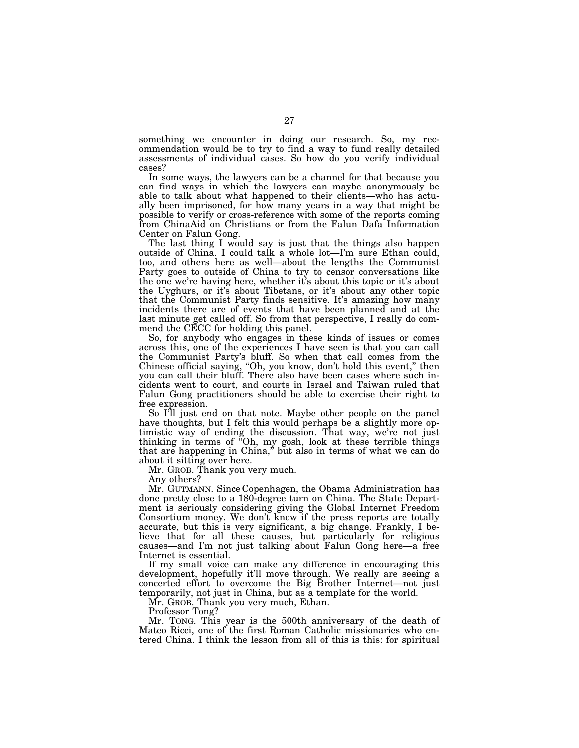something we encounter in doing our research. So, my recommendation would be to try to find a way to fund really detailed assessments of individual cases. So how do you verify individual cases?

In some ways, the lawyers can be a channel for that because you can find ways in which the lawyers can maybe anonymously be able to talk about what happened to their clients—who has actually been imprisoned, for how many years in a way that might be possible to verify or cross-reference with some of the reports coming from ChinaAid on Christians or from the Falun Dafa Information Center on Falun Gong.

The last thing I would say is just that the things also happen outside of China. I could talk a whole lot—I'm sure Ethan could, too, and others here as well—about the lengths the Communist Party goes to outside of China to try to censor conversations like the one we're having here, whether it's about this topic or it's about the Uyghurs, or it's about Tibetans, or it's about any other topic that the Communist Party finds sensitive. It's amazing how many incidents there are of events that have been planned and at the last minute get called off. So from that perspective, I really do commend the CECC for holding this panel.

So, for anybody who engages in these kinds of issues or comes across this, one of the experiences I have seen is that you can call the Communist Party's bluff. So when that call comes from the Chinese official saying, "Oh, you know, don't hold this event," then you can call their bluff. There also have been cases where such incidents went to court, and courts in Israel and Taiwan ruled that Falun Gong practitioners should be able to exercise their right to free expression.

So I'll just end on that note. Maybe other people on the panel have thoughts, but I felt this would perhaps be a slightly more optimistic way of ending the discussion. That way, we're not just thinking in terms of "Oh, my gosh, look at these terrible things that are happening in China," but also in terms of what we can do about it sitting over here.

Mr. GROB. Thank you very much.

Any others?

Mr. GUTMANN. Since Copenhagen, the Obama Administration has done pretty close to a 180-degree turn on China. The State Department is seriously considering giving the Global Internet Freedom Consortium money. We don't know if the press reports are totally accurate, but this is very significant, a big change. Frankly, I believe that for all these causes, but particularly for religious causes—and I'm not just talking about Falun Gong here—a free Internet is essential.

If my small voice can make any difference in encouraging this development, hopefully it'll move through. We really are seeing a concerted effort to overcome the Big Brother Internet—not just temporarily, not just in China, but as a template for the world.

Mr. GROB. Thank you very much, Ethan.

Professor Tong?

Mr. TONG. This year is the 500th anniversary of the death of Mateo Ricci, one of the first Roman Catholic missionaries who entered China. I think the lesson from all of this is this: for spiritual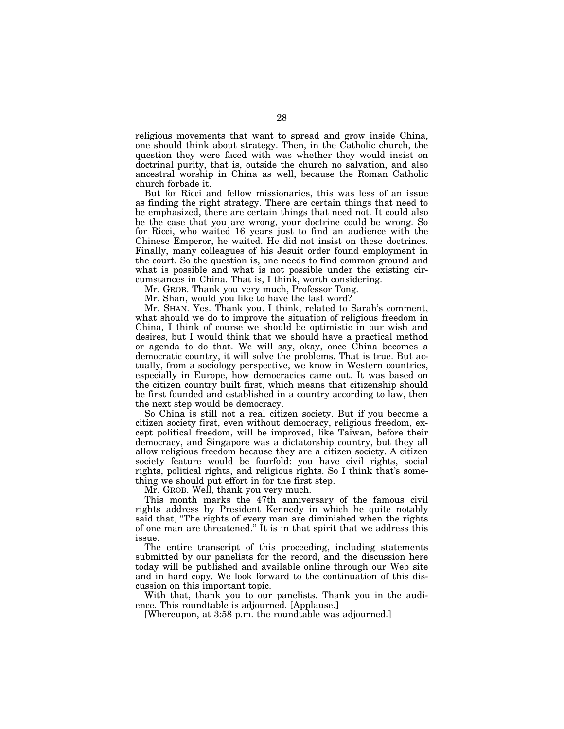religious movements that want to spread and grow inside China, one should think about strategy. Then, in the Catholic church, the question they were faced with was whether they would insist on doctrinal purity, that is, outside the church no salvation, and also ancestral worship in China as well, because the Roman Catholic church forbade it.

But for Ricci and fellow missionaries, this was less of an issue as finding the right strategy. There are certain things that need to be emphasized, there are certain things that need not. It could also be the case that you are wrong, your doctrine could be wrong. So for Ricci, who waited 16 years just to find an audience with the Chinese Emperor, he waited. He did not insist on these doctrines. Finally, many colleagues of his Jesuit order found employment in the court. So the question is, one needs to find common ground and what is possible and what is not possible under the existing circumstances in China. That is, I think, worth considering.

Mr. GROB. Thank you very much, Professor Tong.

Mr. Shan, would you like to have the last word?

Mr. SHAN. Yes. Thank you. I think, related to Sarah's comment, what should we do to improve the situation of religious freedom in China, I think of course we should be optimistic in our wish and desires, but I would think that we should have a practical method or agenda to do that. We will say, okay, once China becomes a democratic country, it will solve the problems. That is true. But actually, from a sociology perspective, we know in Western countries, especially in Europe, how democracies came out. It was based on the citizen country built first, which means that citizenship should be first founded and established in a country according to law, then the next step would be democracy.

So China is still not a real citizen society. But if you become a citizen society first, even without democracy, religious freedom, except political freedom, will be improved, like Taiwan, before their democracy, and Singapore was a dictatorship country, but they all allow religious freedom because they are a citizen society. A citizen society feature would be fourfold: you have civil rights, social rights, political rights, and religious rights. So I think that's something we should put effort in for the first step.

Mr. GROB. Well, thank you very much.

This month marks the 47th anniversary of the famous civil rights address by President Kennedy in which he quite notably said that, "The rights of every man are diminished when the rights of one man are threatened." It is in that spirit that we address this issue.

The entire transcript of this proceeding, including statements submitted by our panelists for the record, and the discussion here today will be published and available online through our Web site and in hard copy. We look forward to the continuation of this discussion on this important topic.

With that, thank you to our panelists. Thank you in the audience. This roundtable is adjourned. [Applause.]

[Whereupon, at 3:58 p.m. the roundtable was adjourned.]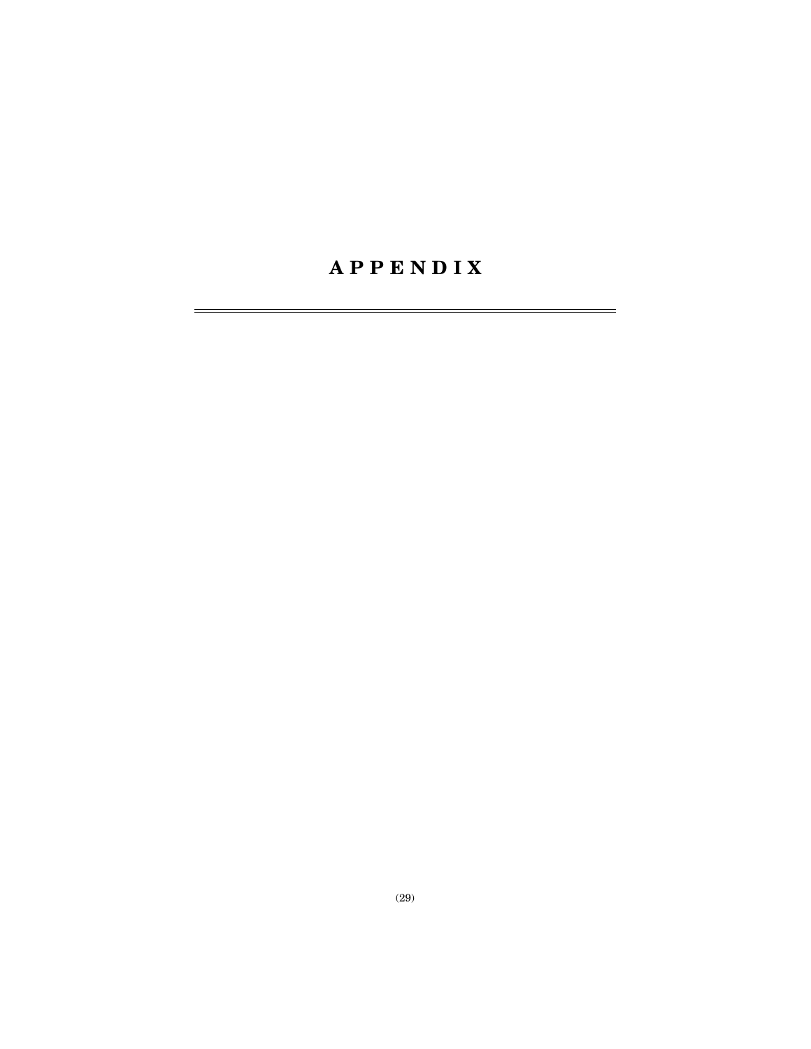# APPENDIX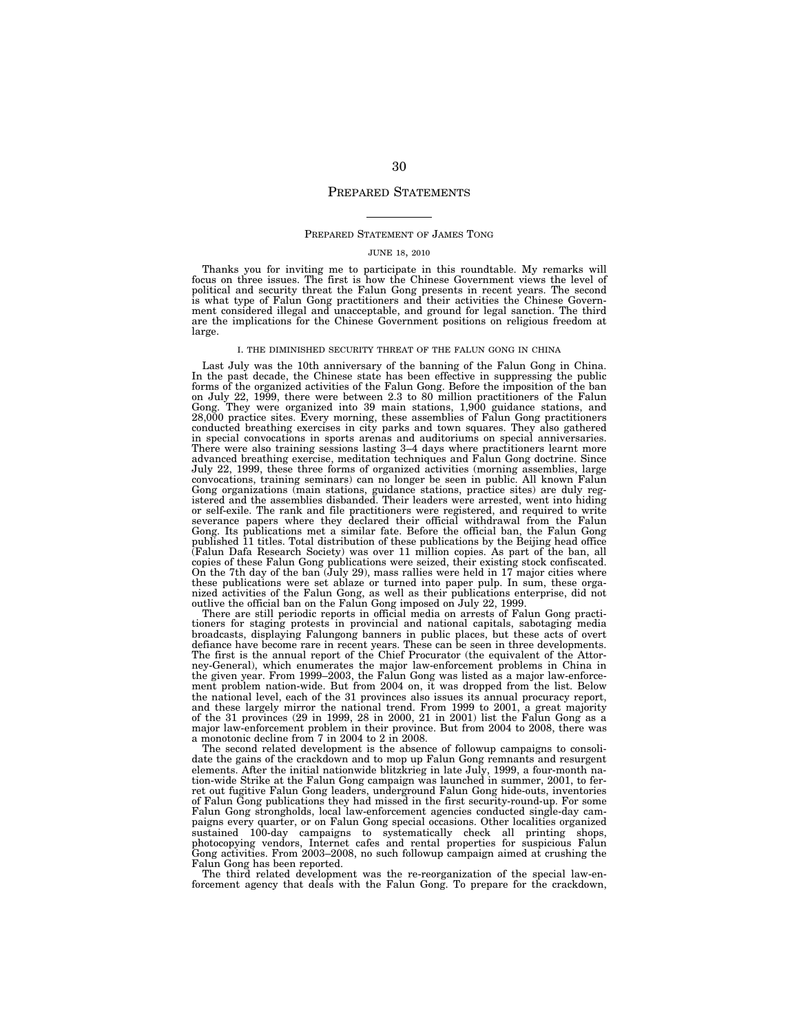# PREPARED STATEMENTS

## PREPARED STATEMENT OF JAMES TONG

JUNE 18, 2010

Thanks you for inviting me to participate in this roundtable. My remarks will focus on three issues. The first is how the Chinese Government views the level of political and security threat the Falun Gong presents in recent years. The second is what type of Falun Gong practitioners and their activities the Chinese Government considered illegal and unacceptable, and ground for legal sanction. The third are the implications for the Chinese Government positions on religious freedom at large.

### I. THE DIMINISHED SECURITY THREAT OF THE FALUN GONG IN CHINA

Last July was the 10th anniversary of the banning of the Falun Gong in China. In the past decade, the Chinese state has been effective in suppressing the public forms of the organized activities of the Falun Gong. Before the imposition of the ban on July 22, 1999, there were between 2.3 to 80 million practitioners of the Falun Gong. They were organized into 39 main stations, 1,900 guidance stations, and 28,000 practice sites. Every morning, these assemblies of Falun Gong practitioners conducted breathing exercises in city parks and town squares. They also gathered in special convocations in sports arenas and auditoriums on special anniversaries. There were also training sessions lasting 3–4 days where practitioners learnt more advanced breathing exercise, meditation techniques and Falun Gong doctrine. Since July 22, 1999, these three forms of organized activities (morning assemblies, large convocations, training seminars) can no longer be seen in public. All known Falun Gong organizations (main stations, guidance stations, practice sites) are duly registered and the assemblies disbanded. Their leaders were arrested, went into hiding or self-exile. The rank and file practitioners were registered, and required to write severance papers where they declared their official withdrawal from the Falun Gong. Its publications met a similar fate. Before the official ban, the Falun Gong published 11 titles. Total distribution of these publications by the Beijing head office (Falun Dafa Research Society) was over 11 million copies. As part of the ban, all copies of these Falun Gong publications were seized, their existing stock confiscated. On the 7th day of the ban (July 29), mass rallies were held in 17 major cities where these publications were set ablaze or turned into paper pulp. In sum, these organized activities of the Falun Gong, as well as their publications enterprise, did not outlive the official ban on the Falun Gong imposed on July 22, 1999.

There are still periodic reports in official media on arrests of Falun Gong practitioners for staging protests in provincial and national capitals, sabotaging media broadcasts, displaying Falungong banners in public places, but these acts of overt defiance have become rare in recent years. These can be seen in three developments. The first is the annual report of the Chief Procurator (the equivalent of the Attorney-General), which enumerates the major law-enforcement problems in China in the given year. From 1999–2003, the Falun Gong was listed as a major law-enforcement problem nation-wide. But from 2004 on, it was dropped from the list. Below the national level, each of the 31 provinces also issues its annual procuracy report, and these largely mirror the national trend. From 1999 to 2001, a great majority of the 31 provinces (29 in 1999, 28 in 2000, 21 in 2001) list the Falun Gong as a major law-enforcement problem in their province. But from 2004 to 2008, there was a monotonic decline from 7 in 2004 to 2 in 2008.

The second related development is the absence of followup campaigns to consolidate the gains of the crackdown and to mop up Falun Gong remnants and resurgent elements. After the initial nationwide blitzkrieg in late July, 1999, a four-month nation-wide Strike at the Falun Gong campaign was launched in summer, 2001, to ferret out fugitive Falun Gong leaders, underground Falun Gong hide-outs, inventories of Falun Gong publications they had missed in the first security-round-up. For some Falun Gong strongholds, local law-enforcement agencies conducted single-day campaigns every quarter, or on Falun Gong special occasions. Other localities organized sustained 100-day campaigns to systematically check all printing shops, photocopying vendors, Internet cafes and rental properties for suspicious Falun Gong activities. From 2003–2008, no such followup campaign aimed at crushing the Falun Gong has been reported.

The third related development was the re-reorganization of the special law-enforcement agency that deals with the Falun Gong. To prepare for the crackdown,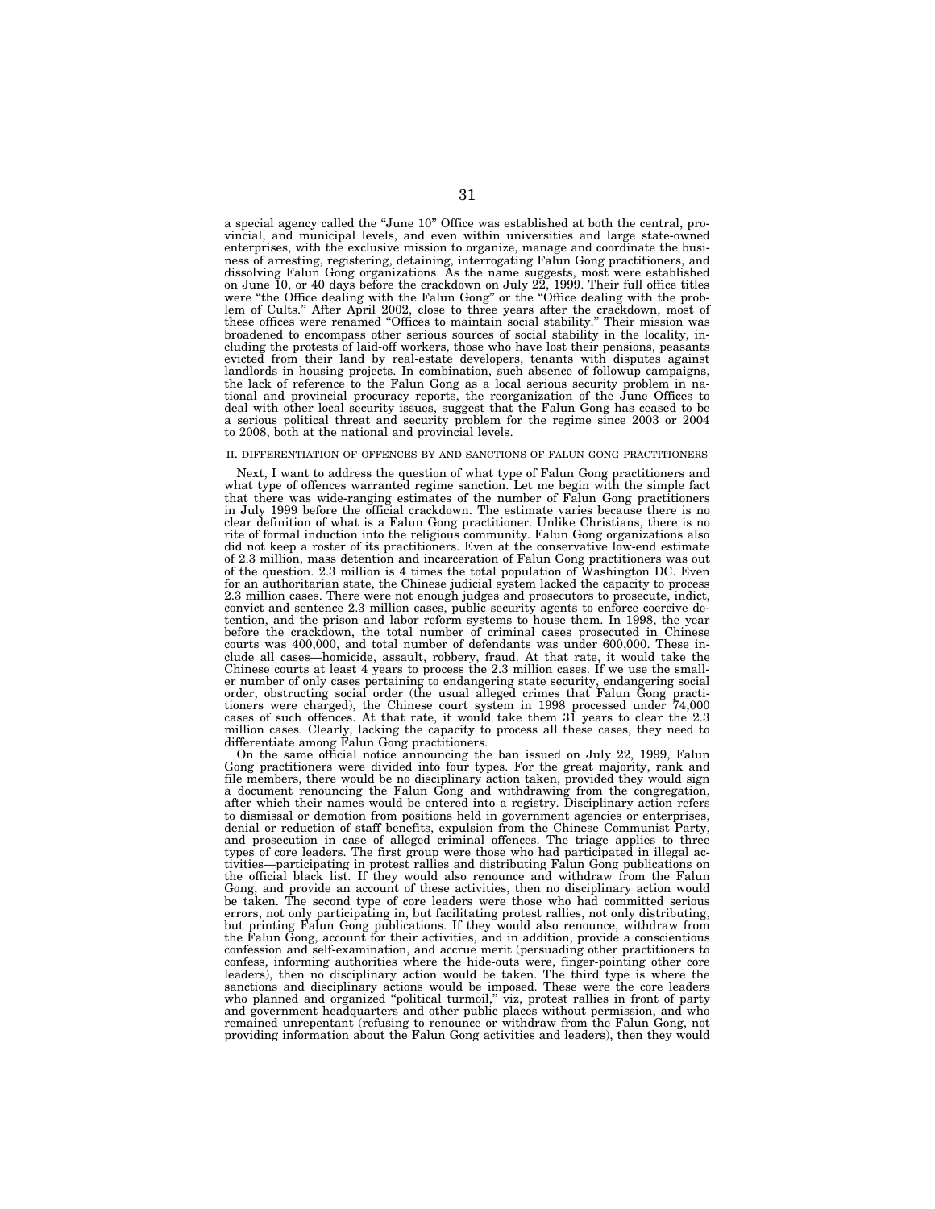a special agency called the "June 10" Office was established at both the central, provincial, and municipal levels, and even within universities and large state-owned enterprises, with the exclusive mission to organize, manage and coordinate the business of arresting, registering, detaining, interrogating Falun Gong practitioners, and dissolving Falun Gong organizations. As the name suggests, most were established on June 10, or 40 days before the crackdown on July 22, 1999. Their full office titles were "the Office dealing with the Falun Gong" or the "Office dealing with the problem of Cults." After April 2002, close to three years after the crackdown, most of these offices were renamed "Offices to maintain social stability." Their mission was broadened to encompass other serious sources of social stability in the locality, including the protests of laid-off workers, those who have lost their pensions, peasants evicted from their land by real-estate developers, tenants with disputes against landlords in housing projects. In combination, such absence of followup campaigns, the lack of reference to the Falun Gong as a local serious security problem in national and provincial procuracy reports, the reorganization of the June Offices to deal with other local security issues, suggest that the Falun Gong has ceased to be a serious political threat and security problem for the regime since 2003 or 2004 to 2008, both at the national and provincial levels.

## II. DIFFERENTIATION OF OFFENCES BY AND SANCTIONS OF FALUN GONG PRACTITIONERS

Next, I want to address the question of what type of Falun Gong practitioners and what type of offences warranted regime sanction. Let me begin with the simple fact that there was wide-ranging estimates of the number of Falun Gong practitioners in July 1999 before the official crackdown. The estimate varies because there is no clear definition of what is a Falun Gong practitioner. Unlike Christians, there is no rite of formal induction into the religious community. Falun Gong organizations also did not keep a roster of its practitioners. Even at the conservative low-end estimate of 2.3 million, mass detention and incarceration of Falun Gong practitioners was out of the question. 2.3 million is 4 times the total population of Washington DC. Even for an authoritarian state, the Chinese judicial system lacked the capacity to process 2.3 million cases. There were not enough judges and prosecutors to prosecute, indict, convict and sentence 2.3 million cases, public security agents to enforce coercive detention, and the prison and labor reform systems to house them. In 1998, the year before the crackdown, the total number of criminal cases prosecuted in Chinese courts was 400,000, and total number of defendants was under 600,000. These include all cases—homicide, assault, robbery, fraud. At that rate, it would take the Chinese courts at least 4 years to process the 2.3 million cases. If we use the smaller number of only cases pertaining to endangering state security, endangering social order, obstructing social order (the usual alleged crimes that Falun Gong practitioners were charged), the Chinese court system in 1998 processed under 74,000 cases of such offences. At that rate, it would take them 31 years to clear the 2.3 million cases. Clearly, lacking the capacity to process all these cases, they need to differentiate among Falun Gong practitioners.

On the same official notice announcing the ban issued on July 22, 1999, Falun Gong practitioners were divided into four types. For the great majority, rank and file members, there would be no disciplinary action taken, provided they would sign a document renouncing the Falun Gong and withdrawing from the congregation, after which their names would be entered into a registry. Disciplinary action refers to dismissal or demotion from positions held in government agencies or enterprises, denial or reduction of staff benefits, expulsion from the Chinese Communist Party, and prosecution in case of alleged criminal offences. The triage applies to three types of core leaders. The first group were those who had participated in illegal activities—participating in protest rallies and distributing Falun Gong publications on the official black list. If they would also renounce and withdraw from the Falun Gong, and provide an account of these activities, then no disciplinary action would be taken. The second type of core leaders were those who had committed serious errors, not only participating in, but facilitating protest rallies, not only distributing, but printing Falun Gong publications. If they would also renounce, withdraw from the Falun Gong, account for their activities, and in addition, provide a conscientious confession and self-examination, and accrue merit (persuading other practitioners to confess, informing authorities where the hide-outs were, finger-pointing other core leaders), then no disciplinary action would be taken. The third type is where the sanctions and disciplinary actions would be imposed. These were the core leaders who planned and organized "political turmoil," viz, protest rallies in front of party and government headquarters and other public places without permission, and who remained unrepentant (refusing to renounce or withdraw from the Falun Gong, not providing information about the Falun Gong activities and leaders), then they would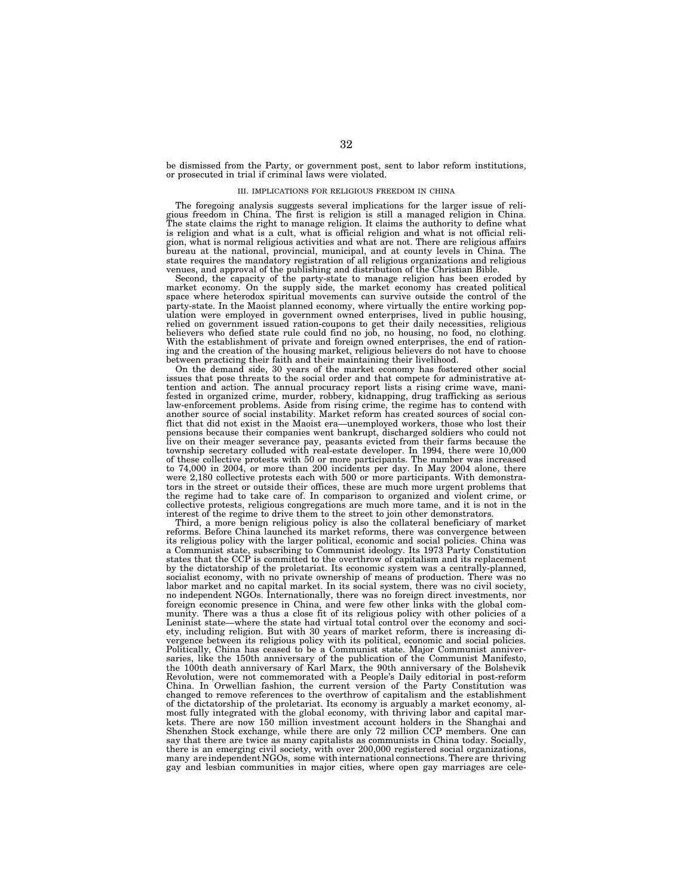be dismissed from the Party, or government post, sent to labor reform institutions, or prosecuted in trial if criminal laws were violated.

### III. IMPLICATIONS FOR RELIGIOUS FREEDOM IN CHINA

The foregoing analysis suggests several implications for the larger issue of religious freedom in China. The first is religion is still a managed religion in China. The state claims the right to manage religion. It claims the authority to define what is religion and what is a cult, what is official religion and what is not official religion, what is normal religious activities and what are not. There are religious affairs bureau at the national, provincial, municipal, and at county levels in China. The state requires the mandatory registration of all religious organizations and religious venues, and approval of the publishing and distribution of the Christian Bible.

Second, the capacity of the party-state to manage religion has been eroded by market economy. On the supply side, the market economy has created political space where heterodox spiritual movements can survive outside the control of the party-state. In the Maoist planned economy, where virtually the entire working population were employed in government owned enterprises, lived in public housing, relied on government issued ration-coupons to get their daily necessities, religious believers who defied state rule could find no job, no housing, no food, no clothing. With the establishment of private and foreign owned enterprises, the end of rationing and the creation of the housing market, religious believers do not have to choose between practicing their faith and their maintaining their livelihood.

On the demand side, 30 years of the market economy has fostered other social issues that pose threats to the social order and that compete for administrative attention and action. The annual procuracy report lists a rising crime wave, manifested in organized crime, murder, robbery, kidnapping, drug trafficking as serious law-enforcement problems. Aside from rising crime, the regime has to contend with another source of social instability. Market reform has created sources of social conflict that did not exist in the Maoist era—unemployed workers, those who lost their pensions because their companies went bankrupt, discharged soldiers who could not live on their meager severance pay, peasants evicted from their farms because the township secretary colluded with real-estate developer. In 1994, there were 10,000 of these collective protests with 50 or more participants. The number was increased to 74,000 in 2004, or more than 200 incidents per day. In May 2004 alone, there were 2,180 collective protests each with 500 or more participants. With demonstrators in the street or outside their offices, these are much more urgent problems that the regime had to take care of. In comparison to organized and violent crime, or collective protests, religious congregations are much more tame, and it is not in the interest of the regime to drive them to the street to join other demonstrators.

Third, a more benign religious policy is also the collateral beneficiary of market reforms. Before China launched its market reforms, there was convergence between its religious policy with the larger political, economic and social policies. China was a Communist state, subscribing to Communist ideology. Its 1973 Party Constitution states that the CCP is committed to the overthrow of capitalism and its replacement by the dictatorship of the proletariat. Its economic system was a centrally-planned, socialist economy, with no private ownership of means of production. There was no labor market and no capital market. In its social system, there was no civil society, no independent NGOs. Internationally, there was no foreign direct investments, nor foreign economic presence in China, and were few other links with the global community. There was a thus a close fit of its religious policy with other policies of a Leninist state—where the state had virtual total control over the economy and society, including religion. But with 30 years of market reform, there is increasing divergence between its religious policy with its political, economic and social policies. Politically, China has ceased to be a Communist state. Major Communist anniversaries, like the 150th anniversary of the publication of the Communist Manifesto, the 100th death anniversary of Karl Marx, the 90th anniversary of the Bolshevik Revolution, were not commemorated with a People's Daily editorial in post-reform China. In Orwellian fashion, the current version of the Party Constitution was changed to remove references to the overthrow of capitalism and the establishment of the dictatorship of the proletariat. Its economy is arguably a market economy, almost fully integrated with the global economy, with thriving labor and capital markets. There are now 150 million investment account holders in the Shanghai and Shenzhen Stock exchange, while there are only 72 million CCP members. One can say that there are twice as many capitalists as communists in China today. Socially, there is an emerging civil society, with over 200,000 registered social organizations, many are independent NGOs, some with international connections. There are thriving gay and lesbian communities in major cities, where open gay marriages are cele-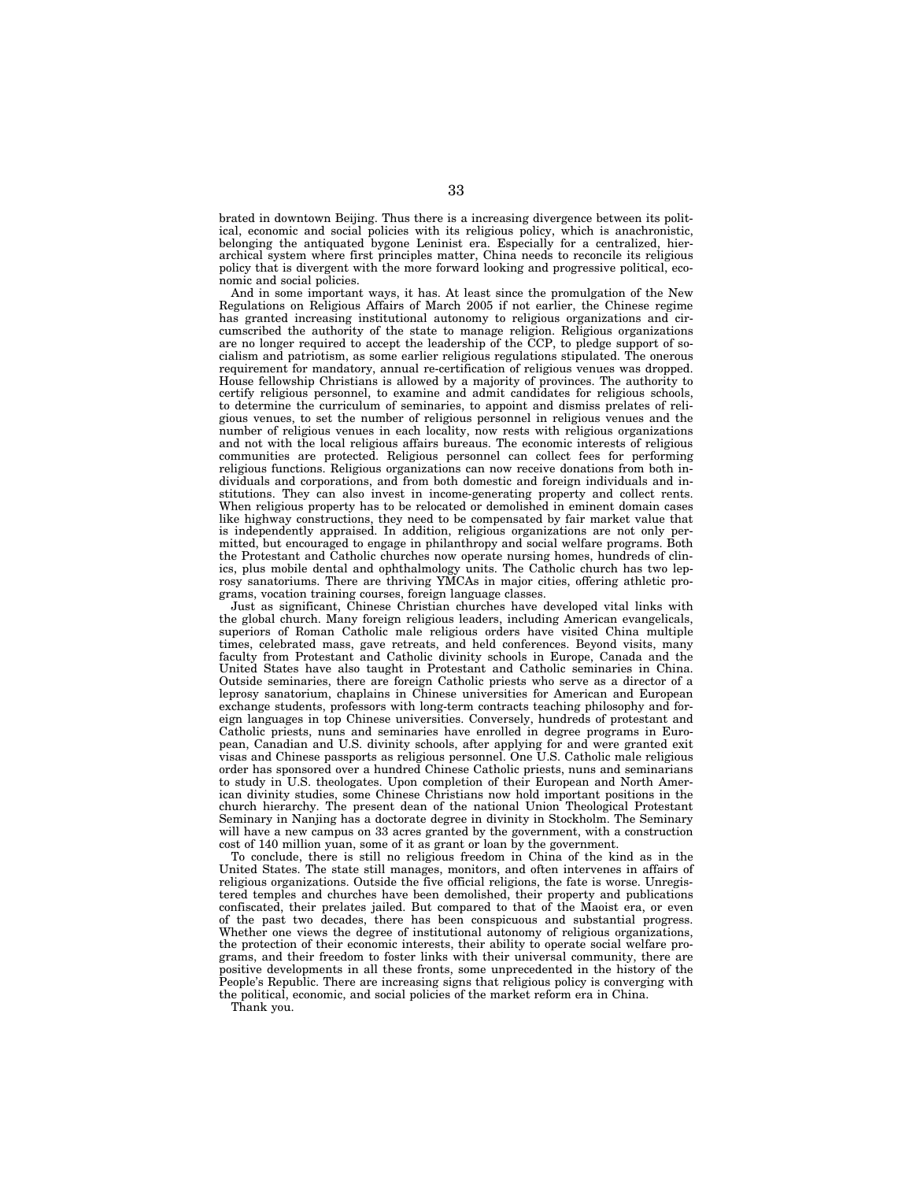brated in downtown Beijing. Thus there is a increasing divergence between its political, economic and social policies with its religious policy, which is anachronistic, belonging the antiquated bygone Leninist era. Especially for a centralized, hierarchical system where first principles matter, China needs to reconcile its religious policy that is divergent with the more forward looking and progressive political, economic and social policies.

And in some important ways, it has. At least since the promulgation of the New Regulations on Religious Affairs of March 2005 if not earlier, the Chinese regime has granted increasing institutional autonomy to religious organizations and circumscribed the authority of the state to manage religion. Religious organizations are no longer required to accept the leadership of the CCP, to pledge support of socialism and patriotism, as some earlier religious regulations stipulated. The onerous requirement for mandatory, annual re-certification of religious venues was dropped. House fellowship Christians is allowed by a majority of provinces. The authority to certify religious personnel, to examine and admit candidates for religious schools, to determine the curriculum of seminaries, to appoint and dismiss prelates of religious venues, to set the number of religious personnel in religious venues and the number of religious venues in each locality, now rests with religious organizations and not with the local religious affairs bureaus. The economic interests of religious communities are protected. Religious personnel can collect fees for performing religious functions. Religious organizations can now receive donations from both individuals and corporations, and from both domestic and foreign individuals and institutions. They can also invest in income-generating property and collect rents. When religious property has to be relocated or demolished in eminent domain cases like highway constructions, they need to be compensated by fair market value that is independently appraised. In addition, religious organizations are not only permitted, but encouraged to engage in philanthropy and social welfare programs. Both the Protestant and Catholic churches now operate nursing homes, hundreds of clinics, plus mobile dental and ophthalmology units. The Catholic church has two leprosy sanatoriums. There are thriving YMCAs in major cities, offering athletic programs, vocation training courses, foreign language classes.

Just as significant, Chinese Christian churches have developed vital links with the global church. Many foreign religious leaders, including American evangelicals, superiors of Roman Catholic male religious orders have visited China multiple times, celebrated mass, gave retreats, and held conferences. Beyond visits, many faculty from Protestant and Catholic divinity schools in Europe, Canada and the United States have also taught in Protestant and Catholic seminaries in China. Outside seminaries, there are foreign Catholic priests who serve as a director of a leprosy sanatorium, chaplains in Chinese universities for American and European exchange students, professors with long-term contracts teaching philosophy and foreign languages in top Chinese universities. Conversely, hundreds of protestant and Catholic priests, nuns and seminaries have enrolled in degree programs in European, Canadian and U.S. divinity schools, after applying for and were granted exit visas and Chinese passports as religious personnel. One U.S. Catholic male religious order has sponsored over a hundred Chinese Catholic priests, nuns and seminarians to study in U.S. theologates. Upon completion of their European and North American divinity studies, some Chinese Christians now hold important positions in the church hierarchy. The present dean of the national Union Theological Protestant Seminary in Nanjing has a doctorate degree in divinity in Stockholm. The Seminary will have a new campus on 33 acres granted by the government, with a construction cost of 140 million yuan, some of it as grant or loan by the government.

To conclude, there is still no religious freedom in China of the kind as in the United States. The state still manages, monitors, and often intervenes in affairs of religious organizations. Outside the five official religions, the fate is worse. Unregistered temples and churches have been demolished, their property and publications confiscated, their prelates jailed. But compared to that of the Maoist era, or even of the past two decades, there has been conspicuous and substantial progress. Whether one views the degree of institutional autonomy of religious organizations, the protection of their economic interests, their ability to operate social welfare programs, and their freedom to foster links with their universal community, there are positive developments in all these fronts, some unprecedented in the history of the People's Republic. There are increasing signs that religious policy is converging with the political, economic, and social policies of the market reform era in China.

Thank you.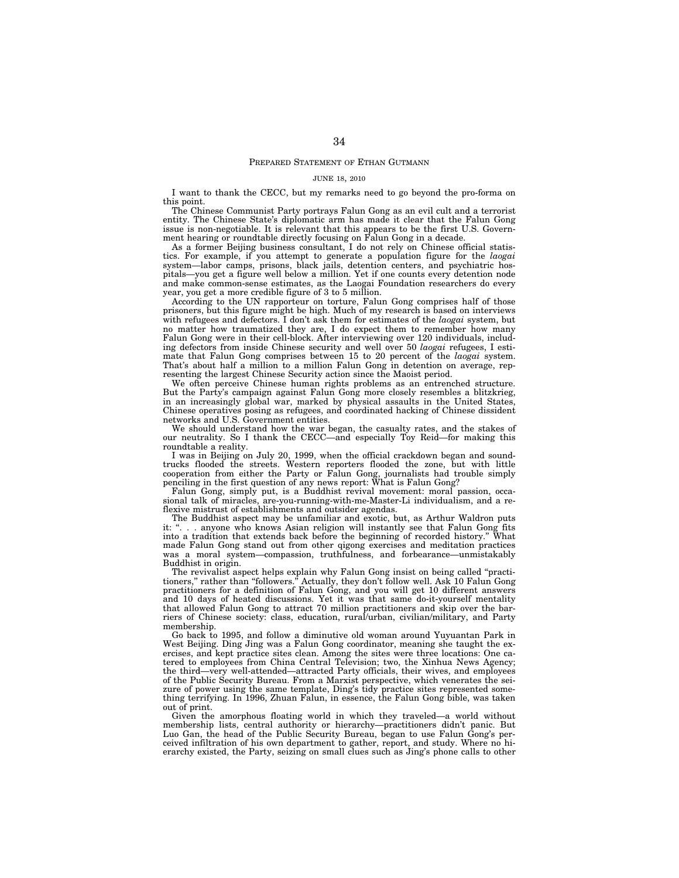## PREPARED STATEMENT OF ETHAN GUTMANN

JUNE 18, 2010

I want to thank the CECC, but my remarks need to go beyond the pro-forma on this point.

The Chinese Communist Party portrays Falun Gong as an evil cult and a terrorist entity. The Chinese State's diplomatic arm has made it clear that the Falun Gong issue is non-negotiable. It is relevant that this appears to be the first U.S. Government hearing or roundtable directly focusing on Falun Gong in a decade.

As a former Beijing business consultant, I do not rely on Chinese official statistics. For example, if you attempt to generate a population figure for the *laogai* system—labor camps, prisons, black jails, detention centers, and psychiatric hospitals—you get a figure well below a million. Yet if one counts every detention node and make common-sense estimates, as the Laogai Foundation researchers do every year, you get a more credible figure of 3 to 5 million.

According to the UN rapporteur on torture, Falun Gong comprises half of those prisoners, but this figure might be high. Much of my research is based on interviews with refugees and defectors. I don't ask them for estimates of the *laogai* system, but no matter how traumatized they are, I do expect them to remember how many Falun Gong were in their cell-block. After interviewing over 120 individuals, including defectors from inside Chinese security and well over 50 *laogai* refugees, I estimate that Falun Gong comprises between 15 to 20 percent of the *laogai* system. That's about half a million to a million Falun Gong in detention on average, representing the largest Chinese Security action since the Maoist period.

We often perceive Chinese human rights problems as an entrenched structure. But the Party's campaign against Falun Gong more closely resembles a blitzkrieg, in an increasingly global war, marked by physical assaults in the United States, Chinese operatives posing as refugees, and coordinated hacking of Chinese dissident networks and U.S. Government entities.

We should understand how the war began, the casualty rates, and the stakes of our neutrality. So I thank the CECC—and especially Toy Reid—for making this roundtable a reality.

I was in Beijing on July 20, 1999, when the official crackdown began and sound-trucks flooded the streets. Western reporters flooded the zone, but with little cooperation from either the Party or Falun Gong, journalists had trouble simply penciling in the first question of any news report: What is Falun Gong?

Falun Gong, simply put, is a Buddhist revival movement: moral passion, occasional talk of miracles, are-you-running-with-me-Master-Li individualism, and a reflexive mistrust of establishments and outsider agendas.

The Buddhist aspect may be unfamiliar and exotic, but, as Arthur Waldron puts it: ". . . anyone who knows Asian religion will instantly see that Falun Gong fits into a tradition that extends back before the beginning of recorded history." What made Falun Gong stand out from other qigong exercises and meditation practices was a moral system—compassion, truthfulness, and forbearance—unmistakably Buddhist in origin.

The revivalist aspect helps explain why Falun Gong insist on being called "practitioners," rather than "followers." Actually, they don't follow well. Ask 10 Falun Gong practitioners for a definition of Falun Gong, and you will get 10 different answers and 10 days of heated discussions. Yet it was that same do-it-yourself mentality that allowed Falun Gong to attract 70 million practitioners and skip over the barriers of Chinese society: class, education, rural/urban, civilian/military, and Party membership.

Go back to 1995, and follow a diminutive old woman around Yuyuantan Park in West Beijing. Ding Jing was a Falun Gong coordinator, meaning she taught the exercises, and kept practice sites clean. Among the sites were three locations: One catered to employees from China Central Television; two, the Xinhua News Agency; the third—very well-attended—attracted Party officials, their wives, and employees of the Public Security Bureau. From a Marxist perspective, which venerates the seizure of power using the same template, Ding's tidy practice sites represented something terrifying. In 1996, Zhuan Falun, in essence, the Falun Gong bible, was taken out of print.

Given the amorphous floating world in which they traveled—a world without membership lists, central authority or hierarchy—practitioners didn't panic. But Luo Gan, the head of the Public Security Bureau, began to use Falun Gong's perceived infiltration of his own department to gather, report, and study. Where no hierarchy existed, the Party, seizing on small clues such as Jing's phone calls to other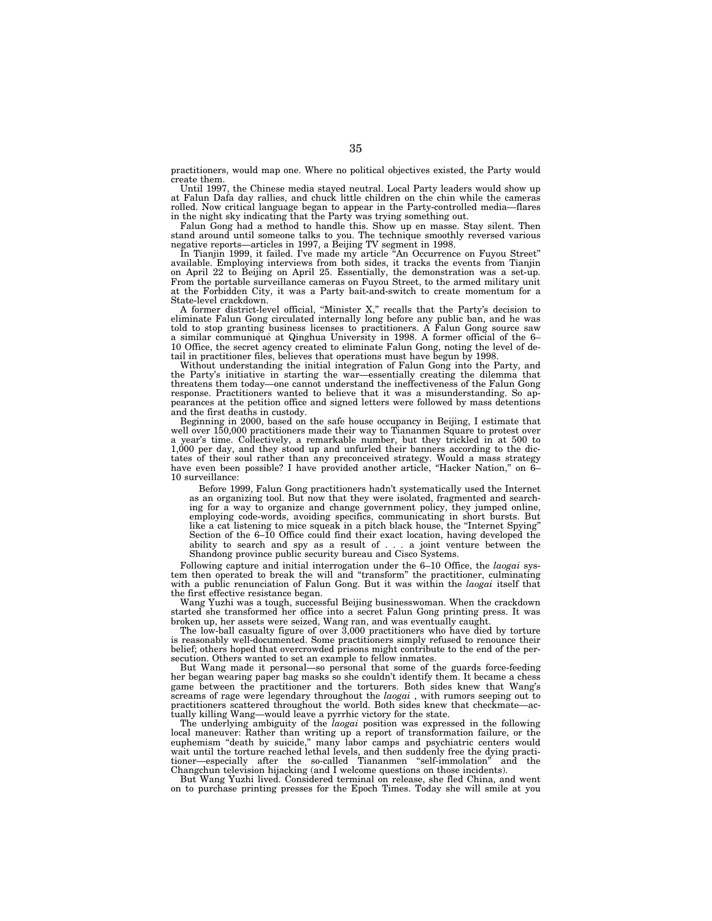practitioners, would map one. Where no political objectives existed, the Party would create them.

Until 1997, the Chinese media stayed neutral. Local Party leaders would show up at Falun Dafa day rallies, and chuck little children on the chin while the cameras rolled. Now critical language began to appear in the Party-controlled media—flares in the night sky indicating that the Party was trying something out.

Falun Gong had a method to handle this. Show up en masse. Stay silent. Then stand around until someone talks to you. The technique smoothly reversed various negative reports—articles in 1997, a Beijing TV segment in 1998.

In Tianjin 1999, it failed. I've made my article "An Occurrence on Fuyou Street" available. Employing interviews from both sides, it tracks the events from Tianjin on April 22 to Beijing on April 25. Essentially, the demonstration was a set-up. From the portable surveillance cameras on Fuyou Street, to the armed military unit at the Forbidden City, it was a Party bait-and-switch to create momentum for a State-level crackdown.

A former district-level official, "Minister X," recalls that the Party's decision to eliminate Falun Gong circulated internally long before any public ban, and he was told to stop granting business licenses to practitioners. A Falun Gong source saw a similar communiqué at Qinghua University in 1998. A former official of the 6–10 Office, the secret agency created to eliminate Falun Gong, noting the level of detail in practitioner files, believes that operations must have begun by 1998.

Without understanding the initial integration of Falun Gong into the Party, and the Party's initiative in starting the war—essentially creating the dilemma that threatens them today—one cannot understand the ineffectiveness of the Falun Gong response. Practitioners wanted to believe that it was a misunderstanding. So appearances at the petition office and signed letters were followed by mass detentions and the first deaths in custody.

Beginning in 2000, based on the safe house occupancy in Beijing, I estimate that well over 150,000 practitioners made their way to Tiananmen Square to protest over a year's time. Collectively, a remarkable number, but they trickled in at 500 to 1,000 per day, and they stood up and unfurled their banners according to the dictates of their soul rather than any preconceived strategy. Would a mass strategy have even been possible? I have provided another article, "Hacker Nation," on 6–10 surveillance:

> Before 1999, Falun Gong practitioners hadn't systematically used the Internet as an organizing tool. But now that they were isolated, fragmented and searching for a way to organize and change government policy, they jumped online, employing code-words, avoiding specifics, communicating in short bursts. But like a cat listening to mice squeak in a pitch black house, the "Internet Spying" Section of the 6–10 Office could find their exact location, having developed the ability to search and spy as a result of . . . a joint venture between the Shandong province public security bureau and Cisco Systems.

Following capture and initial interrogation under the 6–10 Office, the *laogai* system then operated to break the will and "transform" the practitioner, culminating with a public renunciation of Falun Gong. But it was within the *laogai* itself that the first effective resistance began.

Wang Yuzhi was a tough, successful Beijing businesswoman. When the crackdown started she transformed her office into a secret Falun Gong printing press. It was broken up, her assets were seized, Wang ran, and was eventually caught.

The low-ball casualty figure of over 3,000 practitioners who have died by torture is reasonably well-documented. Some practitioners simply refused to renounce their belief; others hoped that overcrowded prisons might contribute to the end of the persecution. Others wanted to set an example to fellow inmates.

But Wang made it personal—so personal that some of the guards force-feeding her began wearing paper bag masks so she couldn't identify them. It became a chess game between the practitioner and the torturers. Both sides knew that Wang's screams of rage were legendary throughout the *laogai* , with rumors seeping out to practitioners scattered throughout the world. Both sides knew that checkmate—actually killing Wang—would leave a pyrrhic victory for the state.

The underlying ambiguity of the *laogai* position was expressed in the following local maneuver: Rather than writing up a report of transformation failure, or the euphemism "death by suicide," many labor camps and psychiatric centers would wait until the torture reached lethal levels, and then suddenly free the dying practitioner—especially after the so-called Tiananmen "self-immolation" and the Changchun television hijacking (and I welcome questions on those incidents).

But Wang Yuzhi lived. Considered terminal on release, she fled China, and went on to purchase printing presses for the Epoch Times. Today she will smile at you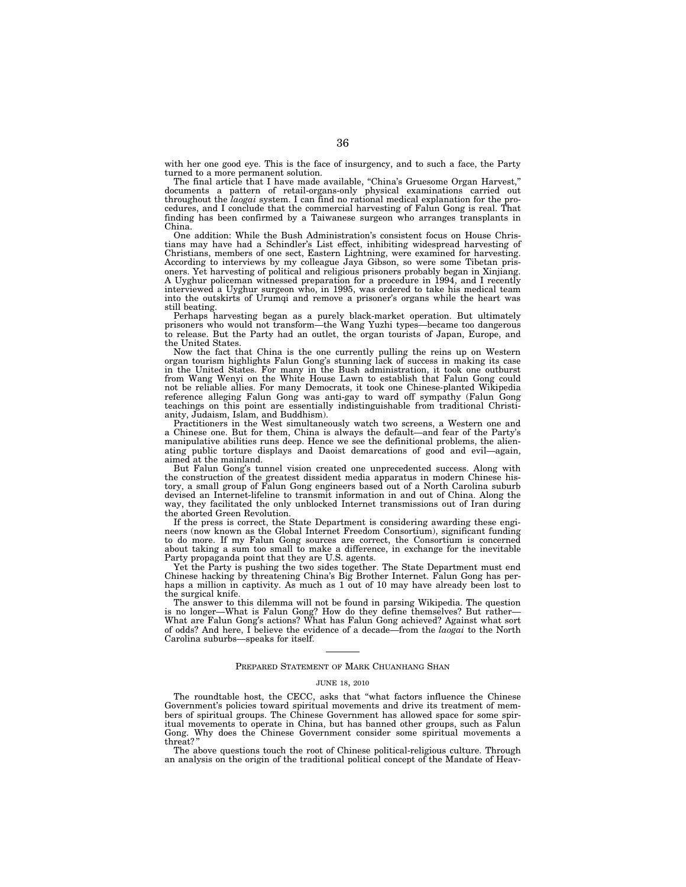with her one good eye. This is the face of insurgency, and to such a face, the Party turned to a more permanent solution.

The final article that I have made available, "China's Gruesome Organ Harvest," documents a pattern of retail-organs-only physical examinations carried out throughout the *laogai* system. I can find no rational medical explanation for the procedures, and I conclude that the commercial harvesting of Falun Gong is real. That finding has been confirmed by a Taiwanese surgeon who arranges transplants in China.

One addition: While the Bush Administration's consistent focus on House Christians may have had a Schindler's List effect, inhibiting widespread harvesting of Christians, members of one sect, Eastern Lightning, were examined for harvesting. According to interviews by my colleague Jaya Gibson, so were some Tibetan prisoners. Yet harvesting of political and religious prisoners probably began in Xinjiang. A Uyghur policeman witnessed preparation for a procedure in 1994, and I recently interviewed a Uyghur surgeon who, in 1995, was ordered to take his medical team into the outskirts of Urumqi and remove a prisoner's organs while the heart was still beating.

Perhaps harvesting began as a purely black-market operation. But ultimately prisoners who would not transform—the Wang Yuzhi types—became too dangerous to release. But the Party had an outlet, the organ tourists of Japan, Europe, and the United States.

Now the fact that China is the one currently pulling the reins up on Western organ tourism highlights Falun Gong's stunning lack of success in making its case in the United States. For many in the Bush administration, it took one outburst from Wang Wenyi on the White House Lawn to establish that Falun Gong could not be reliable allies. For many Democrats, it took one Chinese-planted Wikipedia reference alleging Falun Gong was anti-gay to ward off sympathy (Falun Gong teachings on this point are essentially indistinguishable from traditional Christianity, Judaism, Islam, and Buddhism).

Practitioners in the West simultaneously watch two screens, a Western one and a Chinese one. But for them, China is always the default—and fear of the Party's manipulative abilities runs deep. Hence we see the definitional problems, the alienating public torture displays and Daoist demarcations of good and evil—again, aimed at the mainland.

But Falun Gong's tunnel vision created one unprecedented success. Along with the construction of the greatest dissident media apparatus in modern Chinese history, a small group of Falun Gong engineers based out of a North Carolina suburb devised an Internet-lifeline to transmit information in and out of China. Along the way, they facilitated the only unblocked Internet transmissions out of Iran during the aborted Green Revolution.

If the press is correct, the State Department is considering awarding these engineers (now known as the Global Internet Freedom Consortium), significant funding to do more. If my Falun Gong sources are correct, the Consortium is concerned about taking a sum too small to make a difference, in exchange for the inevitable Party propaganda point that they are U.S. agents.

Yet the Party is pushing the two sides together. The State Department must end Chinese hacking by threatening China's Big Brother Internet. Falun Gong has perhaps a million in captivity. As much as 1 out of 10 may have already been lost to the surgical knife.

The answer to this dilemma will not be found in parsing Wikipedia. The question is no longer—What is Falun Gong? How do they define themselves? But rather—What are Falun Gong's actions? What has Falun Gong achieved? Against what sort of odds? And here, I believe the evidence of a decade—from the *laogai* to the North Carolina suburbs—speaks for itself.

---

## Prepared Statement of Mark Chuanhang Shan

JUNE 18, 2010

The roundtable host, the CECC, asks that "what factors influence the Chinese Government's policies toward spiritual movements and drive its treatment of members of spiritual groups. The Chinese Government has allowed space for some spiritual movements to operate in China, but has banned other groups, such as Falun Gong. Why does the Chinese Government consider some spiritual movements a threat?"

The above questions touch the root of Chinese political-religious culture. Through an analysis on the origin of the traditional political concept of the Mandate of Heav-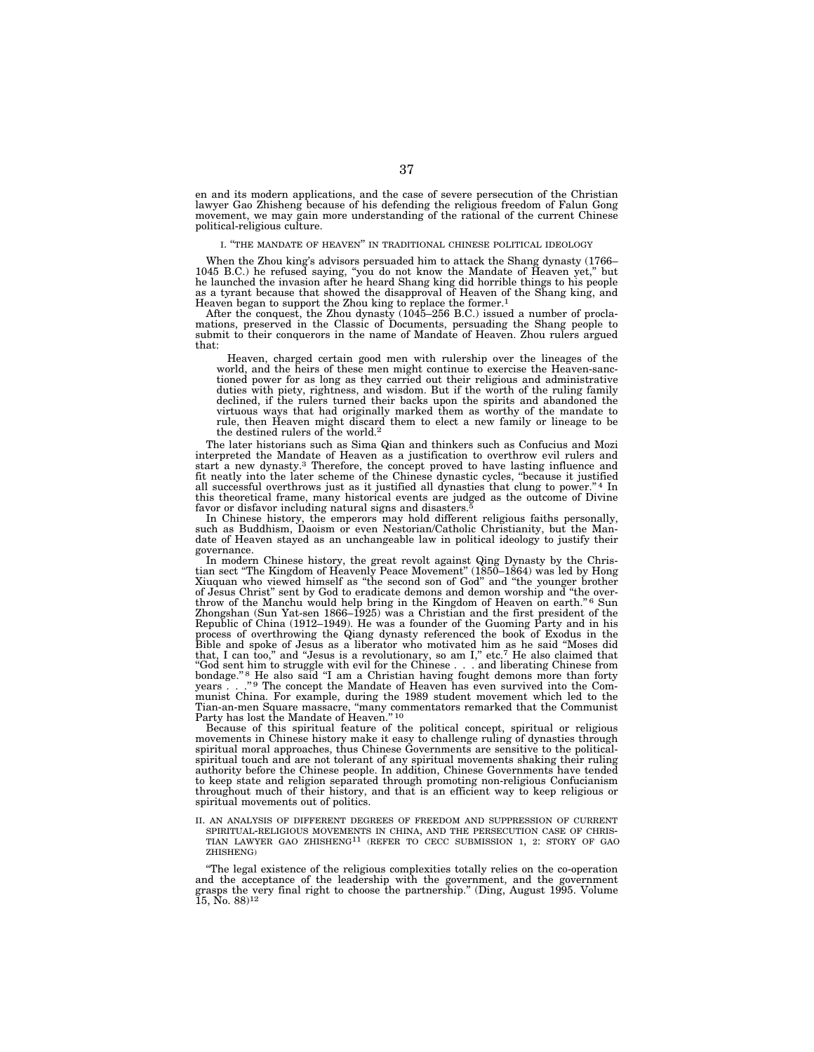en and its modern applications, and the case of severe persecution of the Christian lawyer Gao Zhisheng because of his defending the religious freedom of Falun Gong movement, we may gain more understanding of the rational of the current Chinese political-religious culture.

## I. "THE MANDATE OF HEAVEN" IN TRADITIONAL CHINESE POLITICAL IDEOLOGY

When the Zhou king's advisors persuaded him to attack the Shang dynasty (1766–1045 B.C.) he refused saying, "you do not know the Mandate of Heaven yet," but he launched the invasion after he heard Shang king did horrible things to his people as a tyrant because that showed the disapproval of Heaven of the Shang king, and Heaven began to support the Zhou king to replace the former.[1]

After the conquest, the Zhou dynasty (1045–256 B.C.) issued a number of proclamations, preserved in the Classic of Documents, persuading the Shang people to submit to their conquerors in the name of Mandate of Heaven. Zhou rulers argued that:

> Heaven, charged certain good men with rulership over the lineages of the world, and the heirs of these men might continue to exercise the Heaven-sanctioned power for as long as they carried out their religious and administrative duties with piety, rightness, and wisdom. But if the worth of the ruling family declined, if the rulers turned their backs upon the spirits and abandoned the virtuous ways that had originally marked them as worthy of the mandate to rule, then Heaven might discard them to elect a new family or lineage to be the destined rulers of the world.[2]

The later historians such as Sima Qian and thinkers such as Confucius and Mozi interpreted the Mandate of Heaven as a justification to overthrow evil rulers and start a new dynasty.[3] Therefore, the concept proved to have lasting influence and fit neatly into the later scheme of the Chinese dynastic cycles, "because it justified all successful overthrows just as it justified all dynasties that clung to power."[4] In this theoretical frame, many historical events are judged as the outcome of Divine favor or disfavor including natural signs and disasters.[5]

In Chinese history, the emperors may hold different religious faiths personally, such as Buddhism, Daoism or even Nestorian/Catholic Christianity, but the Mandate of Heaven stayed as an unchangeable law in political ideology to justify their governance.

In modern Chinese history, the great revolt against Qing Dynasty by the Christian sect "The Kingdom of Heavenly Peace Movement" (1850–1864) was led by Hong Xiuquan who viewed himself as "the second son of God" and "the younger brother of Jesus Christ" sent by God to eradicate demons and demon worship and "the overthrow of the Manchu would help bring in the Kingdom of Heaven on earth."[6] Sun Zhongshan (Sun Yat-sen 1866–1925) was a Christian and the first president of the Republic of China (1912–1949). He was a founder of the Guoming Party and in his process of overthrowing the Qiang dynasty referenced the book of Exodus in the Bible and spoke of Jesus as a liberator who motivated him as he said "Moses did that, I can too," and "Jesus is a revolutionary, so am I," etc.[7] He also claimed that "God sent him to struggle with evil for the Chinese . . . and liberating Chinese from bondage."[8] He also said "I am a Christian having fought demons more than forty years . . ."[9] The concept the Mandate of Heaven has even survived into the Communist China. For example, during the 1989 student movement which led to the Tian-an-men Square massacre, "many commentators remarked that the Communist Party has lost the Mandate of Heaven."[10]

Because of this spiritual feature of the political concept, spiritual or religious movements in Chinese history make it easy to challenge ruling of dynasties through spiritual moral approaches, thus Chinese Governments are sensitive to the political-spiritual touch and are not tolerant of any spiritual movements shaking their ruling authority before the Chinese people. In addition, Chinese Governments have tended to keep state and religion separated through promoting non-religious Confucianism throughout much of their history, and that is an efficient way to keep religious or spiritual movements out of politics.

## II. AN ANALYSIS OF DIFFERENT DEGREES OF FREEDOM AND SUPPRESSION OF CURRENT SPIRITUAL-RELIGIOUS MOVEMENTS IN CHINA, AND THE PERSECUTION CASE OF CHRISTIAN LAWYER GAO ZHISHENG[11] (REFER TO CECC SUBMISSION 1, 2: STORY OF GAO ZHISHENG)

"The legal existence of the religious complexities totally relies on the co-operation and the acceptance of the leadership with the government, and the government grasps the very final right to choose the partnership." (Ding, August 1995. Volume 15, No. 88)[12]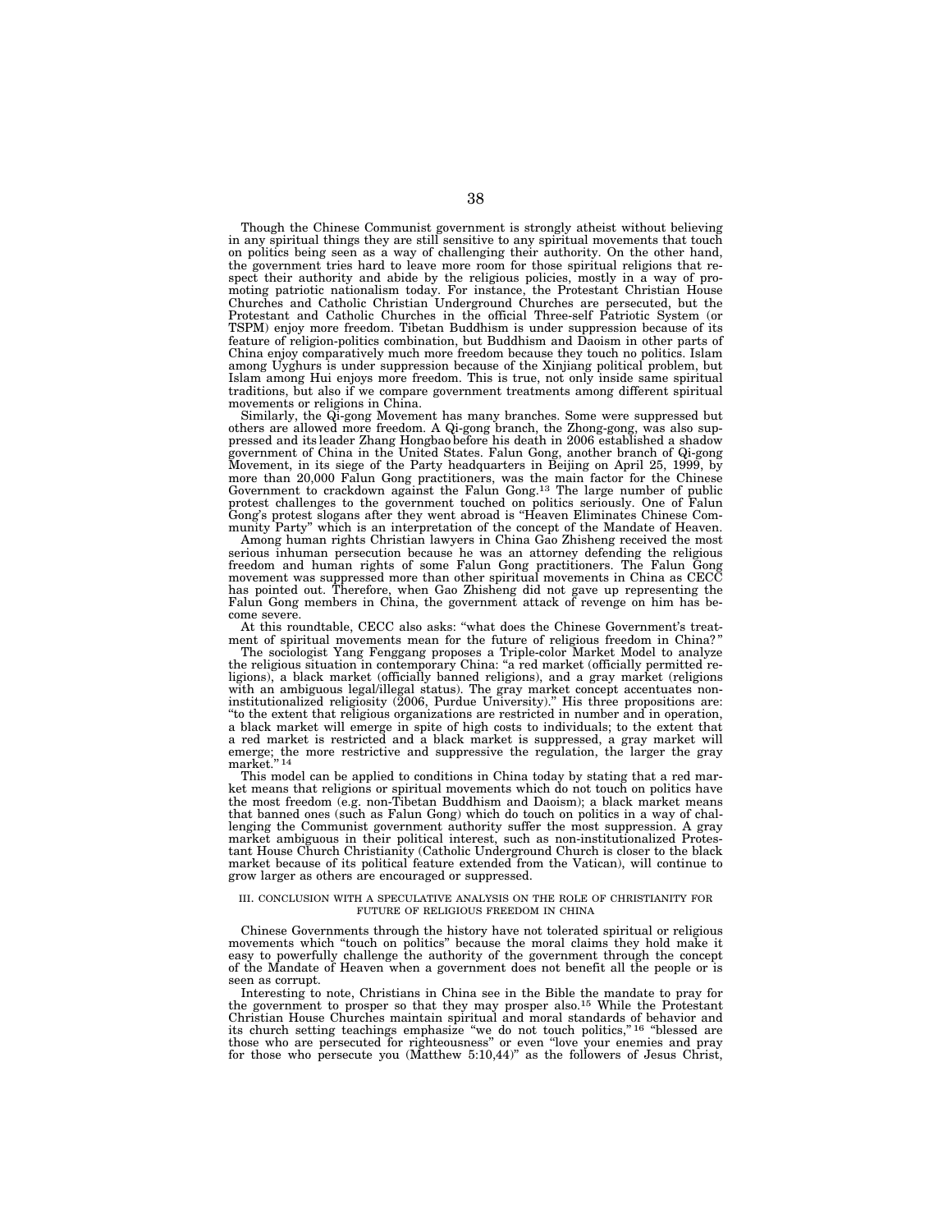Though the Chinese Communist government is strongly atheist without believing in any spiritual things they are still sensitive to any spiritual movements that touch on politics being seen as a way of challenging their authority. On the other hand, the government tries hard to leave more room for those spiritual religions that respect their authority and abide by the religious policies, mostly in a way of promoting patriotic nationalism today. For instance, the Protestant Christian House Churches and Catholic Christian Underground Churches are persecuted, but the Protestant and Catholic Churches in the official Three-self Patriotic System (or TSPM) enjoy more freedom. Tibetan Buddhism is under suppression because of its feature of religion-politics combination, but Buddhism and Daoism in other parts of China enjoy comparatively much more freedom because they touch no politics. Islam among Uyghurs is under suppression because of the Xinjiang political problem, but Islam among Hui enjoys more freedom. This is true, not only inside same spiritual traditions, but also if we compare government treatments among different spiritual movements or religions in China.

Similarly, the Qi-gong Movement has many branches. Some were suppressed but others are allowed more freedom. A Qi-gong branch, the Zhong-gong, was also suppressed and its leader Zhang Hongbao before his death in 2006 established a shadow government of China in the United States. Falun Gong, another branch of Qi-gong Movement, in its siege of the Party headquarters in Beijing on April 25, 1999, by more than 20,000 Falun Gong practitioners, was the main factor for the Chinese Government to crackdown against the Falun Gong.[13] The large number of public protest challenges to the government touched on politics seriously. One of Falun Gong's protest slogans after they went abroad is "Heaven Eliminates Chinese Community Party" which is an interpretation of the concept of the Mandate of Heaven.

Among human rights Christian lawyers in China Gao Zhisheng received the most serious inhuman persecution because he was an attorney defending the religious freedom and human rights of some Falun Gong practitioners. The Falun Gong movement was suppressed more than other spiritual movements in China as CECC has pointed out. Therefore, when Gao Zhisheng did not gave up representing the Falun Gong members in China, the government attack of revenge on him has become severe.

At this roundtable, CECC also asks: "what does the Chinese Government's treatment of spiritual movements mean for the future of religious freedom in China?"

The sociologist Yang Fenggang proposes a Triple-color Market Model to analyze the religious situation in contemporary China: "a red market (officially permitted religions), a black market (officially banned religions), and a gray market (religions with an ambiguous legal/illegal status). The gray market concept accentuates non-institutionalized religiosity (2006, Purdue University)." His three propositions are: "to the extent that religious organizations are restricted in number and in operation, a black market will emerge in spite of high costs to individuals; to the extent that a red market is restricted and a black market is suppressed, a gray market will emerge; the more restrictive and suppressive the regulation, the larger the gray market."[14]

This model can be applied to conditions in China today by stating that a red market means that religions or spiritual movements which do not touch on politics have the most freedom (e.g. non-Tibetan Buddhism and Daoism); a black market means that banned ones (such as Falun Gong) which do touch on politics in a way of challenging the Communist government authority suffer the most suppression. A gray market ambiguous in their political interest, such as non-institutionalized Protestant House Church Christianity (Catholic Underground Church is closer to the black market because of its political feature extended from the Vatican), will continue to grow larger as others are encouraged or suppressed.

### III. CONCLUSION WITH A SPECULATIVE ANALYSIS ON THE ROLE OF CHRISTIANITY FOR FUTURE OF RELIGIOUS FREEDOM IN CHINA

Chinese Governments through the history have not tolerated spiritual or religious movements which "touch on politics" because the moral claims they hold make it easy to powerfully challenge the authority of the government through the concept of the Mandate of Heaven when a government does not benefit all the people or is seen as corrupt.

Interesting to note, Christians in China see in the Bible the mandate to pray for the government to prosper so that they may prosper also.[15] While the Protestant Christian House Churches maintain spiritual and moral standards of behavior and its church setting teachings emphasize "we do not touch politics,"[16] "blessed are those who are persecuted for righteousness" or even "love your enemies and pray for those who persecute you (Matthew 5:10,44)" as the followers of Jesus Christ,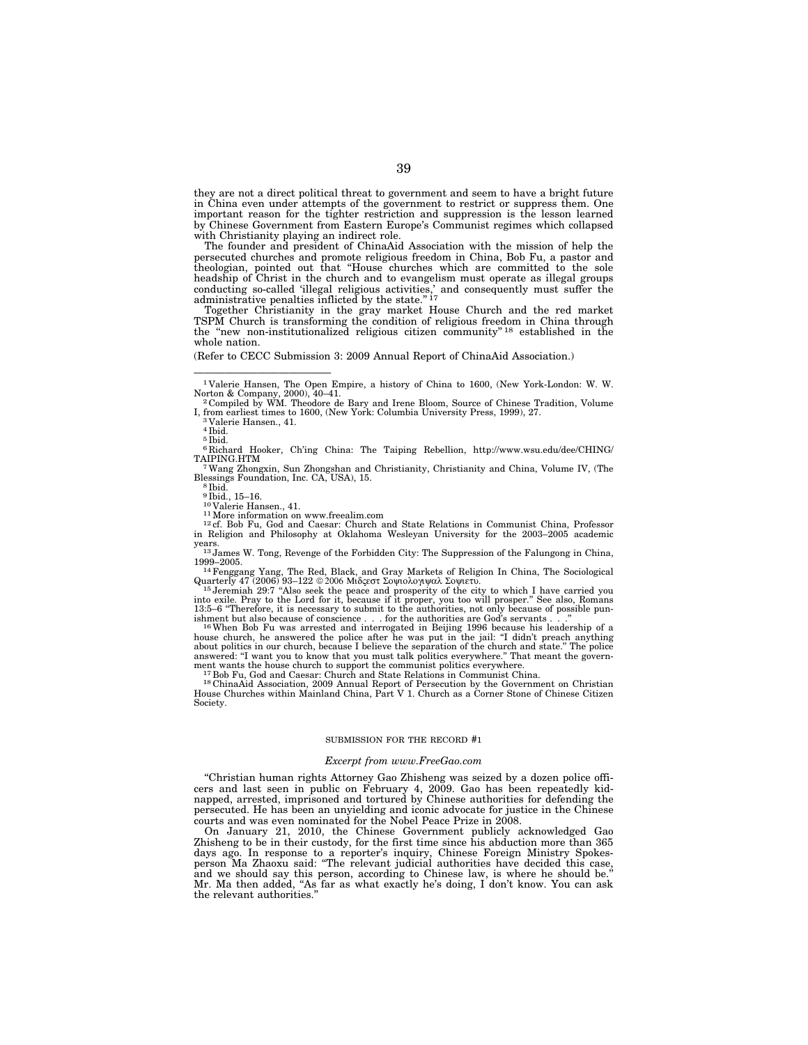they are not a direct political threat to government and seem to have a bright future in China even under attempts of the government to restrict or suppress them. One important reason for the tighter restriction and suppression is the lesson learned by Chinese Government from Eastern Europe's Communist regimes which collapsed with Christianity playing an indirect role.

The founder and president of ChinaAid Association with the mission of help the persecuted churches and promote religious freedom in China, Bob Fu, a pastor and theologian, pointed out that "House churches which are committed to the sole headship of Christ in the church and to evangelism must operate as illegal groups conducting so-called 'illegal religious activities,' and consequently must suffer the administrative penalties inflicted by the state." [17]

Together Christianity in the gray market House Church and the red market TSPM Church is transforming the condition of religious freedom in China through the "new non-institutionalized religious citizen community" [18] established in the whole nation.

(Refer to CECC Submission 3: 2009 Annual Report of ChinaAid Association.)

---

[1] Valerie Hansen, The Open Empire, a history of China to 1600, (New York-London: W. W. Norton & Company, 2000), 40–41.

[2] Compiled by WM. Theodore de Bary and Irene Bloom, Source of Chinese Tradition, Volume I, from earliest times to 1600, (New York: Columbia University Press, 1999), 27.

[3] Valerie Hansen., 41.

[4] Ibid.

[5] Ibid.

[6] Richard Hooker, Ch'ing China: The Taiping Rebellion, http://www.wsu.edu/dee/CHING/TAIPING.HTM

[7] Wang Zhongxin, Sun Zhongshan and Christianity, Christianity and China, Volume IV, (The Blessings Foundation, Inc. CA, USA), 15.

[8] Ibid.

[9] Ibid., 15–16.

[10] Valerie Hansen., 41.

[11] More information on www.freealim.com

[12] cf. Bob Fu, God and Caesar: Church and State Relations in Communist China, Professor in Religion and Philosophy at Oklahoma Wesleyan University for the 2003–2005 academic years.

[13] James W. Tong, Revenge of the Forbidden City: The Suppression of the Falungong in China, 1999–2005.

[14] Fenggang Yang, The Red, Black, and Gray Markets of Religion In China, The Sociological Quarterly 47 (2006) 93–122 © 2006 Μιδϛεστ Σοψιολογιψαλ Σοψιετυ.

[15] Jeremiah 29:7 "Also seek the peace and prosperity of the city to which I have carried you into exile. Pray to the Lord for it, because if it proper, you too will prosper." See also, Romans 13:5–6 "Therefore, it is necessary to submit to the authorities, not only because of possible punishment but also because of conscience . . . for the authorities are God's servants . . ."

[16] When Bob Fu was arrested and interrogated in Beijing 1996 because his leadership of a house church, he answered the police after he was put in the jail: "I didn't preach anything about politics in our church, because I believe the separation of the church and state." The police answered: "I want you to know that you must talk politics everywhere." That meant the government wants the house church to support the communist politics everywhere.

[17] Bob Fu, God and Caesar: Church and State Relations in Communist China.

[18] ChinaAid Association, 2009 Annual Report of Persecution by the Government on Christian House Churches within Mainland China, Part V 1. Church as a Corner Stone of Chinese Citizen Society.

## SUBMISSION FOR THE RECORD #1

*Excerpt from www.FreeGao.com*

"Christian human rights Attorney Gao Zhisheng was seized by a dozen police officers and last seen in public on February 4, 2009. Gao has been repeatedly kidnapped, arrested, imprisoned and tortured by Chinese authorities for defending the persecuted. He has been an unyielding and iconic advocate for justice in the Chinese courts and was even nominated for the Nobel Peace Prize in 2008.

On January 21, 2010, the Chinese Government publicly acknowledged Gao Zhisheng to be in their custody, for the first time since his abduction more than 365 days ago. In response to a reporter's inquiry, Chinese Foreign Ministry Spokesperson Ma Zhaoxu said: "The relevant judicial authorities have decided this case, and we should say this person, according to Chinese law, is where he should be." Mr. Ma then added, "As far as what exactly he's doing, I don't know. You can ask the relevant authorities."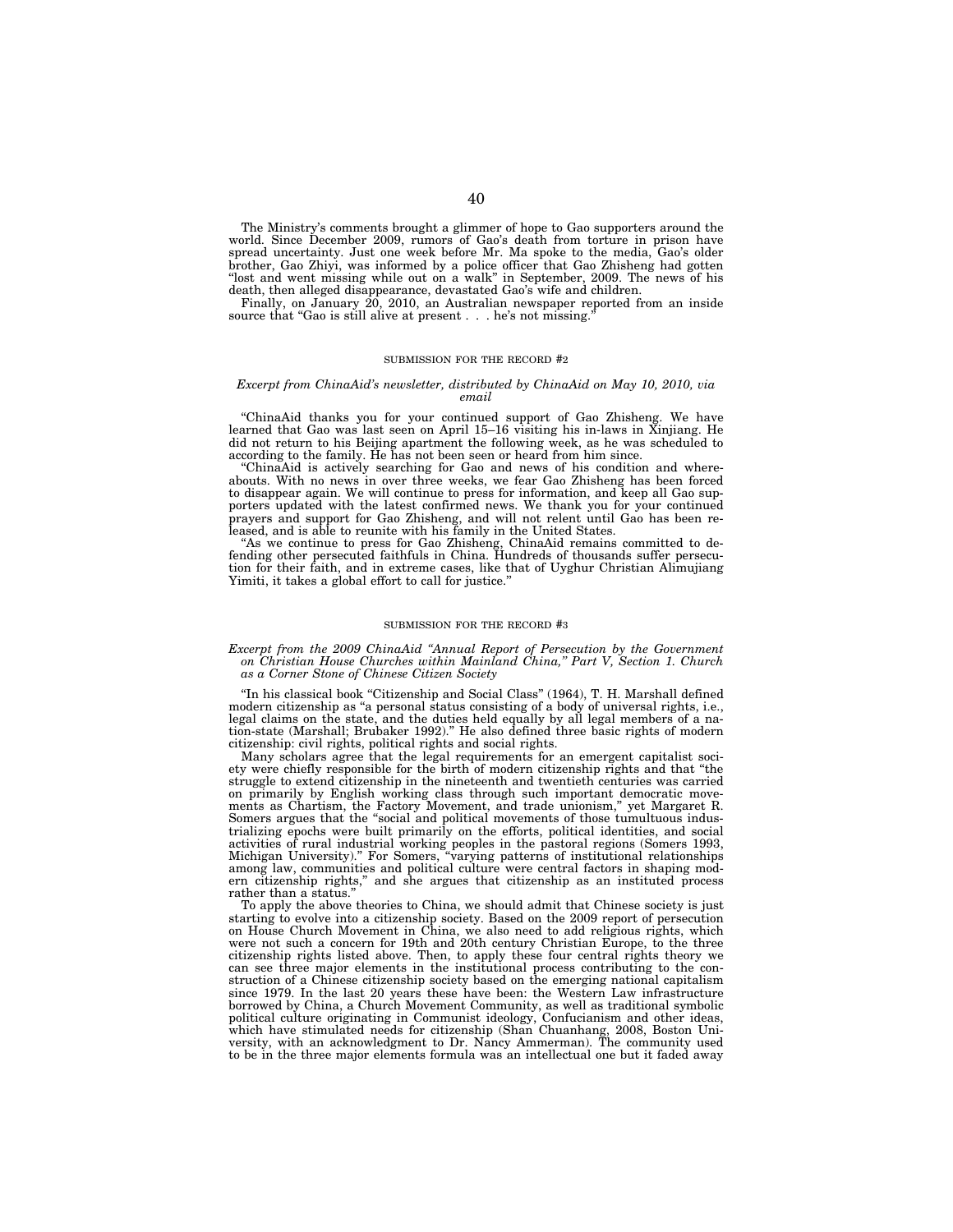The Ministry's comments brought a glimmer of hope to Gao supporters around the world. Since December 2009, rumors of Gao's death from torture in prison have spread uncertainty. Just one week before Mr. Ma spoke to the media, Gao's older brother, Gao Zhiyi, was informed by a police officer that Gao Zhisheng had gotten "lost and went missing while out on a walk" in September, 2009. The news of his death, then alleged disappearance, devastated Gao's wife and children.

Finally, on January 20, 2010, an Australian newspaper reported from an inside source that "Gao is still alive at present . . . he's not missing."

## SUBMISSION FOR THE RECORD #2

*Excerpt from ChinaAid's newsletter, distributed by ChinaAid on May 10, 2010, via email*

"ChinaAid thanks you for your continued support of Gao Zhisheng. We have learned that Gao was last seen on April 15–16 visiting his in-laws in Xinjiang. He did not return to his Beijing apartment the following week, as he was scheduled to according to the family. He has not been seen or heard from him since.

"ChinaAid is actively searching for Gao and news of his condition and whereabouts. With no news in over three weeks, we fear Gao Zhisheng has been forced to disappear again. We will continue to press for information, and keep all Gao supporters updated with the latest confirmed news. We thank you for your continued prayers and support for Gao Zhisheng, and will not relent until Gao has been released, and is able to reunite with his family in the United States.

"As we continue to press for Gao Zhisheng, ChinaAid remains committed to defending other persecuted faithfuls in China. Hundreds of thousands suffer persecution for their faith, and in extreme cases, like that of Uyghur Christian Alimujiang Yimiti, it takes a global effort to call for justice."

## SUBMISSION FOR THE RECORD #3

*Excerpt from the 2009 ChinaAid "Annual Report of Persecution by the Government on Christian House Churches within Mainland China," Part V, Section 1. Church as a Corner Stone of Chinese Citizen Society*

"In his classical book "Citizenship and Social Class" (1964), T. H. Marshall defined modern citizenship as "a personal status consisting of a body of universal rights, i.e., legal claims on the state, and the duties held equally by all legal members of a nation-state (Marshall; Brubaker 1992)." He also defined three basic rights of modern citizenship: civil rights, political rights and social rights.

Many scholars agree that the legal requirements for an emergent capitalist society were chiefly responsible for the birth of modern citizenship rights and that "the struggle to extend citizenship in the nineteenth and twentieth centuries was carried on primarily by English working class through such important democratic movements as Chartism, the Factory Movement, and trade unionism," yet Margaret R. Somers argues that the "social and political movements of those tumultuous industrializing epochs were built primarily on the efforts, political identities, and social activities of rural industrial working peoples in the pastoral regions (Somers 1993, Michigan University)." For Somers, "varying patterns of institutional relationships among law, communities and political culture were central factors in shaping modern citizenship rights," and she argues that citizenship as an instituted process rather than a status."

To apply the above theories to China, we should admit that Chinese society is just starting to evolve into a citizenship society. Based on the 2009 report of persecution on House Church Movement in China, we also need to add religious rights, which were not such a concern for 19th and 20th century Christian Europe, to the three citizenship rights listed above. Then, to apply these four central rights theory we can see three major elements in the institutional process contributing to the construction of a Chinese citizenship society based on the emerging national capitalism since 1979. In the last 20 years these have been: the Western Law infrastructure borrowed by China, a Church Movement Community, as well as traditional symbolic political culture originating in Communist ideology, Confucianism and other ideas, which have stimulated needs for citizenship (Shan Chuanhang, 2008, Boston University, with an acknowledgment to Dr. Nancy Ammerman). The community used to be in the three major elements formula was an intellectual one but it faded away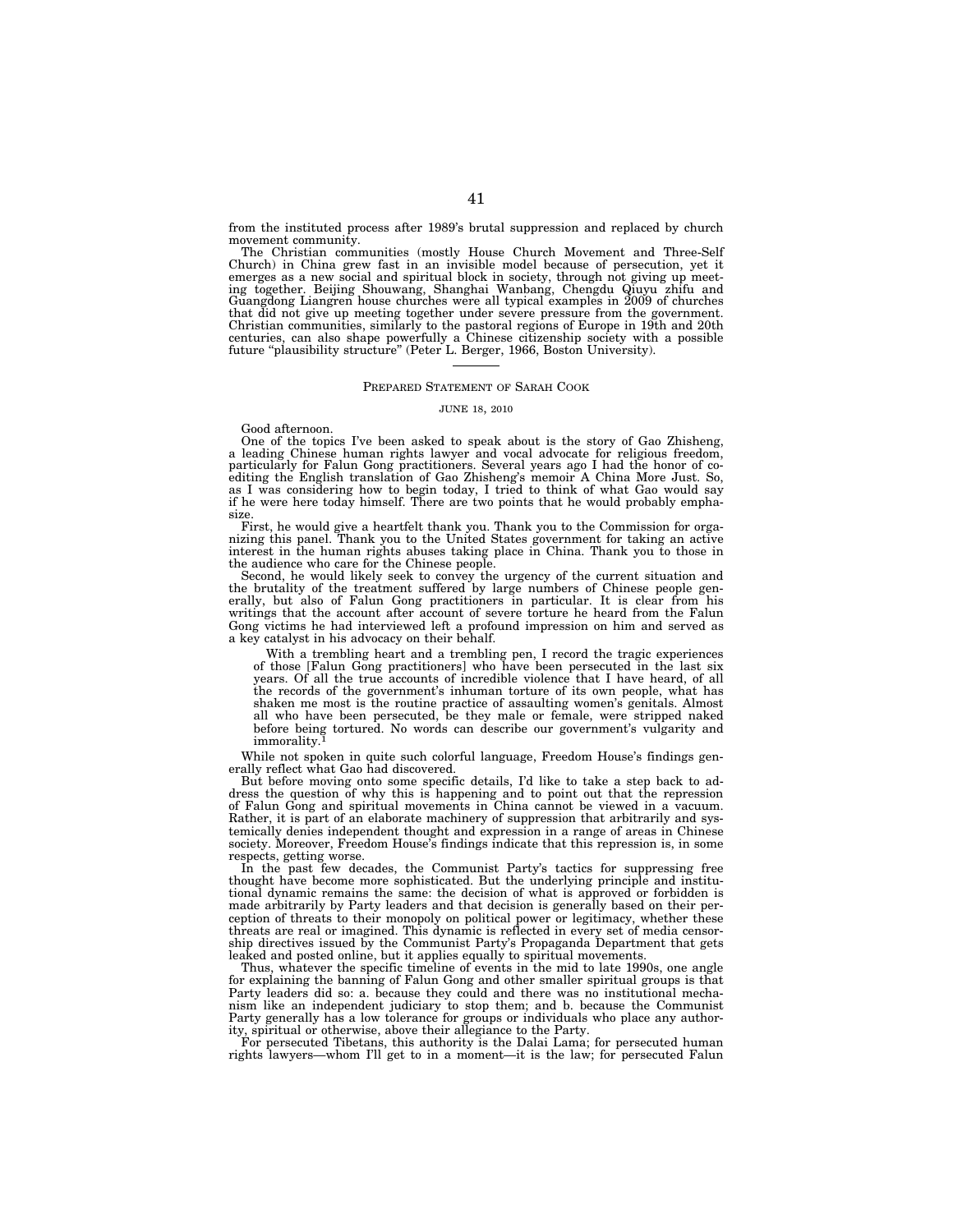from the instituted process after 1989's brutal suppression and replaced by church movement community.

The Christian communities (mostly House Church Movement and Three-Self Church) in China grew fast in an invisible model because of persecution, yet it emerges as a new social and spiritual block in society, through not giving up meeting together. Beijing Shouwang, Shanghai Wanbang, Chengdu Qiuyu zhifu and Guangdong Liangren house churches were all typical examples in 2009 of churches that did not give up meeting together under severe pressure from the government. Christian communities, similarly to the pastoral regions of Europe in 19th and 20th centuries, can also shape powerfully a Chinese citizenship society with a possible future "plausibility structure" (Peter L. Berger, 1966, Boston University).

---

## PREPARED STATEMENT OF SARAH COOK

JUNE 18, 2010

Good afternoon.

One of the topics I've been asked to speak about is the story of Gao Zhisheng, a leading Chinese human rights lawyer and vocal advocate for religious freedom, particularly for Falun Gong practitioners. Several years ago I had the honor of co-editing the English translation of Gao Zhisheng's memoir A China More Just. So, as I was considering how to begin today, I tried to think of what Gao would say if he were here today himself. There are two points that he would probably emphasize.

First, he would give a heartfelt thank you. Thank you to the Commission for organizing this panel. Thank you to the United States government for taking an active interest in the human rights abuses taking place in China. Thank you to those in the audience who care for the Chinese people.

Second, he would likely seek to convey the urgency of the current situation and the brutality of the treatment suffered by large numbers of Chinese people generally, but also of Falun Gong practitioners in particular. It is clear from his writings that the account after account of severe torture he heard from the Falun Gong victims he had interviewed left a profound impression on him and served as a key catalyst in his advocacy on their behalf.

> With a trembling heart and a trembling pen, I record the tragic experiences of those [Falun Gong practitioners] who have been persecuted in the last six years. Of all the true accounts of incredible violence that I have heard, of all the records of the government's inhuman torture of its own people, what has shaken me most is the routine practice of assaulting women's genitals. Almost all who have been persecuted, be they male or female, were stripped naked before being tortured. No words can describe our government's vulgarity and immorality.[1]

While not spoken in quite such colorful language, Freedom House's findings generally reflect what Gao had discovered.

But before moving onto some specific details, I'd like to take a step back to address the question of why this is happening and to point out that the repression of Falun Gong and spiritual movements in China cannot be viewed in a vacuum. Rather, it is part of an elaborate machinery of suppression that arbitrarily and systemically denies independent thought and expression in a range of areas in Chinese society. Moreover, Freedom House's findings indicate that this repression is, in some respects, getting worse.

In the past few decades, the Communist Party's tactics for suppressing free thought have become more sophisticated. But the underlying principle and institutional dynamic remains the same: the decision of what is approved or forbidden is made arbitrarily by Party leaders and that decision is generally based on their perception of threats to their monopoly on political power or legitimacy, whether these threats are real or imagined. This dynamic is reflected in every set of media censorship directives issued by the Communist Party's Propaganda Department that gets leaked and posted online, but it applies equally to spiritual movements.

Thus, whatever the specific timeline of events in the mid to late 1990s, one angle for explaining the banning of Falun Gong and other smaller spiritual groups is that Party leaders did so: a. because they could and there was no institutional mechanism like an independent judiciary to stop them; and b. because the Communist Party generally has a low tolerance for groups or individuals who place any authority, spiritual or otherwise, above their allegiance to the Party.

For persecuted Tibetans, this authority is the Dalai Lama; for persecuted human rights lawyers—whom I'll get to in a moment—it is the law; for persecuted Falun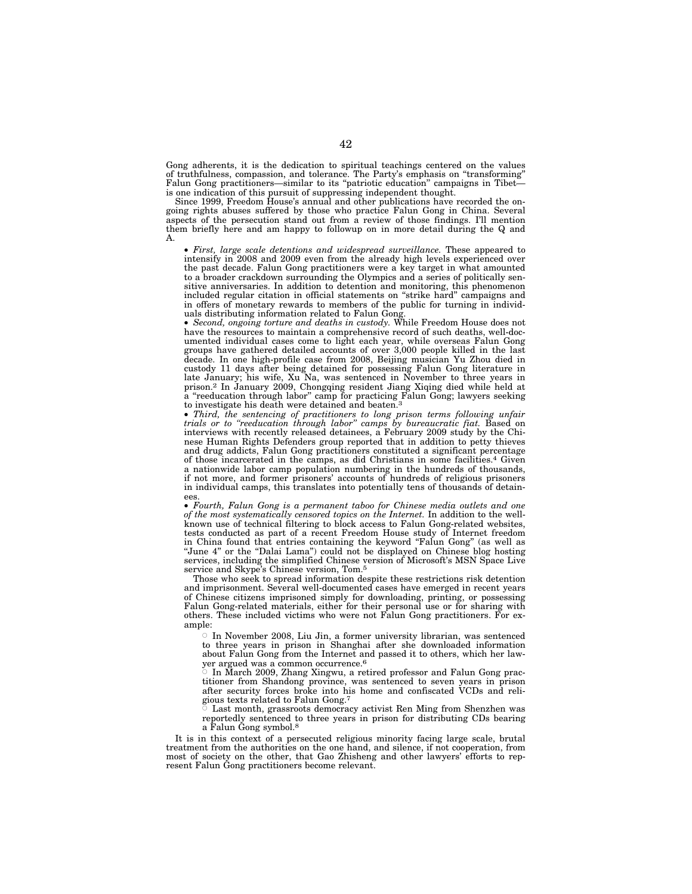Gong adherents, it is the dedication to spiritual teachings centered on the values of truthfulness, compassion, and tolerance. The Party's emphasis on "transforming" Falun Gong practitioners—similar to its "patriotic education" campaigns in Tibet—is one indication of this pursuit of suppressing independent thought.

Since 1999, Freedom House's annual and other publications have recorded the ongoing rights abuses suffered by those who practice Falun Gong in China. Several aspects of the persecution stand out from a review of those findings. I'll mention them briefly here and am happy to followup on in more detail during the Q and A.

- *First, large scale detentions and widespread surveillance.* These appeared to intensify in 2008 and 2009 even from the already high levels experienced over the past decade. Falun Gong practitioners were a key target in what amounted to a broader crackdown surrounding the Olympics and a series of politically sensitive anniversaries. In addition to detention and monitoring, this phenomenon included regular citation in official statements on "strike hard" campaigns and in offers of monetary rewards to members of the public for turning in individuals distributing information related to Falun Gong.
- *Second, ongoing torture and deaths in custody.* While Freedom House does not have the resources to maintain a comprehensive record of such deaths, well-documented individual cases come to light each year, while overseas Falun Gong groups have gathered detailed accounts of over 3,000 people killed in the last decade. In one high-profile case from 2008, Beijing musician Yu Zhou died in custody 11 days after being detained for possessing Falun Gong literature in late January; his wife, Xu Na, was sentenced in November to three years in prison.[2] In January 2009, Chongqing resident Jiang Xiqing died while held at a "reeducation through labor" camp for practicing Falun Gong; lawyers seeking to investigate his death were detained and beaten.[3]
- *Third, the sentencing of practitioners to long prison terms following unfair trials or to "reeducation through labor" camps by bureaucratic fiat.* Based on interviews with recently released detainees, a February 2009 study by the Chinese Human Rights Defenders group reported that in addition to petty thieves and drug addicts, Falun Gong practitioners constituted a significant percentage of those incarcerated in the camps, as did Christians in some facilities.[4] Given a nationwide labor camp population numbering in the hundreds of thousands, if not more, and former prisoners' accounts of hundreds of religious prisoners in individual camps, this translates into potentially tens of thousands of detainees.
- *Fourth, Falun Gong is a permanent taboo for Chinese media outlets and one of the most systematically censored topics on the Internet.* In addition to the well-known use of technical filtering to block access to Falun Gong-related websites, tests conducted as part of a recent Freedom House study of Internet freedom in China found that entries containing the keyword "Falun Gong" (as well as "June 4" or the "Dalai Lama") could not be displayed on Chinese blog hosting services, including the simplified Chinese version of Microsoft's MSN Space Live service and Skype's Chinese version, Tom.[5]

Those who seek to spread information despite these restrictions risk detention and imprisonment. Several well-documented cases have emerged in recent years of Chinese citizens imprisoned simply for downloading, printing, or possessing Falun Gong-related materials, either for their personal use or for sharing with others. These included victims who were not Falun Gong practitioners. For example:

- In November 2008, Liu Jin, a former university librarian, was sentenced to three years in prison in Shanghai after she downloaded information about Falun Gong from the Internet and passed it to others, which her lawyer argued was a common occurrence.[6]
- In March 2009, Zhang Xingwu, a retired professor and Falun Gong practitioner from Shandong province, was sentenced to seven years in prison after security forces broke into his home and confiscated VCDs and religious texts related to Falun Gong.[7]
- Last month, grassroots democracy activist Ren Ming from Shenzhen was reportedly sentenced to three years in prison for distributing CDs bearing a Falun Gong symbol.[8]

It is in this context of a persecuted religious minority facing large scale, brutal treatment from the authorities on the one hand, and silence, if not cooperation, from most of society on the other, that Gao Zhisheng and other lawyers' efforts to represent Falun Gong practitioners become relevant.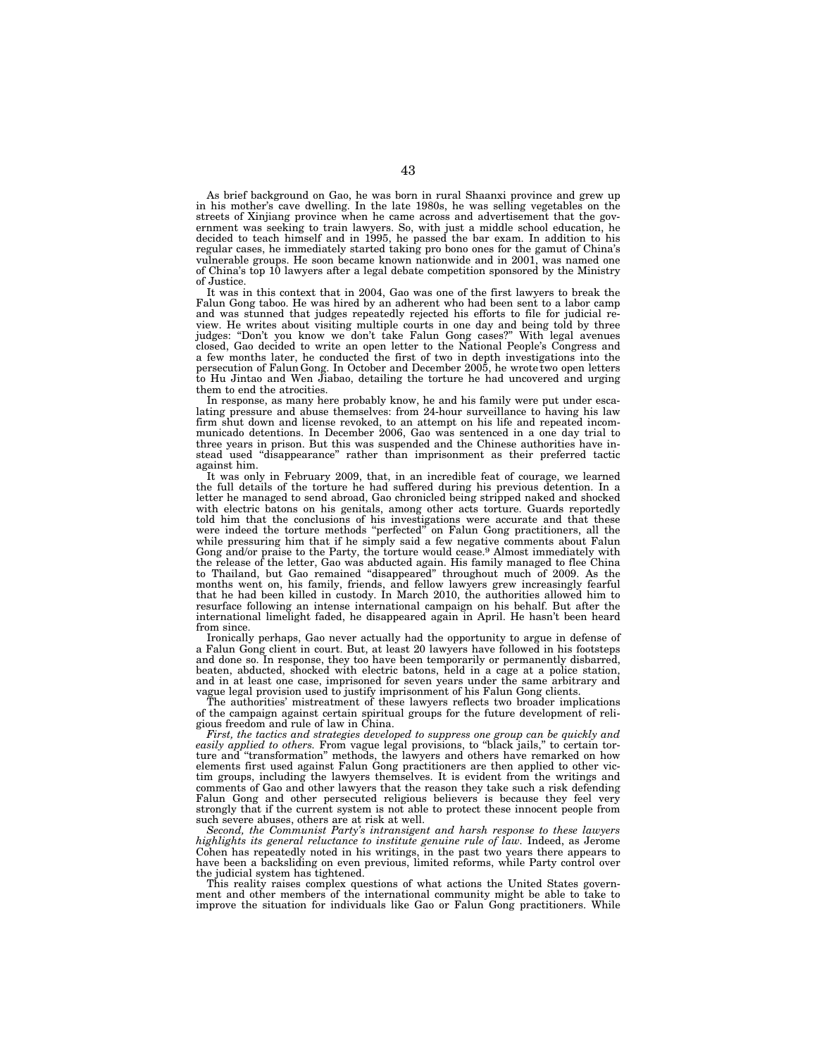As brief background on Gao, he was born in rural Shaanxi province and grew up in his mother's cave dwelling. In the late 1980s, he was selling vegetables on the streets of Xinjiang province when he came across and advertisement that the government was seeking to train lawyers. So, with just a middle school education, he decided to teach himself and in 1995, he passed the bar exam. In addition to his regular cases, he immediately started taking pro bono ones for the gamut of China's vulnerable groups. He soon became known nationwide and in 2001, was named one of China's top 10 lawyers after a legal debate competition sponsored by the Ministry of Justice.

It was in this context that in 2004, Gao was one of the first lawyers to break the Falun Gong taboo. He was hired by an adherent who had been sent to a labor camp and was stunned that judges repeatedly rejected his efforts to file for judicial review. He writes about visiting multiple courts in one day and being told by three judges: "Don't you know we don't take Falun Gong cases?" With legal avenues closed, Gao decided to write an open letter to the National People's Congress and a few months later, he conducted the first of two in depth investigations into the persecution of Falun Gong. In October and December 2005, he wrote two open letters to Hu Jintao and Wen Jiabao, detailing the torture he had uncovered and urging them to end the atrocities.

In response, as many here probably know, he and his family were put under escalating pressure and abuse themselves: from 24-hour surveillance to having his law firm shut down and license revoked, to an attempt on his life and repeated incommunicado detentions. In December 2006, Gao was sentenced in a one day trial to three years in prison. But this was suspended and the Chinese authorities have instead used "disappearance" rather than imprisonment as their preferred tactic against him.

It was only in February 2009, that, in an incredible feat of courage, we learned the full details of the torture he had suffered during his previous detention. In a letter he managed to send abroad, Gao chronicled being stripped naked and shocked with electric batons on his genitals, among other acts torture. Guards reportedly told him that the conclusions of his investigations were accurate and that these were indeed the torture methods "perfected" on Falun Gong practitioners, all the while pressuring him that if he simply said a few negative comments about Falun Gong and/or praise to the Party, the torture would cease.[9] Almost immediately with the release of the letter, Gao was abducted again. His family managed to flee China to Thailand, but Gao remained "disappeared" throughout much of 2009. As the months went on, his family, friends, and fellow lawyers grew increasingly fearful that he had been killed in custody. In March 2010, the authorities allowed him to resurface following an intense international campaign on his behalf. But after the international limelight faded, he disappeared again in April. He hasn't been heard from since.

Ironically perhaps, Gao never actually had the opportunity to argue in defense of a Falun Gong client in court. But, at least 20 lawyers have followed in his footsteps and done so. In response, they too have been temporarily or permanently disbarred, beaten, abducted, shocked with electric batons, held in a cage at a police station, and in at least one case, imprisoned for seven years under the same arbitrary and vague legal provision used to justify imprisonment of his Falun Gong clients.

The authorities' mistreatment of these lawyers reflects two broader implications of the campaign against certain spiritual groups for the future development of religious freedom and rule of law in China.

*First, the tactics and strategies developed to suppress one group can be quickly and easily applied to others.* From vague legal provisions, to "black jails," to certain torture and "transformation" methods, the lawyers and others have remarked on how elements first used against Falun Gong practitioners are then applied to other victim groups, including the lawyers themselves. It is evident from the writings and comments of Gao and other lawyers that the reason they take such a risk defending Falun Gong and other persecuted religious believers is because they feel very strongly that if the current system is not able to protect these innocent people from such severe abuses, others are at risk at well.

*Second, the Communist Party's intransigent and harsh response to these lawyers highlights its general reluctance to institute genuine rule of law.* Indeed, as Jerome Cohen has repeatedly noted in his writings, in the past two years there appears to have been a backsliding on even previous, limited reforms, while Party control over the judicial system has tightened.

This reality raises complex questions of what actions the United States government and other members of the international community might be able to take to improve the situation for individuals like Gao or Falun Gong practitioners. While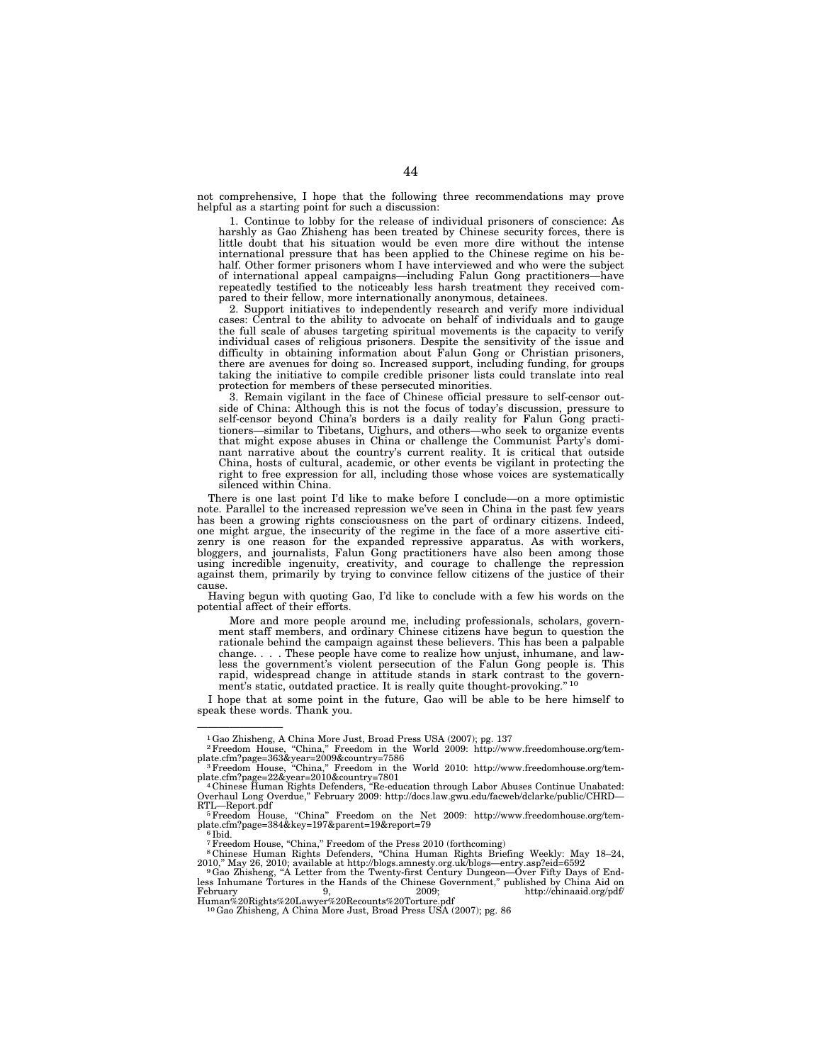not comprehensive, I hope that the following three recommendations may prove helpful as a starting point for such a discussion:

1. Continue to lobby for the release of individual prisoners of conscience: As harshly as Gao Zhisheng has been treated by Chinese security forces, there is little doubt that his situation would be even more dire without the intense international pressure that has been applied to the Chinese regime on his behalf. Other former prisoners whom I have interviewed and who were the subject of international appeal campaigns—including Falun Gong practitioners—have repeatedly testified to the noticeably less harsh treatment they received compared to their fellow, more internationally anonymous, detainees.

2. Support initiatives to independently research and verify more individual cases: Central to the ability to advocate on behalf of individuals and to gauge the full scale of abuses targeting spiritual movements is the capacity to verify individual cases of religious prisoners. Despite the sensitivity of the issue and difficulty in obtaining information about Falun Gong or Christian prisoners, there are avenues for doing so. Increased support, including funding, for groups taking the initiative to compile credible prisoner lists could translate into real protection for members of these persecuted minorities.

3. Remain vigilant in the face of Chinese official pressure to self-censor outside of China: Although this is not the focus of today's discussion, pressure to self-censor beyond China's borders is a daily reality for Falun Gong practitioners—similar to Tibetans, Uighurs, and others—who seek to organize events that might expose abuses in China or challenge the Communist Party's dominant narrative about the country's current reality. It is critical that outside China, hosts of cultural, academic, or other events be vigilant in protecting the right to free expression for all, including those whose voices are systematically silenced within China.

There is one last point I'd like to make before I conclude—on a more optimistic note. Parallel to the increased repression we've seen in China in the past few years has been a growing rights consciousness on the part of ordinary citizens. Indeed, one might argue, the insecurity of the regime in the face of a more assertive citizenry is one reason for the expanded repressive apparatus. As with workers, bloggers, and journalists, Falun Gong practitioners have also been among those using incredible ingenuity, creativity, and courage to challenge the repression against them, primarily by trying to convince fellow citizens of the justice of their cause.

Having begun with quoting Gao, I'd like to conclude with a few his words on the potential affect of their efforts.

> More and more people around me, including professionals, scholars, government staff members, and ordinary Chinese citizens have begun to question the rationale behind the campaign against these believers. This has been a palpable change. . . . These people have come to realize how unjust, inhumane, and lawless the government's violent persecution of the Falun Gong people is. This rapid, widespread change in attitude stands in stark contrast to the government's static, outdated practice. It is really quite thought-provoking." [10]

I hope that at some point in the future, Gao will be able to be here himself to speak these words. Thank you.

---

[1] Gao Zhisheng, A China More Just, Broad Press USA (2007); pg. 137

[2] Freedom House, "China," Freedom in the World 2009: http://www.freedomhouse.org/template.cfm?page=363&year=2009&country=7586

[3] Freedom House, "China," Freedom in the World 2010: http://www.freedomhouse.org/template.cfm?page=22&year=2010&country=7801

[4] Chinese Human Rights Defenders, "Re-education through Labor Abuses Continue Unabated: Overhaul Long Overdue," February 2009: http://docs.law.gwu.edu/facweb/dclarke/public/CHRD—RTL—Report.pdf

[5] Freedom House, "China" Freedom on the Net 2009: http://www.freedomhouse.org/template.cfm?page=384&key=197&parent=19&report=79

[6] Ibid.

[7] Freedom House, "China," Freedom of the Press 2010 (forthcoming)

[8] Chinese Human Rights Defenders, "China Human Rights Briefing Weekly: May 18–24, 2010," May 26, 2010; available at http://blogs.amnesty.org.uk/blogs—entry.asp?eid=6592

[9] Gao Zhisheng, "A Letter from the Twenty-first Century Dungeon—Over Fifty Days of Endless Inhumane Tortures in the Hands of the Chinese Government," published by China Aid on February 9, 2009; http://chinaaid.org/pdf/Human%20Rights%20Lawyer%20Recounts%20Torture.pdf

[10] Gao Zhisheng, A China More Just, Broad Press USA (2007); pg. 86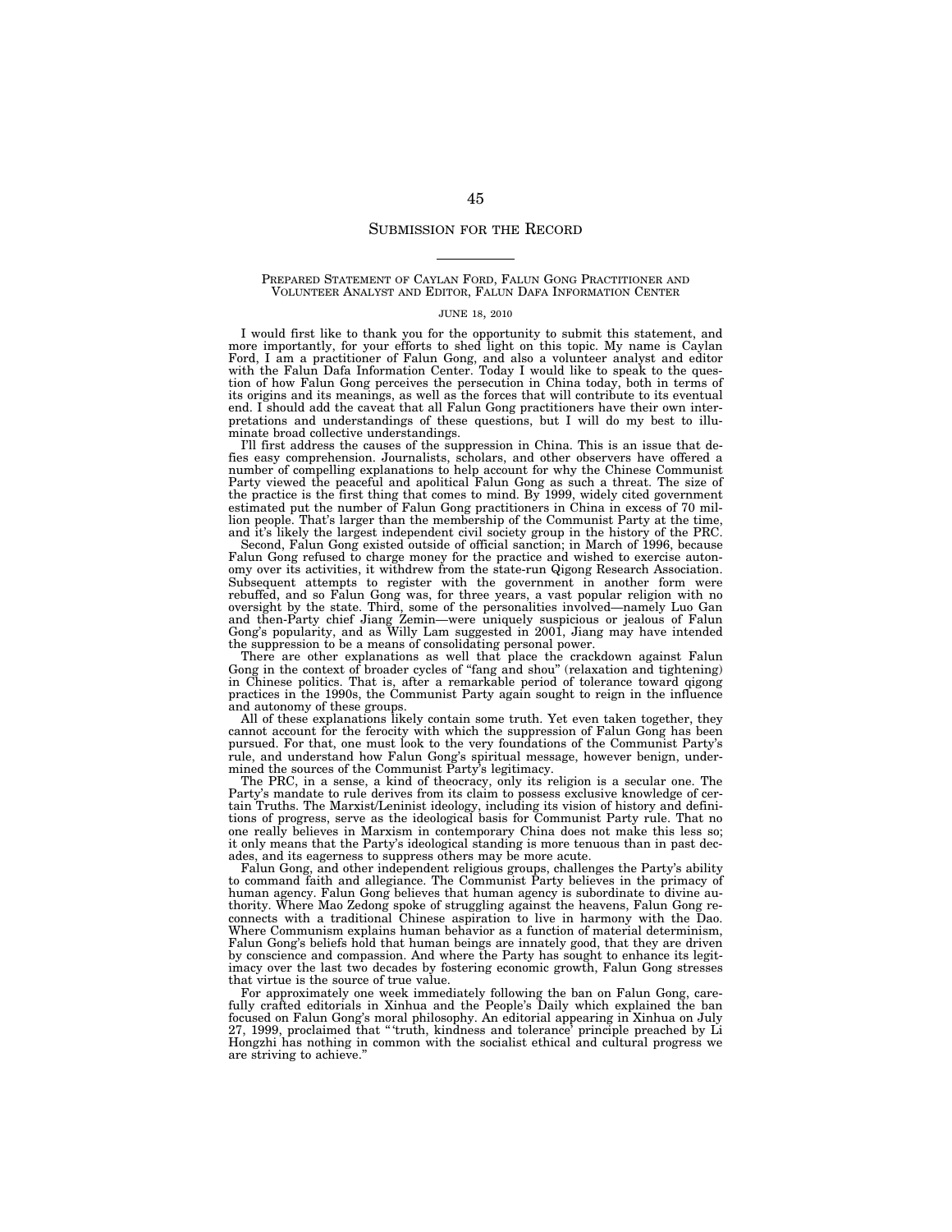# Submission for the Record

## Prepared Statement of Caylan Ford, Falun Gong Practitioner and Volunteer Analyst and Editor, Falun Dafa Information Center

JUNE 18, 2010

I would first like to thank you for the opportunity to submit this statement, and more importantly, for your efforts to shed light on this topic. My name is Caylan Ford, I am a practitioner of Falun Gong, and also a volunteer analyst and editor with the Falun Dafa Information Center. Today I would like to speak to the question of how Falun Gong perceives the persecution in China today, both in terms of its origins and its meanings, as well as the forces that will contribute to its eventual end. I should add the caveat that all Falun Gong practitioners have their own interpretations and understandings of these questions, but I will do my best to illuminate broad collective understandings.

I'll first address the causes of the suppression in China. This is an issue that defies easy comprehension. Journalists, scholars, and other observers have offered a number of compelling explanations to help account for why the Chinese Communist Party viewed the peaceful and apolitical Falun Gong as such a threat. The size of the practice is the first thing that comes to mind. By 1999, widely cited government estimated put the number of Falun Gong practitioners in China in excess of 70 million people. That's larger than the membership of the Communist Party at the time, and it's likely the largest independent civil society group in the history of the PRC.

Second, Falun Gong existed outside of official sanction; in March of 1996, because Falun Gong refused to charge money for the practice and wished to exercise autonomy over its activities, it withdrew from the state-run Qigong Research Association. Subsequent attempts to register with the government in another form were rebuffed, and so Falun Gong was, for three years, a vast popular religion with no oversight by the state. Third, some of the personalities involved—namely Luo Gan and then-Party chief Jiang Zemin—were uniquely suspicious or jealous of Falun Gong's popularity, and as Willy Lam suggested in 2001, Jiang may have intended the suppression to be a means of consolidating personal power.

There are other explanations as well that place the crackdown against Falun Gong in the context of broader cycles of "fang and shou" (relaxation and tightening) in Chinese politics. That is, after a remarkable period of tolerance toward qigong practices in the 1990s, the Communist Party again sought to reign in the influence and autonomy of these groups.

All of these explanations likely contain some truth. Yet even taken together, they cannot account for the ferocity with which the suppression of Falun Gong has been pursued. For that, one must look to the very foundations of the Communist Party's rule, and understand how Falun Gong's spiritual message, however benign, undermined the sources of the Communist Party's legitimacy.

The PRC, in a sense, a kind of theocracy, only its religion is a secular one. The Party's mandate to rule derives from its claim to possess exclusive knowledge of certain Truths. The Marxist/Leninist ideology, including its vision of history and definitions of progress, serve as the ideological basis for Communist Party rule. That no one really believes in Marxism in contemporary China does not make this less so; it only means that the Party's ideological standing is more tenuous than in past decades, and its eagerness to suppress others may be more acute.

Falun Gong, and other independent religious groups, challenges the Party's ability to command faith and allegiance. The Communist Party believes in the primacy of human agency. Falun Gong believes that human agency is subordinate to divine authority. Where Mao Zedong spoke of struggling against the heavens, Falun Gong reconnects with a traditional Chinese aspiration to live in harmony with the Dao. Where Communism explains human behavior as a function of material determinism, Falun Gong's beliefs hold that human beings are innately good, that they are driven by conscience and compassion. And where the Party has sought to enhance its legitimacy over the last two decades by fostering economic growth, Falun Gong stresses that virtue is the source of true value.

For approximately one week immediately following the ban on Falun Gong, carefully crafted editorials in Xinhua and the People's Daily which explained the ban focused on Falun Gong's moral philosophy. An editorial appearing in Xinhua on July 27, 1999, proclaimed that "'truth, kindness and tolerance' principle preached by Li Hongzhi has nothing in common with the socialist ethical and cultural progress we are striving to achieve."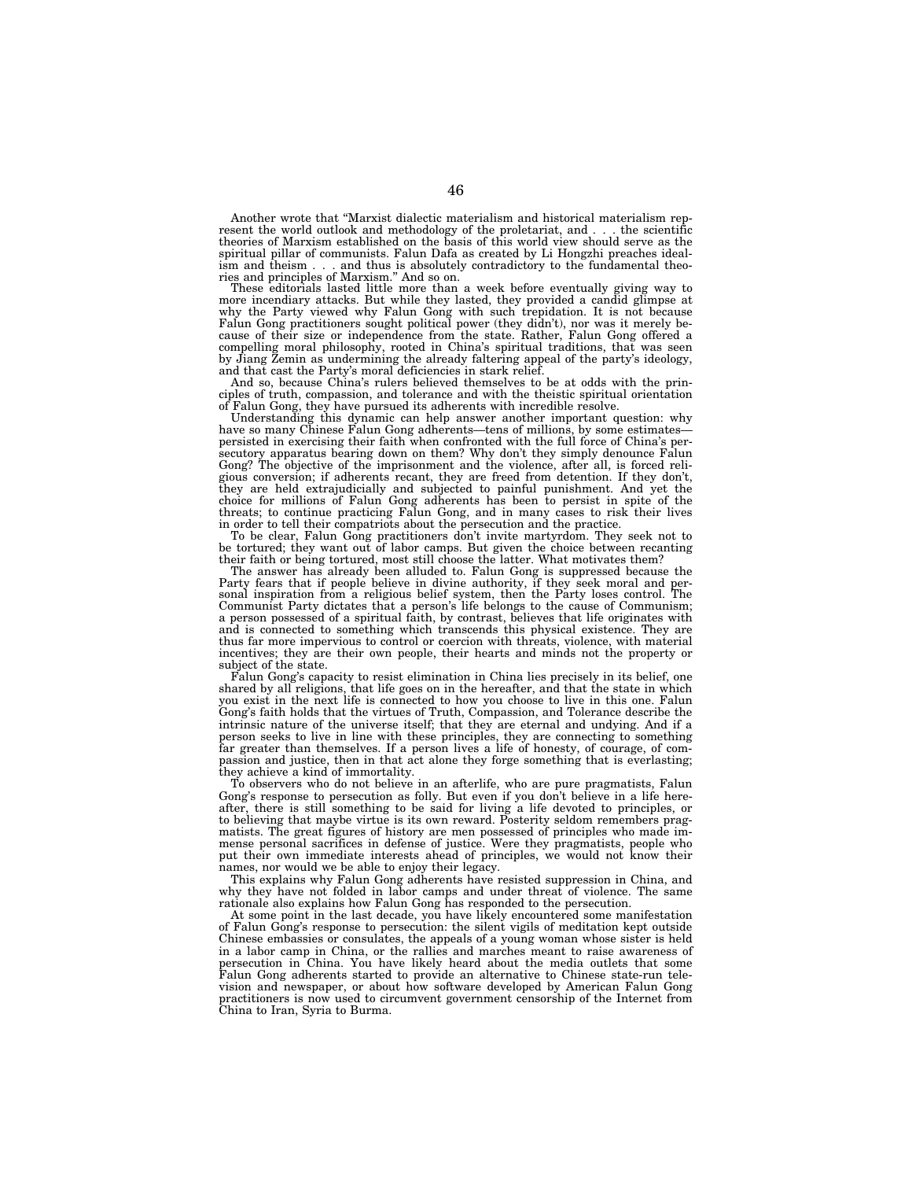Another wrote that "Marxist dialectic materialism and historical materialism represent the world outlook and methodology of the proletariat, and . . . the scientific theories of Marxism established on the basis of this world view should serve as the spiritual pillar of communists. Falun Dafa as created by Li Hongzhi preaches idealism and theism . . . and thus is absolutely contradictory to the fundamental theories and principles of Marxism." And so on.

These editorials lasted little more than a week before eventually giving way to more incendiary attacks. But while they lasted, they provided a candid glimpse at why the Party viewed why Falun Gong with such trepidation. It is not because Falun Gong practitioners sought political power (they didn't), nor was it merely because of their size or independence from the state. Rather, Falun Gong offered a compelling moral philosophy, rooted in China's spiritual traditions, that was seen by Jiang Zemin as undermining the already faltering appeal of the party's ideology, and that cast the Party's moral deficiencies in stark relief.

And so, because China's rulers believed themselves to be at odds with the principles of truth, compassion, and tolerance and with the theistic spiritual orientation of Falun Gong, they have pursued its adherents with incredible resolve.

Understanding this dynamic can help answer another important question: why have so many Chinese Falun Gong adherents—tens of millions, by some estimates—persisted in exercising their faith when confronted with the full force of China's persecutory apparatus bearing down on them? Why don't they simply denounce Falun Gong? The objective of the imprisonment and the violence, after all, is forced religious conversion; if adherents recant, they are freed from detention. If they don't, they are held extrajudicially and subjected to painful punishment. And yet the choice for millions of Falun Gong adherents has been to persist in spite of the threats; to continue practicing Falun Gong, and in many cases to risk their lives in order to tell their compatriots about the persecution and the practice.

To be clear, Falun Gong practitioners don't invite martyrdom. They seek not to be tortured; they want out of labor camps. But given the choice between recanting their faith or being tortured, most still choose the latter. What motivates them?

The answer has already been alluded to. Falun Gong is suppressed because the Party fears that if people believe in divine authority, if they seek moral and personal inspiration from a religious belief system, then the Party loses control. The Communist Party dictates that a person's life belongs to the cause of Communism; a person possessed of a spiritual faith, by contrast, believes that life originates with and is connected to something which transcends this physical existence. They are thus far more impervious to control or coercion with threats, violence, with material incentives; they are their own people, their hearts and minds not the property or subject of the state.

Falun Gong's capacity to resist elimination in China lies precisely in its belief, one shared by all religions, that life goes on in the hereafter, and that the state in which you exist in the next life is connected to how you choose to live in this one. Falun Gong's faith holds that the virtues of Truth, Compassion, and Tolerance describe the intrinsic nature of the universe itself; that they are eternal and undying. And if a person seeks to live in line with these principles, they are connecting to something far greater than themselves. If a person lives a life of honesty, of courage, of compassion and justice, then in that act alone they forge something that is everlasting; they achieve a kind of immortality.

To observers who do not believe in an afterlife, who are pure pragmatists, Falun Gong's response to persecution as folly. But even if you don't believe in a life hereafter, there is still something to be said for living a life devoted to principles, or to believing that maybe virtue is its own reward. Posterity seldom remembers pragmatists. The great figures of history are men possessed of principles who made immense personal sacrifices in defense of justice. Were they pragmatists, people who put their own immediate interests ahead of principles, we would not know their names, nor would we be able to enjoy their legacy.

This explains why Falun Gong adherents have resisted suppression in China, and why they have not folded in labor camps and under threat of violence. The same rationale also explains how Falun Gong has responded to the persecution.

At some point in the last decade, you have likely encountered some manifestation of Falun Gong's response to persecution: the silent vigils of meditation kept outside Chinese embassies or consulates, the appeals of a young woman whose sister is held in a labor camp in China, or the rallies and marches meant to raise awareness of persecution in China. You have likely heard about the media outlets that some Falun Gong adherents started to provide an alternative to Chinese state-run television and newspaper, or about how software developed by American Falun Gong practitioners is now used to circumvent government censorship of the Internet from China to Iran, Syria to Burma.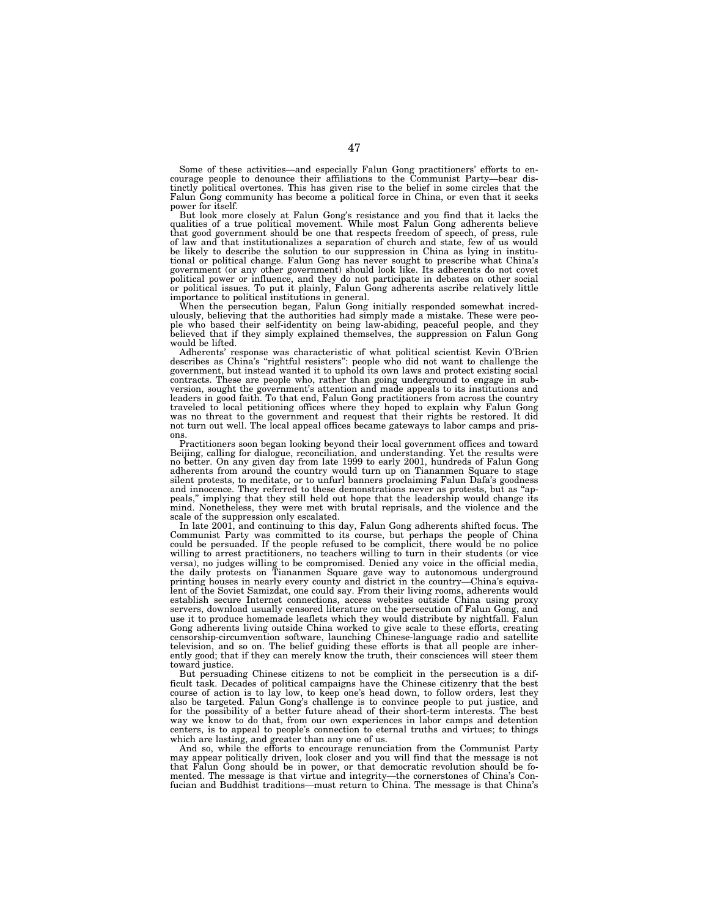Some of these activities—and especially Falun Gong practitioners' efforts to encourage people to denounce their affiliations to the Communist Party—bear distinctly political overtones. This has given rise to the belief in some circles that the Falun Gong community has become a political force in China, or even that it seeks power for itself.

But look more closely at Falun Gong's resistance and you find that it lacks the qualities of a true political movement. While most Falun Gong adherents believe that good government should be one that respects freedom of speech, of press, rule of law and that institutionalizes a separation of church and state, few of us would be likely to describe the solution to our suppression in China as lying in institutional or political change. Falun Gong has never sought to prescribe what China's government (or any other government) should look like. Its adherents do not covet political power or influence, and they do not participate in debates on other social or political issues. To put it plainly, Falun Gong adherents ascribe relatively little importance to political institutions in general.

When the persecution began, Falun Gong initially responded somewhat incredulously, believing that the authorities had simply made a mistake. These were people who based their self-identity on being law-abiding, peaceful people, and they believed that if they simply explained themselves, the suppression on Falun Gong would be lifted.

Adherents' response was characteristic of what political scientist Kevin O'Brien describes as China's "rightful resisters": people who did not want to challenge the government, but instead wanted it to uphold its own laws and protect existing social contracts. These are people who, rather than going underground to engage in subversion, sought the government's attention and made appeals to its institutions and leaders in good faith. To that end, Falun Gong practitioners from across the country traveled to local petitioning offices where they hoped to explain why Falun Gong was no threat to the government and request that their rights be restored. It did not turn out well. The local appeal offices became gateways to labor camps and prisons.

Practitioners soon began looking beyond their local government offices and toward Beijing, calling for dialogue, reconciliation, and understanding. Yet the results were no better. On any given day from late 1999 to early 2001, hundreds of Falun Gong adherents from around the country would turn up on Tiananmen Square to stage silent protests, to meditate, or to unfurl banners proclaiming Falun Dafa's goodness and innocence. They referred to these demonstrations never as protests, but as "appeals," implying that they still held out hope that the leadership would change its mind. Nonetheless, they were met with brutal reprisals, and the violence and the scale of the suppression only escalated.

In late 2001, and continuing to this day, Falun Gong adherents shifted focus. The Communist Party was committed to its course, but perhaps the people of China could be persuaded. If the people refused to be complicit, there would be no police willing to arrest practitioners, no teachers willing to turn in their students (or vice versa), no judges willing to be compromised. Denied any voice in the official media, the daily protests on Tiananmen Square gave way to autonomous underground printing houses in nearly every county and district in the country—China's equivalent of the Soviet Samizdat, one could say. From their living rooms, adherents would establish secure Internet connections, access websites outside China using proxy servers, download usually censored literature on the persecution of Falun Gong, and use it to produce homemade leaflets which they would distribute by nightfall. Falun Gong adherents living outside China worked to give scale to these efforts, creating censorship-circumvention software, launching Chinese-language radio and satellite television, and so on. The belief guiding these efforts is that all people are inherently good; that if they can merely know the truth, their consciences will steer them toward justice.

But persuading Chinese citizens to not be complicit in the persecution is a difficult task. Decades of political campaigns have the Chinese citizenry that the best course of action is to lay low, to keep one's head down, to follow orders, lest they also be targeted. Falun Gong's challenge is to convince people to put justice, and for the possibility of a better future ahead of their short-term interests. The best way we know to do that, from our own experiences in labor camps and detention centers, is to appeal to people's connection to eternal truths and virtues; to things which are lasting, and greater than any one of us.

And so, while the efforts to encourage renunciation from the Communist Party may appear politically driven, look closer and you will find that the message is not that Falun Gong should be in power, or that democratic revolution should be fomented. The message is that virtue and integrity—the cornerstones of China's Confucian and Buddhist traditions—must return to China. The message is that China's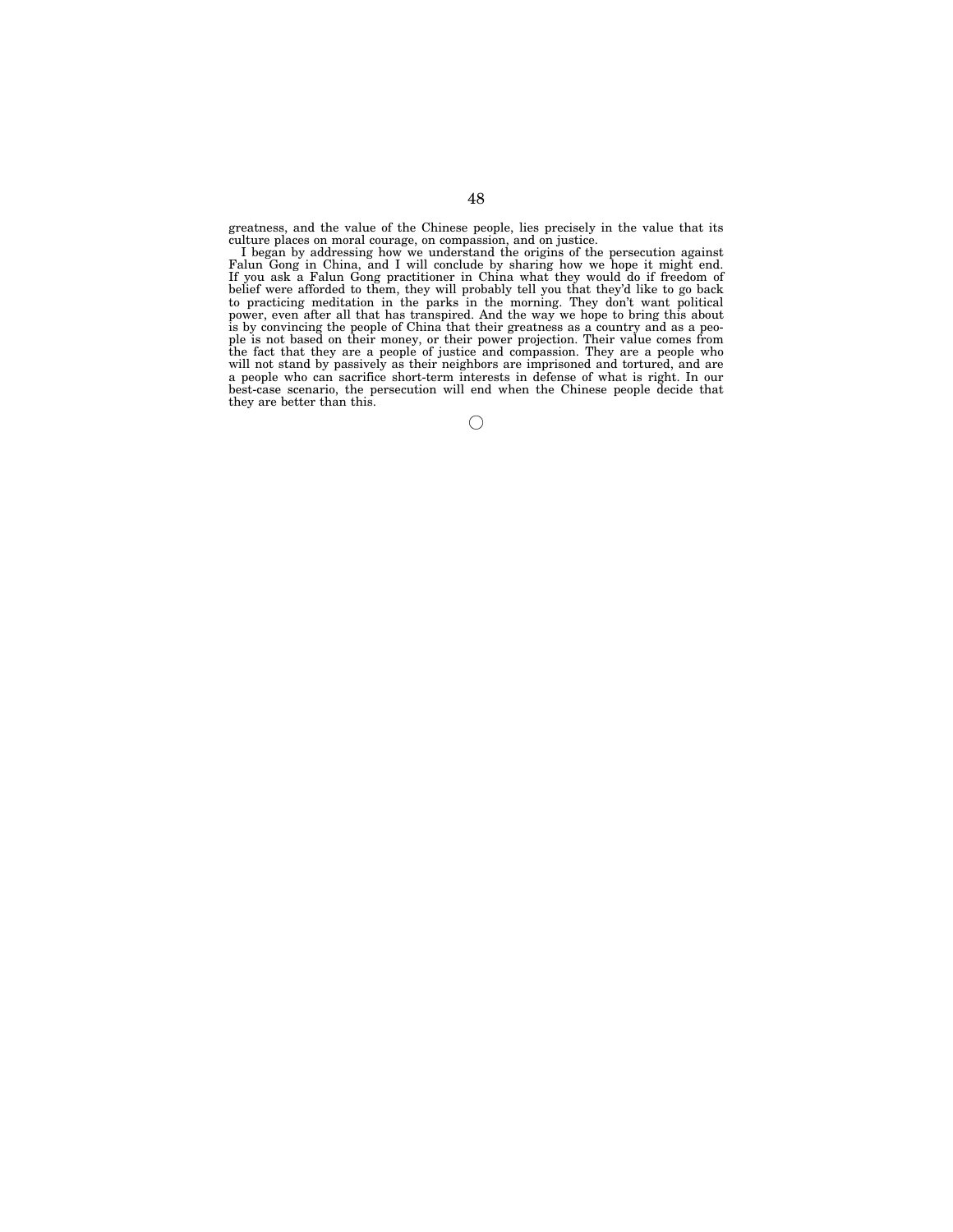greatness, and the value of the Chinese people, lies precisely in the value that its culture places on moral courage, on compassion, and on justice.

I began by addressing how we understand the origins of the persecution against Falun Gong in China, and I will conclude by sharing how we hope it might end. If you ask a Falun Gong practitioner in China what they would do if freedom of belief were afforded to them, they will probably tell you that they'd like to go back to practicing meditation in the parks in the morning. They don't want political power, even after all that has transpired. And the way we hope to bring this about is by convincing the people of China that their greatness as a country and as a people is not based on their money, or their power projection. Their value comes from the fact that they are a people of justice and compassion. They are a people who will not stand by passively as their neighbors are imprisoned and tortured, and are a people who can sacrifice short-term interests in defense of what is right. In our best-case scenario, the persecution will end when the Chinese people decide that they are better than this.

○